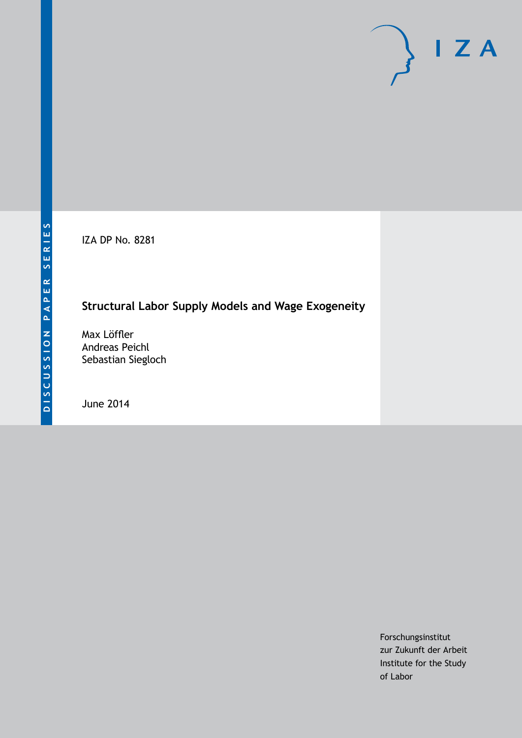DISCUSSION PAPER SERIES

IZA

IZA DP No. 8281

# Structural Labor Supply Models and Wage Exogeneity

Max Löffler
Andreas Peichl
Sebastian Siegloch

June 2014

Forschungsinstitut
zur Zukunft der Arbeit
Institute for the Study
of Labor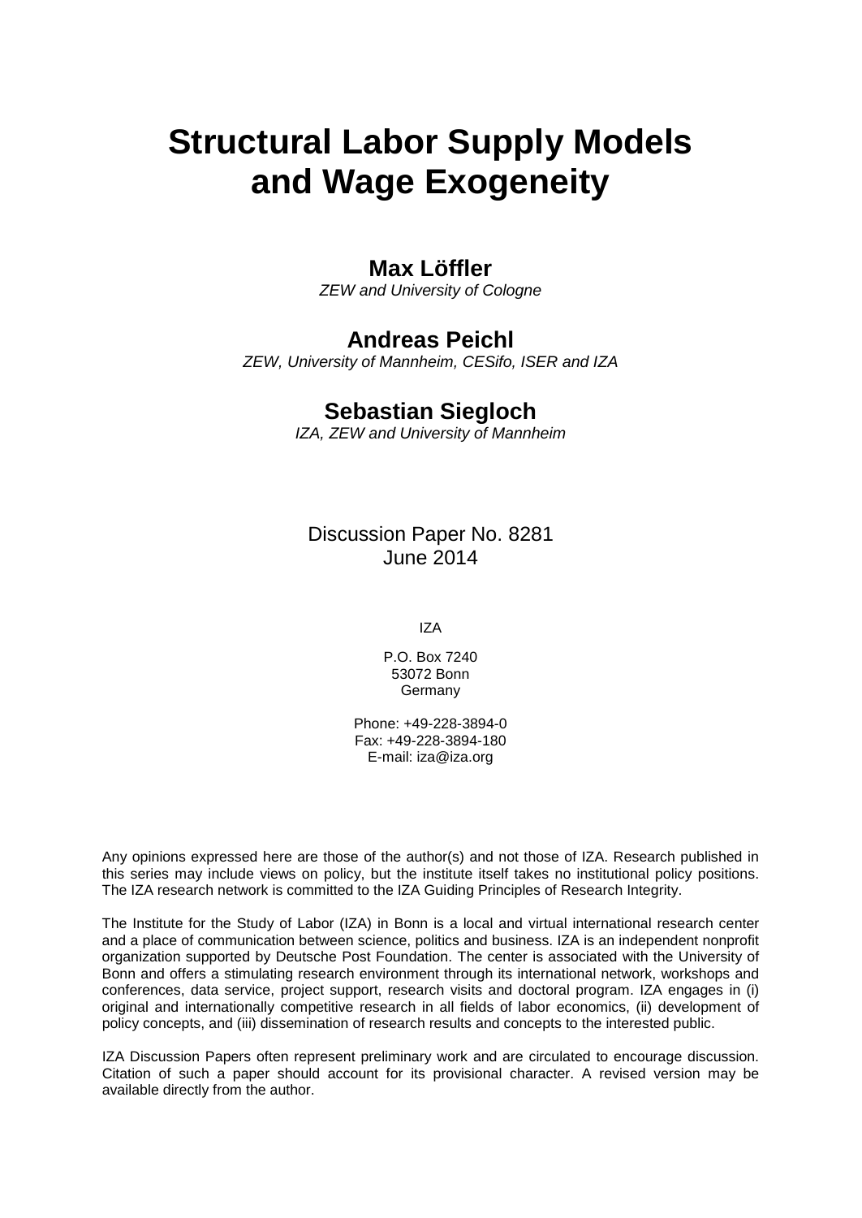# Structural Labor Supply Models and Wage Exogeneity

**Max Löffler**
*ZEW and University of Cologne*

**Andreas Peichl**
*ZEW, University of Mannheim, CESifo, ISER and IZA*

**Sebastian Siegloch**
*IZA, ZEW and University of Mannheim*

Discussion Paper No. 8281
June 2014

IZA

P.O. Box 7240
53072 Bonn
Germany

Phone: +49-228-3894-0
Fax: +49-228-3894-180
E-mail: iza@iza.org

Any opinions expressed here are those of the author(s) and not those of IZA. Research published in this series may include views on policy, but the institute itself takes no institutional policy positions. The IZA research network is committed to the IZA Guiding Principles of Research Integrity.

The Institute for the Study of Labor (IZA) in Bonn is a local and virtual international research center and a place of communication between science, politics and business. IZA is an independent nonprofit organization supported by Deutsche Post Foundation. The center is associated with the University of Bonn and offers a stimulating research environment through its international network, workshops and conferences, data service, project support, research visits and doctoral program. IZA engages in (i) original and internationally competitive research in all fields of labor economics, (ii) development of policy concepts, and (iii) dissemination of research results and concepts to the interested public.

IZA Discussion Papers often represent preliminary work and are circulated to encourage discussion. Citation of such a paper should account for its provisional character. A revised version may be available directly from the author.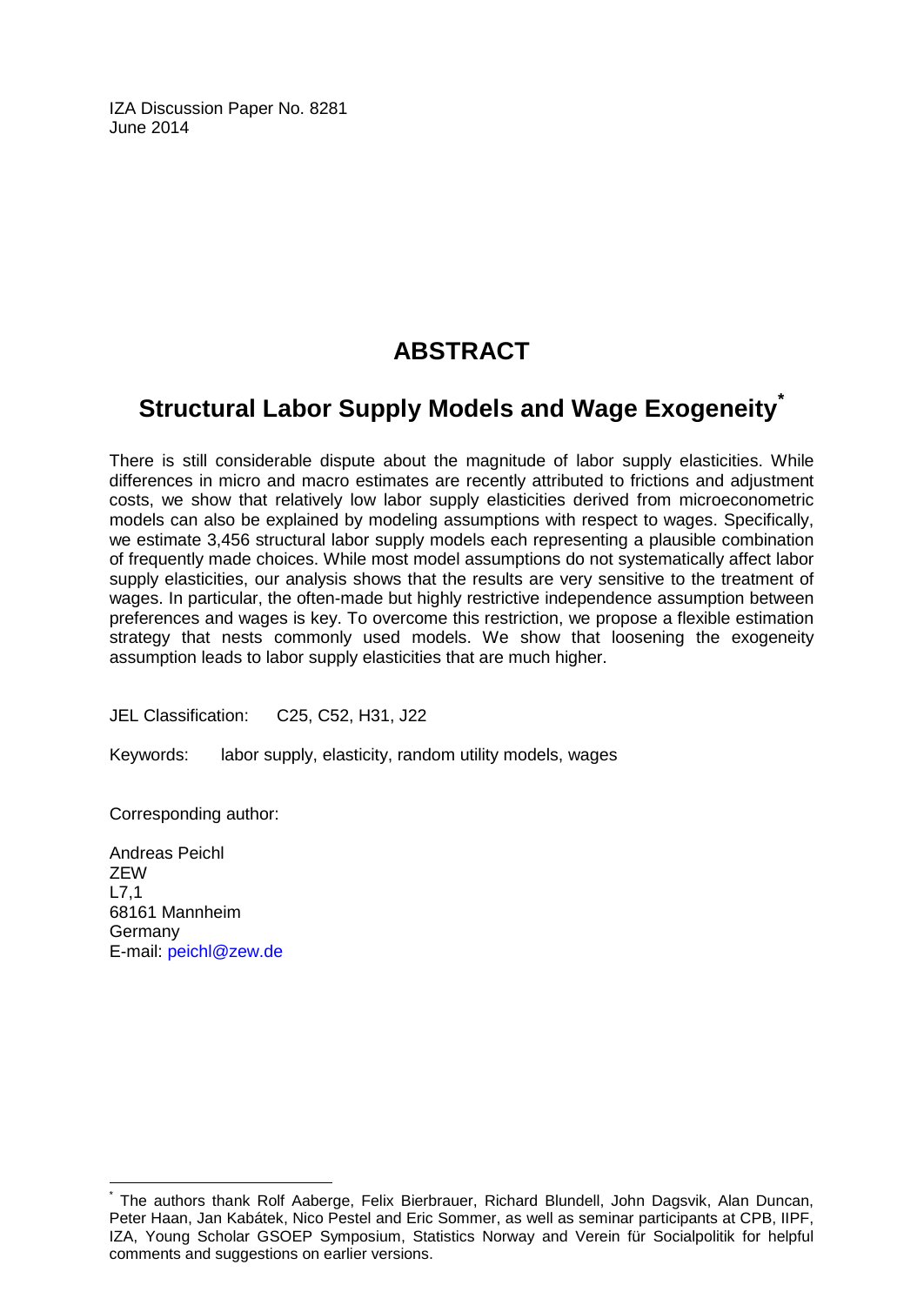IZA Discussion Paper No. 8281
June 2014

# ABSTRACT

## Structural Labor Supply Models and Wage Exogeneity[*]

There is still considerable dispute about the magnitude of labor supply elasticities. While differences in micro and macro estimates are recently attributed to frictions and adjustment costs, we show that relatively low labor supply elasticities derived from microeconometric models can also be explained by modeling assumptions with respect to wages. Specifically, we estimate 3,456 structural labor supply models each representing a plausible combination of frequently made choices. While most model assumptions do not systematically affect labor supply elasticities, our analysis shows that the results are very sensitive to the treatment of wages. In particular, the often-made but highly restrictive independence assumption between preferences and wages is key. To overcome this restriction, we propose a flexible estimation strategy that nests commonly used models. We show that loosening the exogeneity assumption leads to labor supply elasticities that are much higher.

JEL Classification: C25, C52, H31, J22

Keywords: labor supply, elasticity, random utility models, wages

Corresponding author:

Andreas Peichl
ZEW
L7,1
68161 Mannheim
Germany
E-mail: peichl@zew.de

[*] The authors thank Rolf Aaberge, Felix Bierbrauer, Richard Blundell, John Dagsvik, Alan Duncan, Peter Haan, Jan Kabátek, Nico Pestel and Eric Sommer, as well as seminar participants at CPB, IIPF, IZA, Young Scholar GSOEP Symposium, Statistics Norway and Verein für Socialpolitik for helpful comments and suggestions on earlier versions.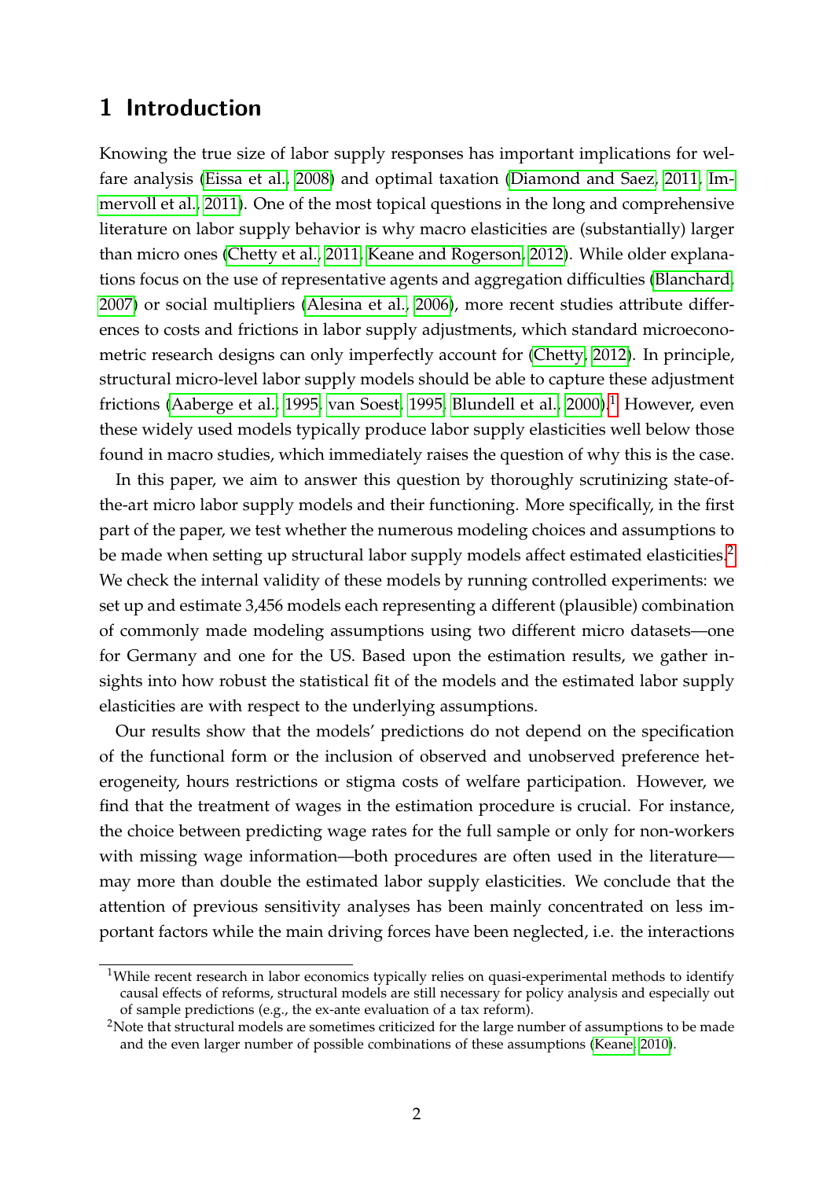# 1 Introduction

Knowing the true size of labor supply responses has important implications for welfare analysis (Eissa et al., 2008) and optimal taxation (Diamond and Saez, 2011; Immervoll et al., 2011). One of the most topical questions in the long and comprehensive literature on labor supply behavior is why macro elasticities are (substantially) larger than micro ones (Chetty et al., 2011; Keane and Rogerson, 2012). While older explanations focus on the use of representative agents and aggregation difficulties (Blanchard, 2007) or social multipliers (Alesina et al., 2006), more recent studies attribute differences to costs and frictions in labor supply adjustments, which standard microeconometric research designs can only imperfectly account for (Chetty, 2012). In principle, structural micro-level labor supply models should be able to capture these adjustment frictions (Aaberge et al., 1995; van Soest, 1995; Blundell et al., 2000).[1] However, even these widely used models typically produce labor supply elasticities well below those found in macro studies, which immediately raises the question of why this is the case.

In this paper, we aim to answer this question by thoroughly scrutinizing state-of-the-art micro labor supply models and their functioning. More specifically, in the first part of the paper, we test whether the numerous modeling choices and assumptions to be made when setting up structural labor supply models affect estimated elasticities.[2] We check the internal validity of these models by running controlled experiments: we set up and estimate 3,456 models each representing a different (plausible) combination of commonly made modeling assumptions using two different micro datasets—one for Germany and one for the US. Based upon the estimation results, we gather insights into how robust the statistical fit of the models and the estimated labor supply elasticities are with respect to the underlying assumptions.

Our results show that the models' predictions do not depend on the specification of the functional form or the inclusion of observed and unobserved preference heterogeneity, hours restrictions or stigma costs of welfare participation. However, we find that the treatment of wages in the estimation procedure is crucial. For instance, the choice between predicting wage rates for the full sample or only for non-workers with missing wage information—both procedures are often used in the literature—may more than double the estimated labor supply elasticities. We conclude that the attention of previous sensitivity analyses has been mainly concentrated on less important factors while the main driving forces have been neglected, i.e. the interactions

[1] While recent research in labor economics typically relies on quasi-experimental methods to identify causal effects of reforms, structural models are still necessary for policy analysis and especially out of sample predictions (e.g., the ex-ante evaluation of a tax reform).

[2] Note that structural models are sometimes criticized for the large number of assumptions to be made and the even larger number of possible combinations of these assumptions (Keane, 2010).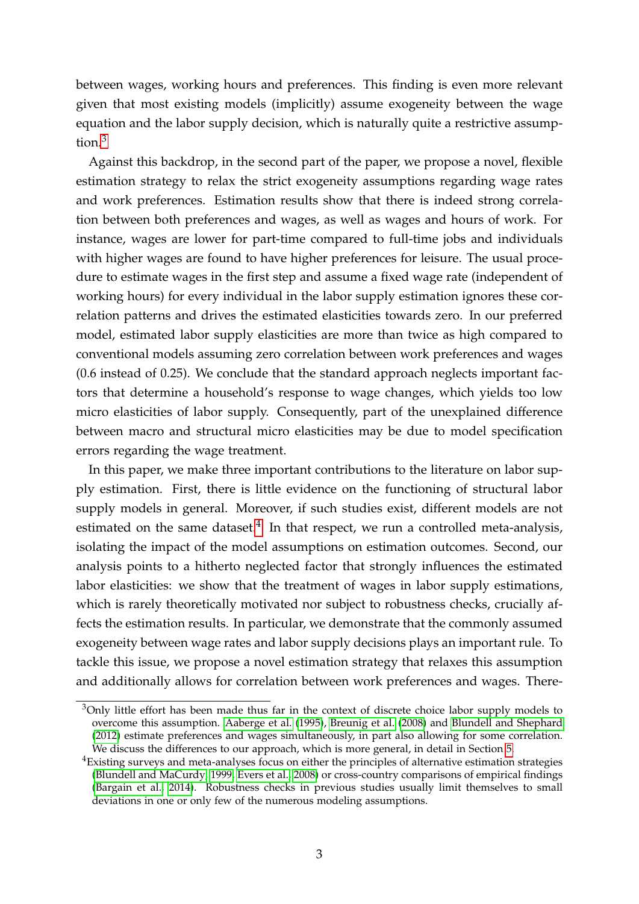between wages, working hours and preferences. This finding is even more relevant given that most existing models (implicitly) assume exogeneity between the wage equation and the labor supply decision, which is naturally quite a restrictive assumption.[3]

Against this backdrop, in the second part of the paper, we propose a novel, flexible estimation strategy to relax the strict exogeneity assumptions regarding wage rates and work preferences. Estimation results show that there is indeed strong correlation between both preferences and wages, as well as wages and hours of work. For instance, wages are lower for part-time compared to full-time jobs and individuals with higher wages are found to have higher preferences for leisure. The usual procedure to estimate wages in the first step and assume a fixed wage rate (independent of working hours) for every individual in the labor supply estimation ignores these correlation patterns and drives the estimated elasticities towards zero. In our preferred model, estimated labor supply elasticities are more than twice as high compared to conventional models assuming zero correlation between work preferences and wages (0.6 instead of 0.25). We conclude that the standard approach neglects important factors that determine a household's response to wage changes, which yields too low micro elasticities of labor supply. Consequently, part of the unexplained difference between macro and structural micro elasticities may be due to model specification errors regarding the wage treatment.

In this paper, we make three important contributions to the literature on labor supply estimation. First, there is little evidence on the functioning of structural labor supply models in general. Moreover, if such studies exist, different models are not estimated on the same dataset.[4] In that respect, we run a controlled meta-analysis, isolating the impact of the model assumptions on estimation outcomes. Second, our analysis points to a hitherto neglected factor that strongly influences the estimated labor elasticities: we show that the treatment of wages in labor supply estimations, which is rarely theoretically motivated nor subject to robustness checks, crucially affects the estimation results. In particular, we demonstrate that the commonly assumed exogeneity between wage rates and labor supply decisions plays an important rule. To tackle this issue, we propose a novel estimation strategy that relaxes this assumption and additionally allows for correlation between work preferences and wages. There-

[3]Only little effort has been made thus far in the context of discrete choice labor supply models to overcome this assumption. Aaberge et al. (1995), Breunig et al. (2008) and Blundell and Shephard (2012) estimate preferences and wages simultaneously, in part also allowing for some correlation. We discuss the differences to our approach, which is more general, in detail in Section 5.

[4]Existing surveys and meta-analyses focus on either the principles of alternative estimation strategies (Blundell and MaCurdy, 1999; Evers et al., 2008) or cross-country comparisons of empirical findings (Bargain et al., 2014). Robustness checks in previous studies usually limit themselves to small deviations in one or only few of the numerous modeling assumptions.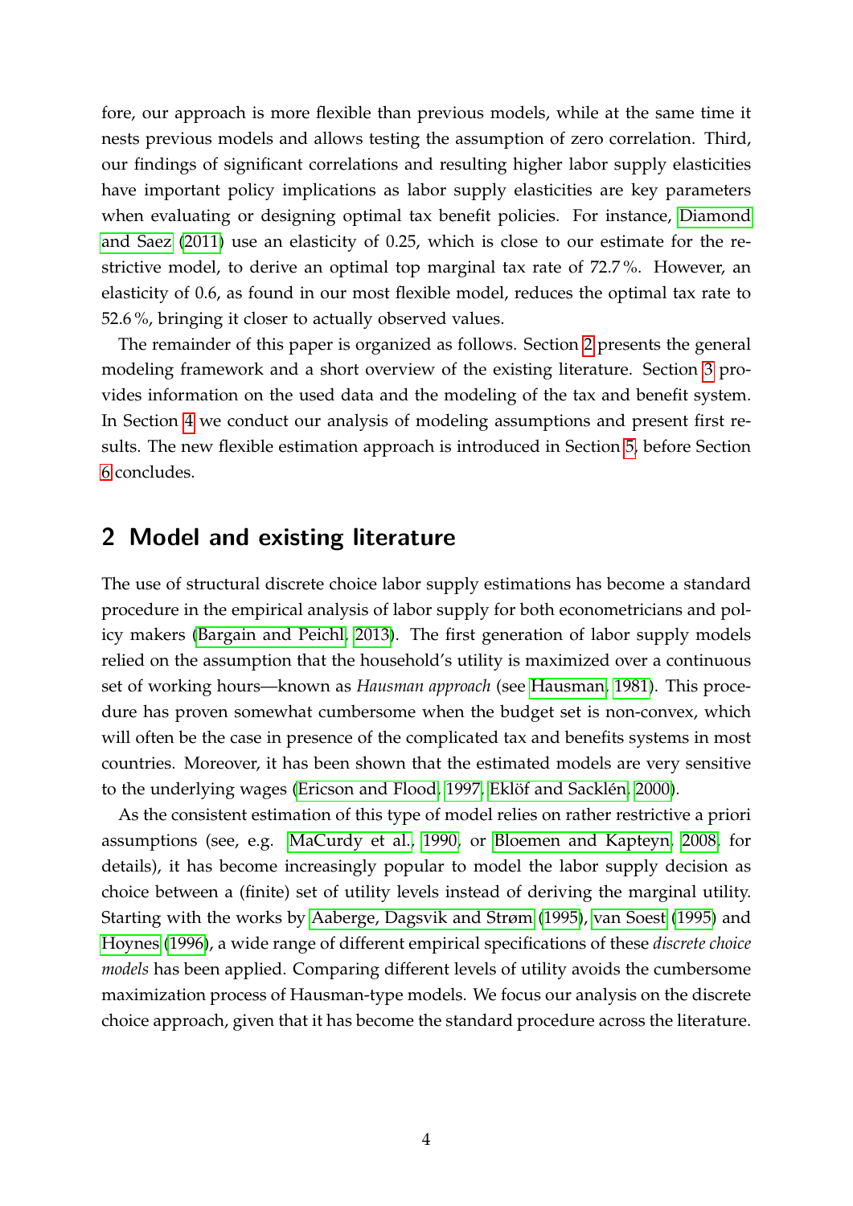fore, our approach is more flexible than previous models, while at the same time it nests previous models and allows testing the assumption of zero correlation. Third, our findings of significant correlations and resulting higher labor supply elasticities have important policy implications as labor supply elasticities are key parameters when evaluating or designing optimal tax benefit policies. For instance, Diamond and Saez (2011) use an elasticity of 0.25, which is close to our estimate for the restrictive model, to derive an optimal top marginal tax rate of 72.7 %. However, an elasticity of 0.6, as found in our most flexible model, reduces the optimal tax rate to 52.6 %, bringing it closer to actually observed values.

The remainder of this paper is organized as follows. Section 2 presents the general modeling framework and a short overview of the existing literature. Section 3 provides information on the used data and the modeling of the tax and benefit system. In Section 4 we conduct our analysis of modeling assumptions and present first results. The new flexible estimation approach is introduced in Section 5, before Section 6 concludes.

## 2 Model and existing literature

The use of structural discrete choice labor supply estimations has become a standard procedure in the empirical analysis of labor supply for both econometricians and policy makers (Bargain and Peichl, 2013). The first generation of labor supply models relied on the assumption that the household's utility is maximized over a continuous set of working hours—known as *Hausman approach* (see Hausman, 1981). This procedure has proven somewhat cumbersome when the budget set is non-convex, which will often be the case in presence of the complicated tax and benefits systems in most countries. Moreover, it has been shown that the estimated models are very sensitive to the underlying wages (Ericson and Flood, 1997, Eklöf and Sacklén, 2000).

As the consistent estimation of this type of model relies on rather restrictive a priori assumptions (see, e.g. MaCurdy et al., 1990, or Bloemen and Kapteyn, 2008, for details), it has become increasingly popular to model the labor supply decision as choice between a (finite) set of utility levels instead of deriving the marginal utility. Starting with the works by Aaberge, Dagsvik and Strøm (1995), van Soest (1995) and Hoynes (1996), a wide range of different empirical specifications of these *discrete choice models* has been applied. Comparing different levels of utility avoids the cumbersome maximization process of Hausman-type models. We focus our analysis on the discrete choice approach, given that it has become the standard procedure across the literature.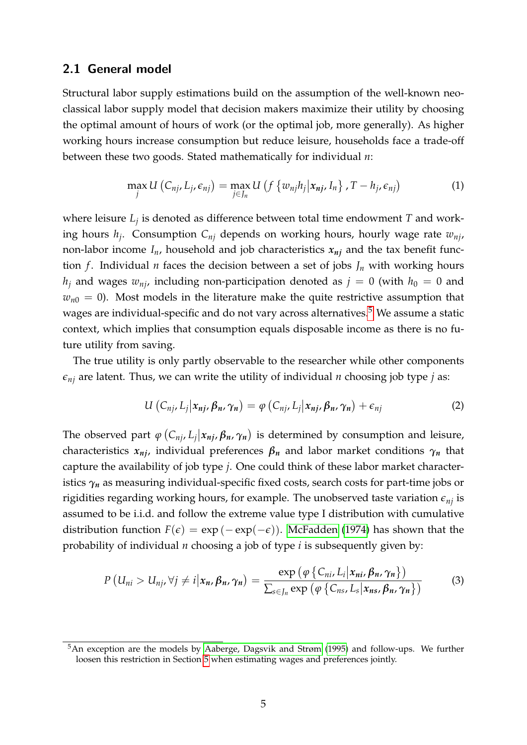### 2.1 General model

Structural labor supply estimations build on the assumption of the well-known neoclassical labor supply model that decision makers maximize their utility by choosing the optimal amount of hours of work (or the optimal job, more generally). As higher working hours increase consumption but reduce leisure, households face a trade-off between these two goods. Stated mathematically for individual $n$:

$$\max_{j} U\left(C_{nj}, L_j, \epsilon_{nj}\right) = \max_{j \in J_n} U\left(f\left\{w_{nj} h_j \middle| \boldsymbol{x_{nj}}, I_n\right\}, T - h_j, \epsilon_{nj}\right) \tag{1}$$

where leisure $L_j$ is denoted as difference between total time endowment $T$ and working hours $h_j$. Consumption $C_{nj}$ depends on working hours, hourly wage rate $w_{nj}$, non-labor income $I_n$, household and job characteristics $\boldsymbol{x_{nj}}$ and the tax benefit function $f$. Individual $n$ faces the decision between a set of jobs $J_n$ with working hours $h_j$ and wages $w_{nj}$, including non-participation denoted as $j = 0$ (with $h_0 = 0$ and $w_{n0} = 0$). Most models in the literature make the quite restrictive assumption that wages are individual-specific and do not vary across alternatives.[5] We assume a static context, which implies that consumption equals disposable income as there is no future utility from saving.

The true utility is only partly observable to the researcher while other components $\epsilon_{nj}$ are latent. Thus, we can write the utility of individual $n$ choosing job type $j$ as:

$$U\left(C_{nj}, L_j \middle| \boldsymbol{x_{nj}}, \boldsymbol{\beta_n}, \boldsymbol{\gamma_n}\right) = \varphi\left(C_{nj}, L_j \middle| \boldsymbol{x_{nj}}, \boldsymbol{\beta_n}, \boldsymbol{\gamma_n}\right) + \epsilon_{nj} \tag{2}$$

The observed part $\varphi\left(C_{nj}, L_j \middle| \boldsymbol{x_{nj}}, \boldsymbol{\beta_n}, \boldsymbol{\gamma_n}\right)$ is determined by consumption and leisure, characteristics $\boldsymbol{x_{nj}}$, individual preferences $\boldsymbol{\beta_n}$ and labor market conditions $\boldsymbol{\gamma_n}$ that capture the availability of job type $j$. One could think of these labor market characteristics $\boldsymbol{\gamma_n}$ as measuring individual-specific fixed costs, search costs for part-time jobs or rigidities regarding working hours, for example. The unobserved taste variation $\epsilon_{nj}$ is assumed to be i.i.d. and follow the extreme value type I distribution with cumulative distribution function $F(\epsilon) = \exp\left(-\exp(-\epsilon)\right)$. McFadden (1974) has shown that the probability of individual $n$ choosing a job of type $i$ is subsequently given by:

$$P\left(U_{ni} > U_{nj}, \forall j \neq i \middle| \boldsymbol{x_n}, \boldsymbol{\beta_n}, \boldsymbol{\gamma_n}\right) = \frac{\exp\left(\varphi\left\{C_{ni}, L_i \middle| \boldsymbol{x_{ni}}, \boldsymbol{\beta_n}, \boldsymbol{\gamma_n}\right\}\right)}{\sum_{s \in J_n} \exp\left(\varphi\left\{C_{ns}, L_s \middle| \boldsymbol{x_{ns}}, \boldsymbol{\beta_n}, \boldsymbol{\gamma_n}\right\}\right)} \tag{3}$$

[5] An exception are the models by Aaberge, Dagsvik and Strøm (1995) and follow-ups. We further loosen this restriction in Section 5 when estimating wages and preferences jointly.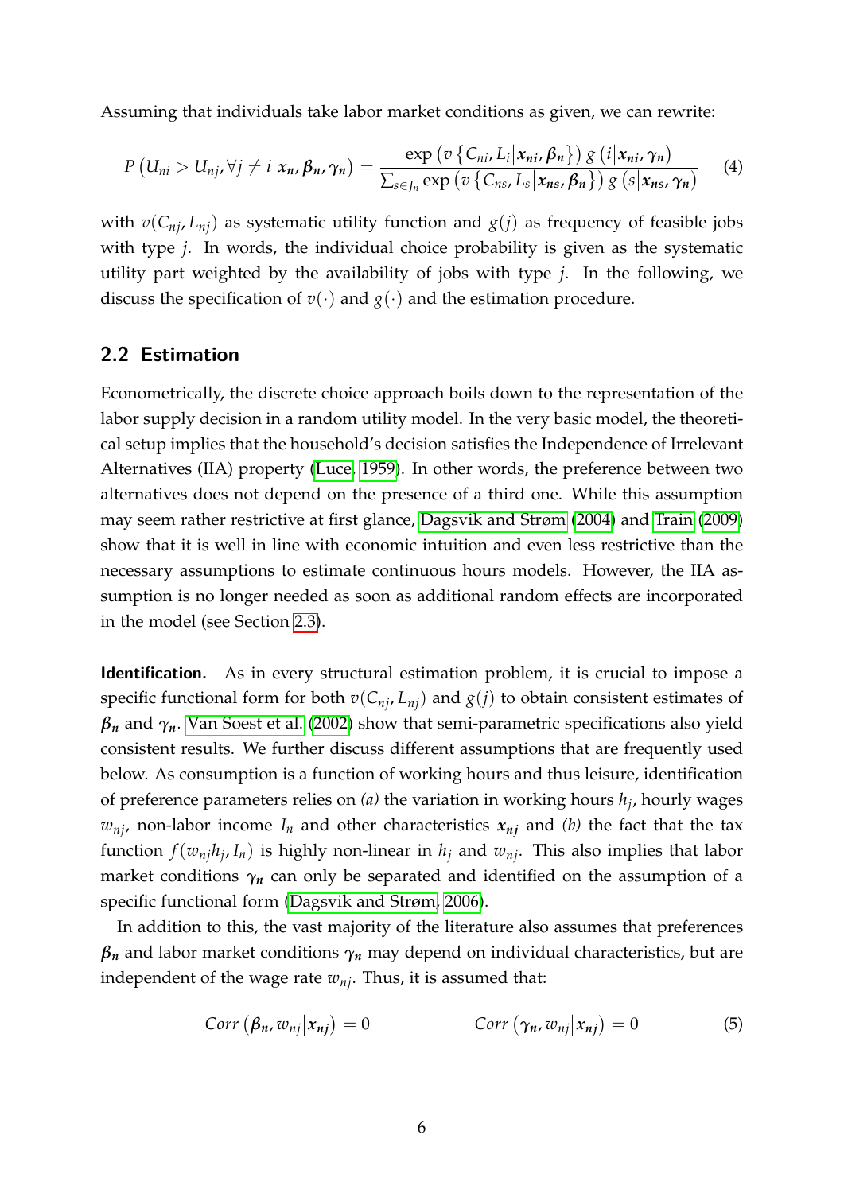Assuming that individuals take labor market conditions as given, we can rewrite:

$$P\left(U_{ni} > U_{nj}, \forall j \neq i \middle| \boldsymbol{x_n}, \boldsymbol{\beta_n}, \boldsymbol{\gamma_n}\right) = \frac{\exp\left(v\left\{C_{ni}, L_i \middle| \boldsymbol{x_{ni}}, \boldsymbol{\beta_n}\right\}\right) g\left(i \middle| \boldsymbol{x_{ni}}, \boldsymbol{\gamma_n}\right)}{\sum_{s \in J_n} \exp\left(v\left\{C_{ns}, L_s \middle| \boldsymbol{x_{ns}}, \boldsymbol{\beta_n}\right\}\right) g\left(s \middle| \boldsymbol{x_{ns}}, \boldsymbol{\gamma_n}\right)} \tag{4}$$

with $v(C_{nj}, L_{nj})$ as systematic utility function and $g(j)$ as frequency of feasible jobs with type $j$. In words, the individual choice probability is given as the systematic utility part weighted by the availability of jobs with type $j$. In the following, we discuss the specification of $v(\cdot)$ and $g(\cdot)$ and the estimation procedure.

## 2.2 Estimation

Econometrically, the discrete choice approach boils down to the representation of the labor supply decision in a random utility model. In the very basic model, the theoretical setup implies that the household's decision satisfies the Independence of Irrelevant Alternatives (IIA) property (Luce, 1959). In other words, the preference between two alternatives does not depend on the presence of a third one. While this assumption may seem rather restrictive at first glance, Dagsvik and Strøm (2004) and Train (2009) show that it is well in line with economic intuition and even less restrictive than the necessary assumptions to estimate continuous hours models. However, the IIA assumption is no longer needed as soon as additional random effects are incorporated in the model (see Section 2.3).

**Identification.** As in every structural estimation problem, it is crucial to impose a specific functional form for both $v(C_{nj}, L_{nj})$ and $g(j)$ to obtain consistent estimates of $\boldsymbol{\beta_n}$ and $\boldsymbol{\gamma_n}$. Van Soest et al. (2002) show that semi-parametric specifications also yield consistent results. We further discuss different assumptions that are frequently used below. As consumption is a function of working hours and thus leisure, identification of preference parameters relies on *(a)* the variation in working hours $h_j$, hourly wages $w_{nj}$, non-labor income $I_n$ and other characteristics $\boldsymbol{x_{nj}}$ and *(b)* the fact that the tax function $f(w_{nj}h_j, I_n)$ is highly non-linear in $h_j$ and $w_{nj}$. This also implies that labor market conditions $\boldsymbol{\gamma_n}$ can only be separated and identified on the assumption of a specific functional form (Dagsvik and Strøm, 2006).

In addition to this, the vast majority of the literature also assumes that preferences $\boldsymbol{\beta_n}$ and labor market conditions $\boldsymbol{\gamma_n}$ may depend on individual characteristics, but are independent of the wage rate $w_{nj}$. Thus, it is assumed that:

$$Corr\left(\boldsymbol{\beta_n}, w_{nj} \middle| \boldsymbol{x_{nj}}\right) = 0 \qquad\qquad Corr\left(\boldsymbol{\gamma_n}, w_{nj} \middle| \boldsymbol{x_{nj}}\right) = 0 \tag{5}$$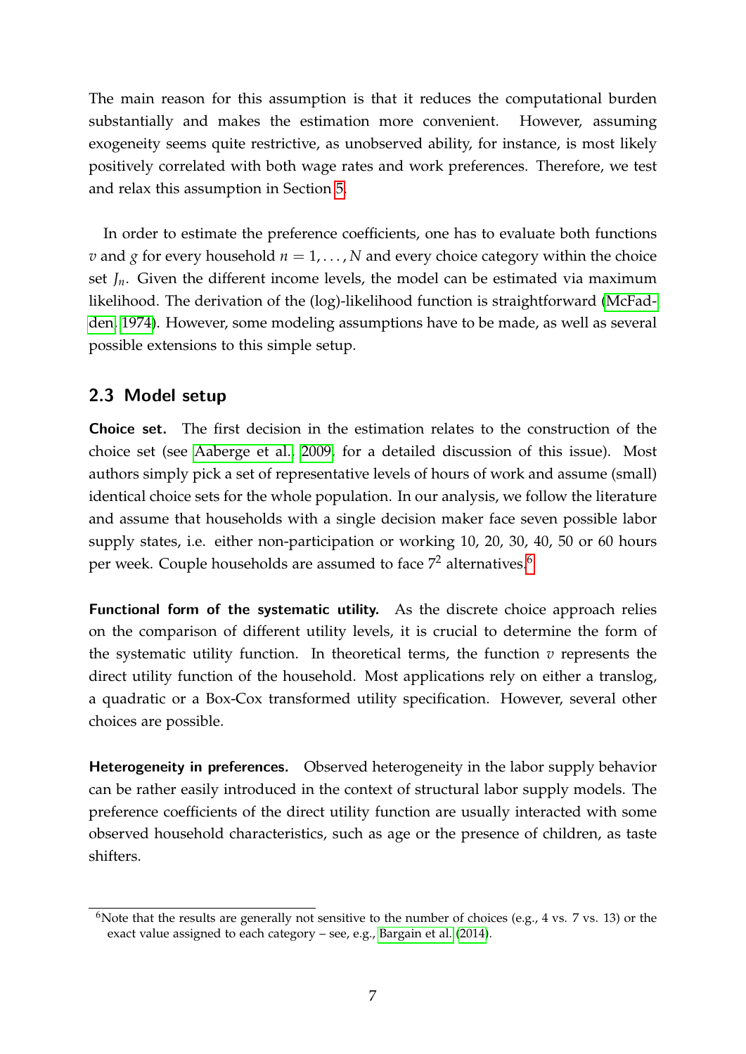The main reason for this assumption is that it reduces the computational burden substantially and makes the estimation more convenient. However, assuming exogeneity seems quite restrictive, as unobserved ability, for instance, is most likely positively correlated with both wage rates and work preferences. Therefore, we test and relax this assumption in Section 5.

In order to estimate the preference coefficients, one has to evaluate both functions $v$ and $g$ for every household $n = 1, \ldots, N$ and every choice category within the choice set $J_n$. Given the different income levels, the model can be estimated via maximum likelihood. The derivation of the (log)-likelihood function is straightforward (McFadden, 1974). However, some modeling assumptions have to be made, as well as several possible extensions to this simple setup.

## 2.3 Model setup

**Choice set.** The first decision in the estimation relates to the construction of the choice set (see Aaberge et al., 2009, for a detailed discussion of this issue). Most authors simply pick a set of representative levels of hours of work and assume (small) identical choice sets for the whole population. In our analysis, we follow the literature and assume that households with a single decision maker face seven possible labor supply states, i.e. either non-participation or working 10, 20, 30, 40, 50 or 60 hours per week. Couple households are assumed to face $7^2$ alternatives.[6]

**Functional form of the systematic utility.** As the discrete choice approach relies on the comparison of different utility levels, it is crucial to determine the form of the systematic utility function. In theoretical terms, the function $v$ represents the direct utility function of the household. Most applications rely on either a translog, a quadratic or a Box-Cox transformed utility specification. However, several other choices are possible.

**Heterogeneity in preferences.** Observed heterogeneity in the labor supply behavior can be rather easily introduced in the context of structural labor supply models. The preference coefficients of the direct utility function are usually interacted with some observed household characteristics, such as age or the presence of children, as taste shifters.

[6]Note that the results are generally not sensitive to the number of choices (e.g., 4 vs. 7 vs. 13) or the exact value assigned to each category – see, e.g., Bargain et al. (2014).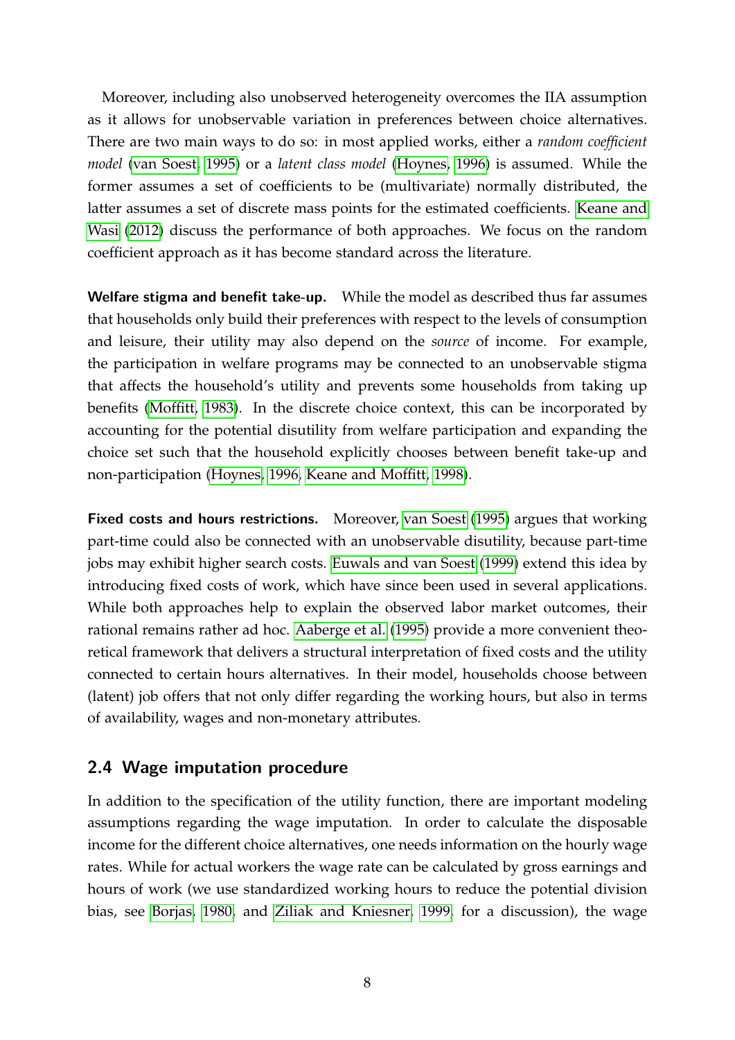Moreover, including also unobserved heterogeneity overcomes the IIA assumption as it allows for unobservable variation in preferences between choice alternatives. There are two main ways to do so: in most applied works, either a *random coefficient model* (van Soest, 1995) or a *latent class model* (Hoynes, 1996) is assumed. While the former assumes a set of coefficients to be (multivariate) normally distributed, the latter assumes a set of discrete mass points for the estimated coefficients. Keane and Wasi (2012) discuss the performance of both approaches. We focus on the random coefficient approach as it has become standard across the literature.

**Welfare stigma and benefit take-up.** While the model as described thus far assumes that households only build their preferences with respect to the levels of consumption and leisure, their utility may also depend on the *source* of income. For example, the participation in welfare programs may be connected to an unobservable stigma that affects the household's utility and prevents some households from taking up benefits (Moffitt, 1983). In the discrete choice context, this can be incorporated by accounting for the potential disutility from welfare participation and expanding the choice set such that the household explicitly chooses between benefit take-up and non-participation (Hoynes, 1996, Keane and Moffitt, 1998).

**Fixed costs and hours restrictions.** Moreover, van Soest (1995) argues that working part-time could also be connected with an unobservable disutility, because part-time jobs may exhibit higher search costs. Euwals and van Soest (1999) extend this idea by introducing fixed costs of work, which have since been used in several applications. While both approaches help to explain the observed labor market outcomes, their rational remains rather ad hoc. Aaberge et al. (1995) provide a more convenient theoretical framework that delivers a structural interpretation of fixed costs and the utility connected to certain hours alternatives. In their model, households choose between (latent) job offers that not only differ regarding the working hours, but also in terms of availability, wages and non-monetary attributes.

## 2.4 Wage imputation procedure

In addition to the specification of the utility function, there are important modeling assumptions regarding the wage imputation. In order to calculate the disposable income for the different choice alternatives, one needs information on the hourly wage rates. While for actual workers the wage rate can be calculated by gross earnings and hours of work (we use standardized working hours to reduce the potential division bias, see Borjas, 1980, and Ziliak and Kniesner, 1999, for a discussion), the wage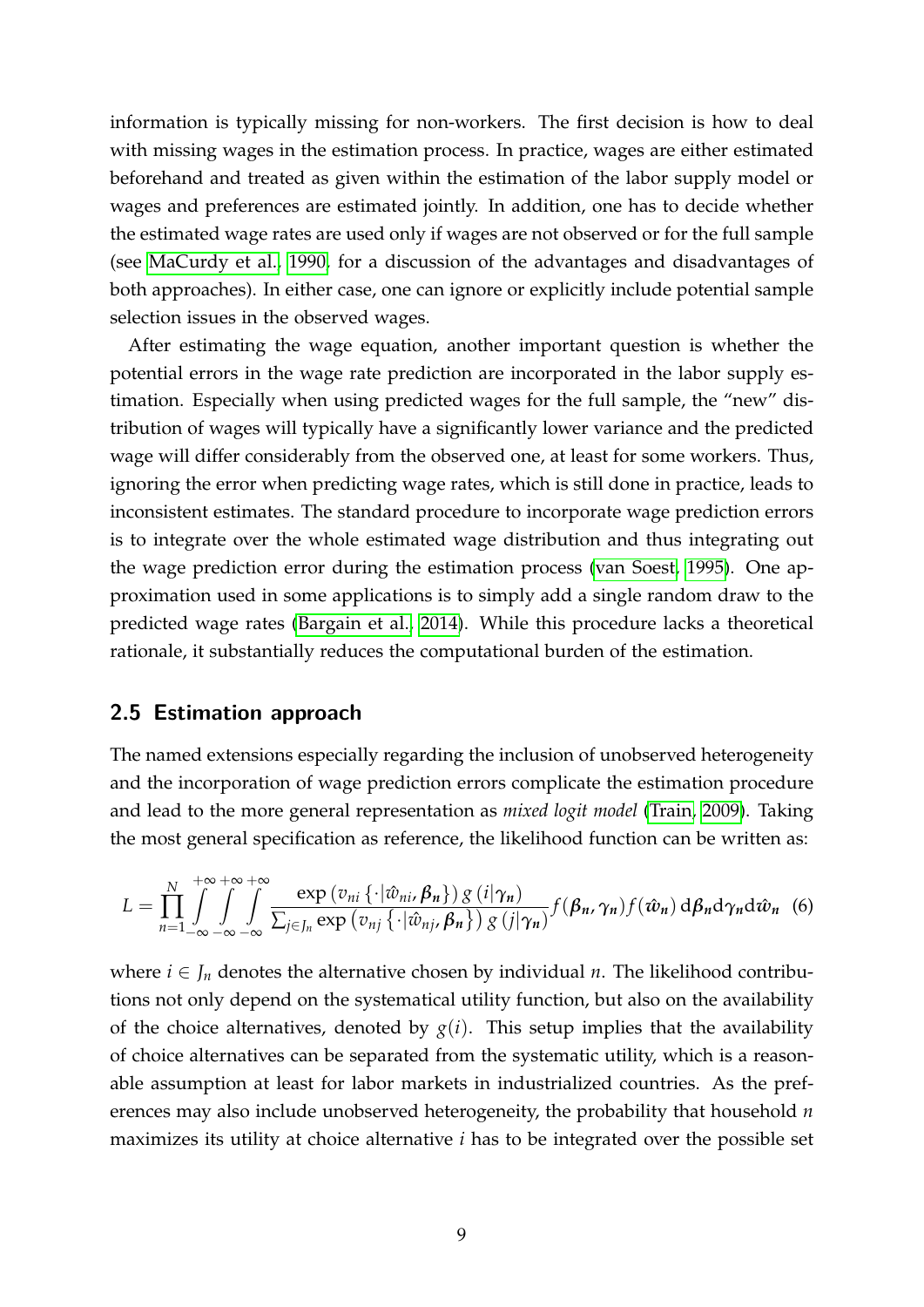information is typically missing for non-workers. The first decision is how to deal with missing wages in the estimation process. In practice, wages are either estimated beforehand and treated as given within the estimation of the labor supply model or wages and preferences are estimated jointly. In addition, one has to decide whether the estimated wage rates are used only if wages are not observed or for the full sample (see MaCurdy et al., 1990, for a discussion of the advantages and disadvantages of both approaches). In either case, one can ignore or explicitly include potential sample selection issues in the observed wages.

After estimating the wage equation, another important question is whether the potential errors in the wage rate prediction are incorporated in the labor supply estimation. Especially when using predicted wages for the full sample, the "new" distribution of wages will typically have a significantly lower variance and the predicted wage will differ considerably from the observed one, at least for some workers. Thus, ignoring the error when predicting wage rates, which is still done in practice, leads to inconsistent estimates. The standard procedure to incorporate wage prediction errors is to integrate over the whole estimated wage distribution and thus integrating out the wage prediction error during the estimation process (van Soest, 1995). One approximation used in some applications is to simply add a single random draw to the predicted wage rates (Bargain et al., 2014). While this procedure lacks a theoretical rationale, it substantially reduces the computational burden of the estimation.

## 2.5 Estimation approach

The named extensions especially regarding the inclusion of unobserved heterogeneity and the incorporation of wage prediction errors complicate the estimation procedure and lead to the more general representation as *mixed logit model* (Train, 2009). Taking the most general specification as reference, the likelihood function can be written as:

$$L = \prod_{n=1}^{N} \int_{-\infty}^{+\infty} \int_{-\infty}^{+\infty} \int_{-\infty}^{+\infty} \frac{\exp\left(v_{ni}\left\{\cdot|\hat{w}_{ni}, \boldsymbol{\beta_n}\right\}\right) g\left(i|\boldsymbol{\gamma_n}\right)}{\sum_{j \in J_n} \exp\left(v_{nj}\left\{\cdot|\hat{w}_{nj}, \boldsymbol{\beta_n}\right\}\right) g\left(j|\boldsymbol{\gamma_n}\right)} f(\boldsymbol{\beta_n}, \boldsymbol{\gamma_n}) f(\boldsymbol{\hat{w}_n}) \, \mathrm{d}\boldsymbol{\beta_n} \mathrm{d}\boldsymbol{\gamma_n} \mathrm{d}\boldsymbol{\hat{w}_n} \quad (6)$$

where $i \in J_n$ denotes the alternative chosen by individual $n$. The likelihood contributions not only depend on the systematical utility function, but also on the availability of the choice alternatives, denoted by $g(i)$. This setup implies that the availability of choice alternatives can be separated from the systematic utility, which is a reasonable assumption at least for labor markets in industrialized countries. As the preferences may also include unobserved heterogeneity, the probability that household $n$ maximizes its utility at choice alternative $i$ has to be integrated over the possible set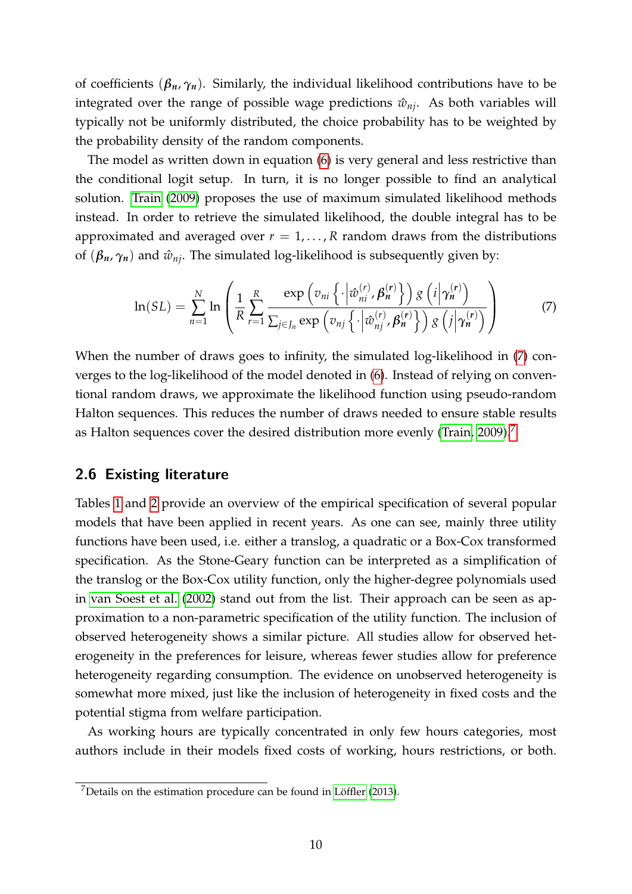of coefficients $(\boldsymbol{\beta_n}, \boldsymbol{\gamma_n})$. Similarly, the individual likelihood contributions have to be integrated over the range of possible wage predictions $\hat{w}_{nj}$. As both variables will typically not be uniformly distributed, the choice probability has to be weighted by the probability density of the random components.

The model as written down in equation (6) is very general and less restrictive than the conditional logit setup. In turn, it is no longer possible to find an analytical solution. Train (2009) proposes the use of maximum simulated likelihood methods instead. In order to retrieve the simulated likelihood, the double integral has to be approximated and averaged over $r = 1, \ldots, R$ random draws from the distributions of $(\boldsymbol{\beta_n}, \boldsymbol{\gamma_n})$ and $\hat{w}_{nj}$. The simulated log-likelihood is subsequently given by:

$$\ln(SL) = \sum_{n=1}^{N} \ln \left( \frac{1}{R} \sum_{r=1}^{R} \frac{\exp\left(v_{ni}\left\{\cdot \middle| \hat{w}_{ni}^{(r)}, \boldsymbol{\beta_n^{(r)}}\right\}\right) g\left(i \middle| \boldsymbol{\gamma_n^{(r)}}\right)}{\sum_{j \in J_n} \exp\left(v_{nj}\left\{\cdot \middle| \hat{w}_{nj}^{(r)}, \boldsymbol{\beta_n^{(r)}}\right\}\right) g\left(j \middle| \boldsymbol{\gamma_n^{(r)}}\right)} \right) \tag{7}$$

When the number of draws goes to infinity, the simulated log-likelihood in (7) converges to the log-likelihood of the model denoted in (6). Instead of relying on conventional random draws, we approximate the likelihood function using pseudo-random Halton sequences. This reduces the number of draws needed to ensure stable results as Halton sequences cover the desired distribution more evenly (Train, 2009).[7]

## 2.6 Existing literature

Tables 1 and 2 provide an overview of the empirical specification of several popular models that have been applied in recent years. As one can see, mainly three utility functions have been used, i.e. either a translog, a quadratic or a Box-Cox transformed specification. As the Stone-Geary function can be interpreted as a simplification of the translog or the Box-Cox utility function, only the higher-degree polynomials used in van Soest et al. (2002) stand out from the list. Their approach can be seen as approximation to a non-parametric specification of the utility function. The inclusion of observed heterogeneity shows a similar picture. All studies allow for observed heterogeneity in the preferences for leisure, whereas fewer studies allow for preference heterogeneity regarding consumption. The evidence on unobserved heterogeneity is somewhat more mixed, just like the inclusion of heterogeneity in fixed costs and the potential stigma from welfare participation.

As working hours are typically concentrated in only few hours categories, most authors include in their models fixed costs of working, hours restrictions, or both.

[7] Details on the estimation procedure can be found in Löffler (2013).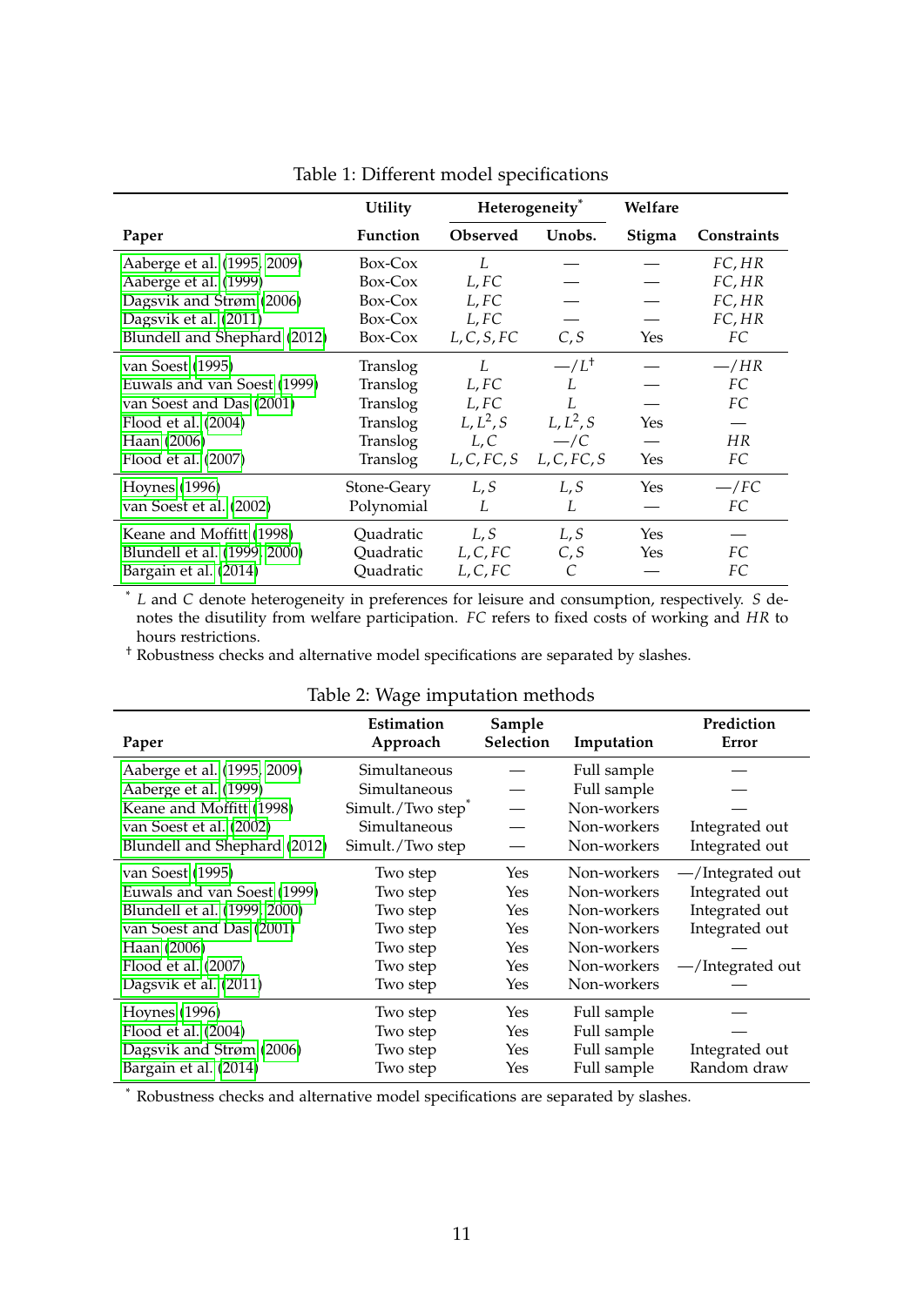Table 1: Different model specifications

| Paper | Utility Function | Heterogeneity* | | Welfare Stigma | Constraints |
|---|---|---|---|---|---|
| | | Observed | Unobs. | | |
| Aaberge et al. (1995, 2009) | Box-Cox | $L$ | — | — | $FC, HR$ |
| Aaberge et al. (1999) | Box-Cox | $L, FC$ | — | — | $FC, HR$ |
| Dagsvik and Strøm (2006) | Box-Cox | $L, FC$ | — | — | $FC, HR$ |
| Dagsvik et al. (2011) | Box-Cox | $L, FC$ | — | — | $FC, HR$ |
| Blundell and Shephard (2012) | Box-Cox | $L, C, S, FC$ | $C, S$ | Yes | $FC$ |
| van Soest (1995) | Translog | $L$ | $—/L^{\dagger}$ | — | $—/HR$ |
| Euwals and van Soest (1999) | Translog | $L, FC$ | $L$ | — | $FC$ |
| van Soest and Das (2001) | Translog | $L, FC$ | $L$ | — | $FC$ |
| Flood et al. (2004) | Translog | $L, L^2, S$ | $L, L^2, S$ | Yes | — |
| Haan (2006) | Translog | $L, C$ | $—/C$ | — | $HR$ |
| Flood et al. (2007) | Translog | $L, C, FC, S$ | $L, C, FC, S$ | Yes | $FC$ |
| Hoynes (1996) | Stone-Geary | $L, S$ | $L, S$ | Yes | $—/FC$ |
| van Soest et al. (2002) | Polynomial | $L$ | $L$ | — | $FC$ |
| Keane and Moffitt (1998) | Quadratic | $L, S$ | $L, S$ | Yes | — |
| Blundell et al. (1999, 2000) | Quadratic | $L, C, FC$ | $C, S$ | Yes | $FC$ |
| Bargain et al. (2014) | Quadratic | $L, C, FC$ | $C$ | — | $FC$ |

\* $L$ and $C$ denote heterogeneity in preferences for leisure and consumption, respectively. $S$ denotes the disutility from welfare participation. $FC$ refers to fixed costs of working and $HR$ to hours restrictions.
† Robustness checks and alternative model specifications are separated by slashes.

Table 2: Wage imputation methods

| Paper | Estimation Approach | Sample Selection | Imputation | Prediction Error |
|---|---|---|---|---|
| Aaberge et al. (1995, 2009) | Simultaneous | — | Full sample | — |
| Aaberge et al. (1999) | Simultaneous | — | Full sample | — |
| Keane and Moffitt (1998) | Simult./Two step* | — | Non-workers | — |
| van Soest et al. (2002) | Simultaneous | — | Non-workers | Integrated out |
| Blundell and Shephard (2012) | Simult./Two step | — | Non-workers | Integrated out |
| van Soest (1995) | Two step | Yes | Non-workers | —/Integrated out |
| Euwals and van Soest (1999) | Two step | Yes | Non-workers | Integrated out |
| Blundell et al. (1999, 2000) | Two step | Yes | Non-workers | Integrated out |
| van Soest and Das (2001) | Two step | Yes | Non-workers | Integrated out |
| Haan (2006) | Two step | Yes | Non-workers | — |
| Flood et al. (2007) | Two step | Yes | Non-workers | —/Integrated out |
| Dagsvik et al. (2011) | Two step | Yes | Non-workers | — |
| Hoynes (1996) | Two step | Yes | Full sample | — |
| Flood et al. (2004) | Two step | Yes | Full sample | — |
| Dagsvik and Strøm (2006) | Two step | Yes | Full sample | Integrated out |
| Bargain et al. (2014) | Two step | Yes | Full sample | Random draw |

\* Robustness checks and alternative model specifications are separated by slashes.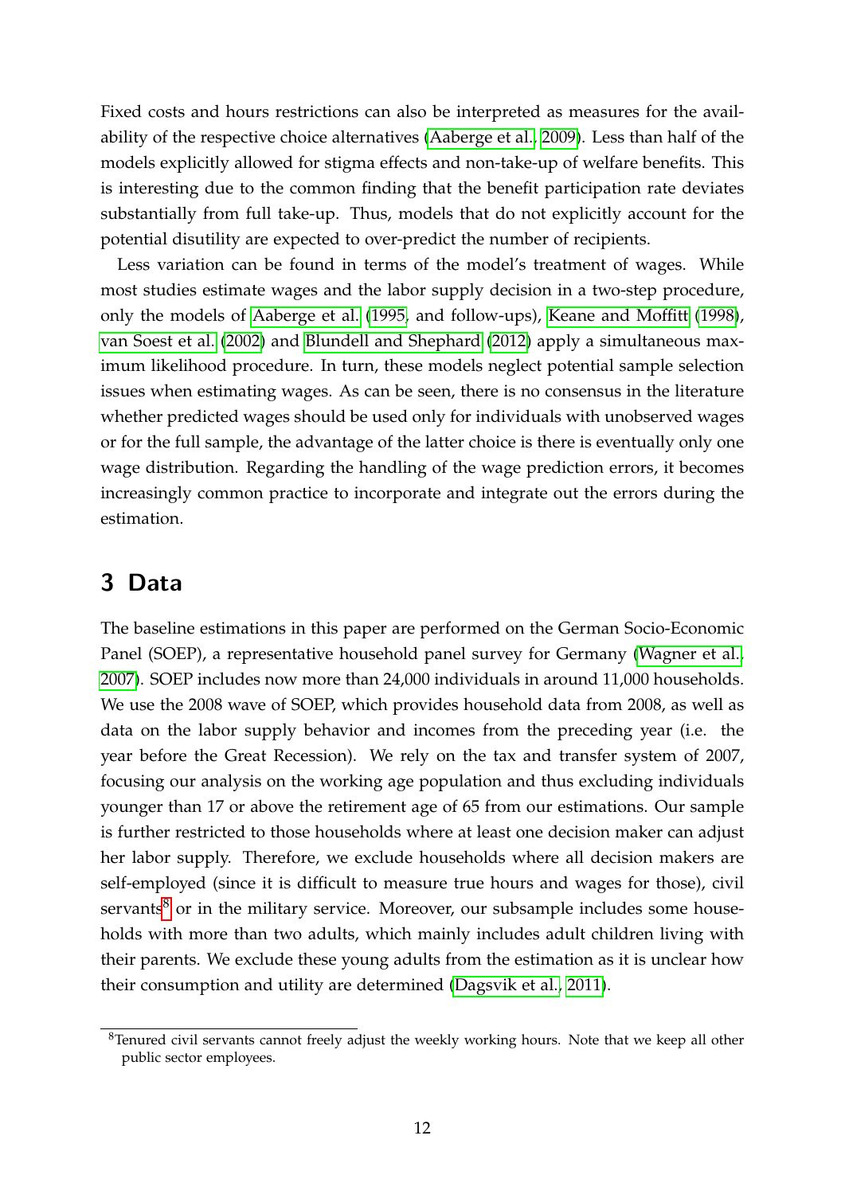Fixed costs and hours restrictions can also be interpreted as measures for the availability of the respective choice alternatives (Aaberge et al., 2009). Less than half of the models explicitly allowed for stigma effects and non-take-up of welfare benefits. This is interesting due to the common finding that the benefit participation rate deviates substantially from full take-up. Thus, models that do not explicitly account for the potential disutility are expected to over-predict the number of recipients.

Less variation can be found in terms of the model's treatment of wages. While most studies estimate wages and the labor supply decision in a two-step procedure, only the models of Aaberge et al. (1995, and follow-ups), Keane and Moffitt (1998), van Soest et al. (2002) and Blundell and Shephard (2012) apply a simultaneous maximum likelihood procedure. In turn, these models neglect potential sample selection issues when estimating wages. As can be seen, there is no consensus in the literature whether predicted wages should be used only for individuals with unobserved wages or for the full sample, the advantage of the latter choice is there is eventually only one wage distribution. Regarding the handling of the wage prediction errors, it becomes increasingly common practice to incorporate and integrate out the errors during the estimation.

# 3 Data

The baseline estimations in this paper are performed on the German Socio-Economic Panel (SOEP), a representative household panel survey for Germany (Wagner et al., 2007). SOEP includes now more than 24,000 individuals in around 11,000 households. We use the 2008 wave of SOEP, which provides household data from 2008, as well as data on the labor supply behavior and incomes from the preceding year (i.e. the year before the Great Recession). We rely on the tax and transfer system of 2007, focusing our analysis on the working age population and thus excluding individuals younger than 17 or above the retirement age of 65 from our estimations. Our sample is further restricted to those households where at least one decision maker can adjust her labor supply. Therefore, we exclude households where all decision makers are self-employed (since it is difficult to measure true hours and wages for those), civil servants[8] or in the military service. Moreover, our subsample includes some households with more than two adults, which mainly includes adult children living with their parents. We exclude these young adults from the estimation as it is unclear how their consumption and utility are determined (Dagsvik et al., 2011).

[8] Tenured civil servants cannot freely adjust the weekly working hours. Note that we keep all other public sector employees.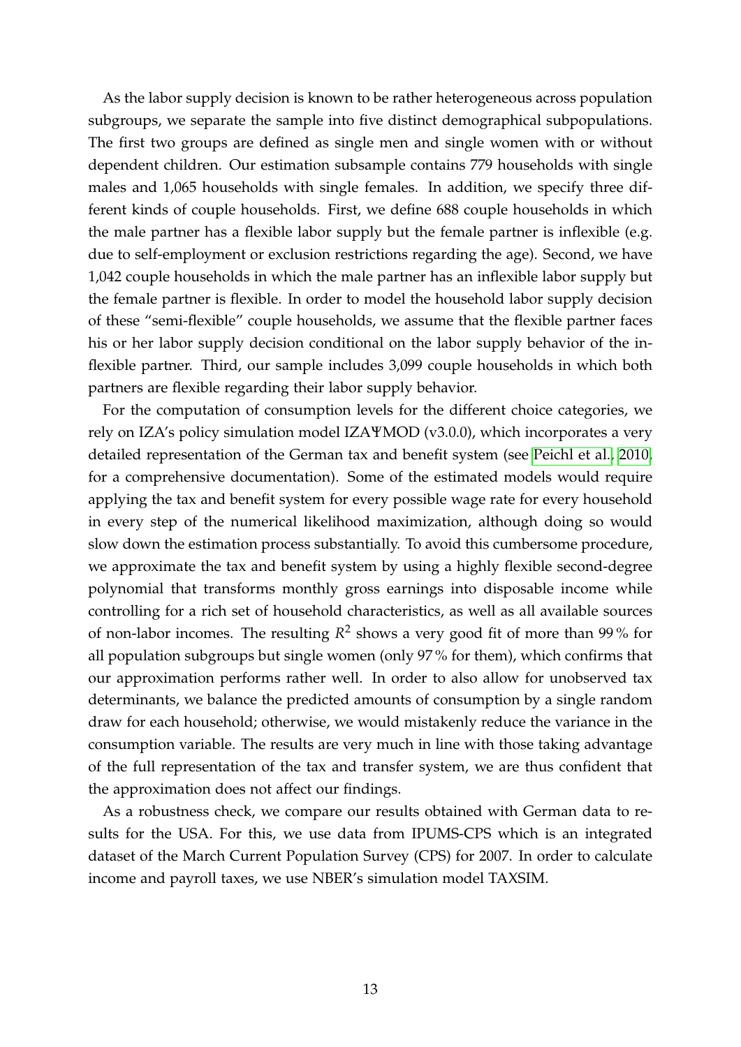As the labor supply decision is known to be rather heterogeneous across population subgroups, we separate the sample into five distinct demographical subpopulations. The first two groups are defined as single men and single women with or without dependent children. Our estimation subsample contains 779 households with single males and 1,065 households with single females. In addition, we specify three different kinds of couple households. First, we define 688 couple households in which the male partner has a flexible labor supply but the female partner is inflexible (e.g. due to self-employment or exclusion restrictions regarding the age). Second, we have 1,042 couple households in which the male partner has an inflexible labor supply but the female partner is flexible. In order to model the household labor supply decision of these "semi-flexible" couple households, we assume that the flexible partner faces his or her labor supply decision conditional on the labor supply behavior of the inflexible partner. Third, our sample includes 3,099 couple households in which both partners are flexible regarding their labor supply behavior.

For the computation of consumption levels for the different choice categories, we rely on IZA's policy simulation model IZAΨMOD (v3.0.0), which incorporates a very detailed representation of the German tax and benefit system (see Peichl et al., 2010, for a comprehensive documentation). Some of the estimated models would require applying the tax and benefit system for every possible wage rate for every household in every step of the numerical likelihood maximization, although doing so would slow down the estimation process substantially. To avoid this cumbersome procedure, we approximate the tax and benefit system by using a highly flexible second-degree polynomial that transforms monthly gross earnings into disposable income while controlling for a rich set of household characteristics, as well as all available sources of non-labor incomes. The resulting $R^2$ shows a very good fit of more than 99 % for all population subgroups but single women (only 97 % for them), which confirms that our approximation performs rather well. In order to also allow for unobserved tax determinants, we balance the predicted amounts of consumption by a single random draw for each household; otherwise, we would mistakenly reduce the variance in the consumption variable. The results are very much in line with those taking advantage of the full representation of the tax and transfer system, we are thus confident that the approximation does not affect our findings.

As a robustness check, we compare our results obtained with German data to results for the USA. For this, we use data from IPUMS-CPS which is an integrated dataset of the March Current Population Survey (CPS) for 2007. In order to calculate income and payroll taxes, we use NBER's simulation model TAXSIM.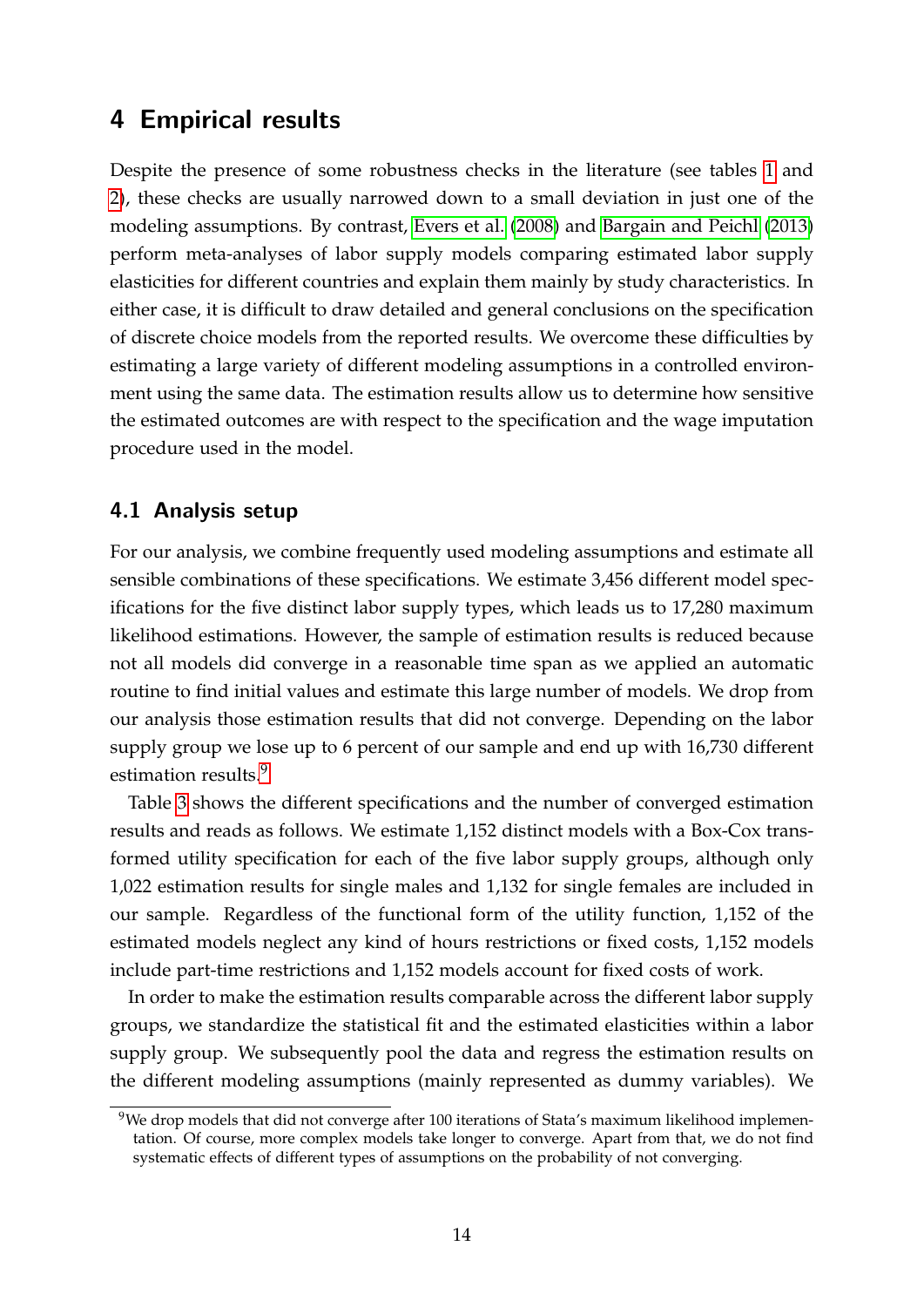# 4 Empirical results

Despite the presence of some robustness checks in the literature (see tables 1 and 2), these checks are usually narrowed down to a small deviation in just one of the modeling assumptions. By contrast, Evers et al. (2008) and Bargain and Peichl (2013) perform meta-analyses of labor supply models comparing estimated labor supply elasticities for different countries and explain them mainly by study characteristics. In either case, it is difficult to draw detailed and general conclusions on the specification of discrete choice models from the reported results. We overcome these difficulties by estimating a large variety of different modeling assumptions in a controlled environment using the same data. The estimation results allow us to determine how sensitive the estimated outcomes are with respect to the specification and the wage imputation procedure used in the model.

## 4.1 Analysis setup

For our analysis, we combine frequently used modeling assumptions and estimate all sensible combinations of these specifications. We estimate 3,456 different model specifications for the five distinct labor supply types, which leads us to 17,280 maximum likelihood estimations. However, the sample of estimation results is reduced because not all models did converge in a reasonable time span as we applied an automatic routine to find initial values and estimate this large number of models. We drop from our analysis those estimation results that did not converge. Depending on the labor supply group we lose up to 6 percent of our sample and end up with 16,730 different estimation results.[9]

Table 3 shows the different specifications and the number of converged estimation results and reads as follows. We estimate 1,152 distinct models with a Box-Cox transformed utility specification for each of the five labor supply groups, although only 1,022 estimation results for single males and 1,132 for single females are included in our sample. Regardless of the functional form of the utility function, 1,152 of the estimated models neglect any kind of hours restrictions or fixed costs, 1,152 models include part-time restrictions and 1,152 models account for fixed costs of work.

In order to make the estimation results comparable across the different labor supply groups, we standardize the statistical fit and the estimated elasticities within a labor supply group. We subsequently pool the data and regress the estimation results on the different modeling assumptions (mainly represented as dummy variables). We

[9] We drop models that did not converge after 100 iterations of Stata's maximum likelihood implementation. Of course, more complex models take longer to converge. Apart from that, we do not find systematic effects of different types of assumptions on the probability of not converging.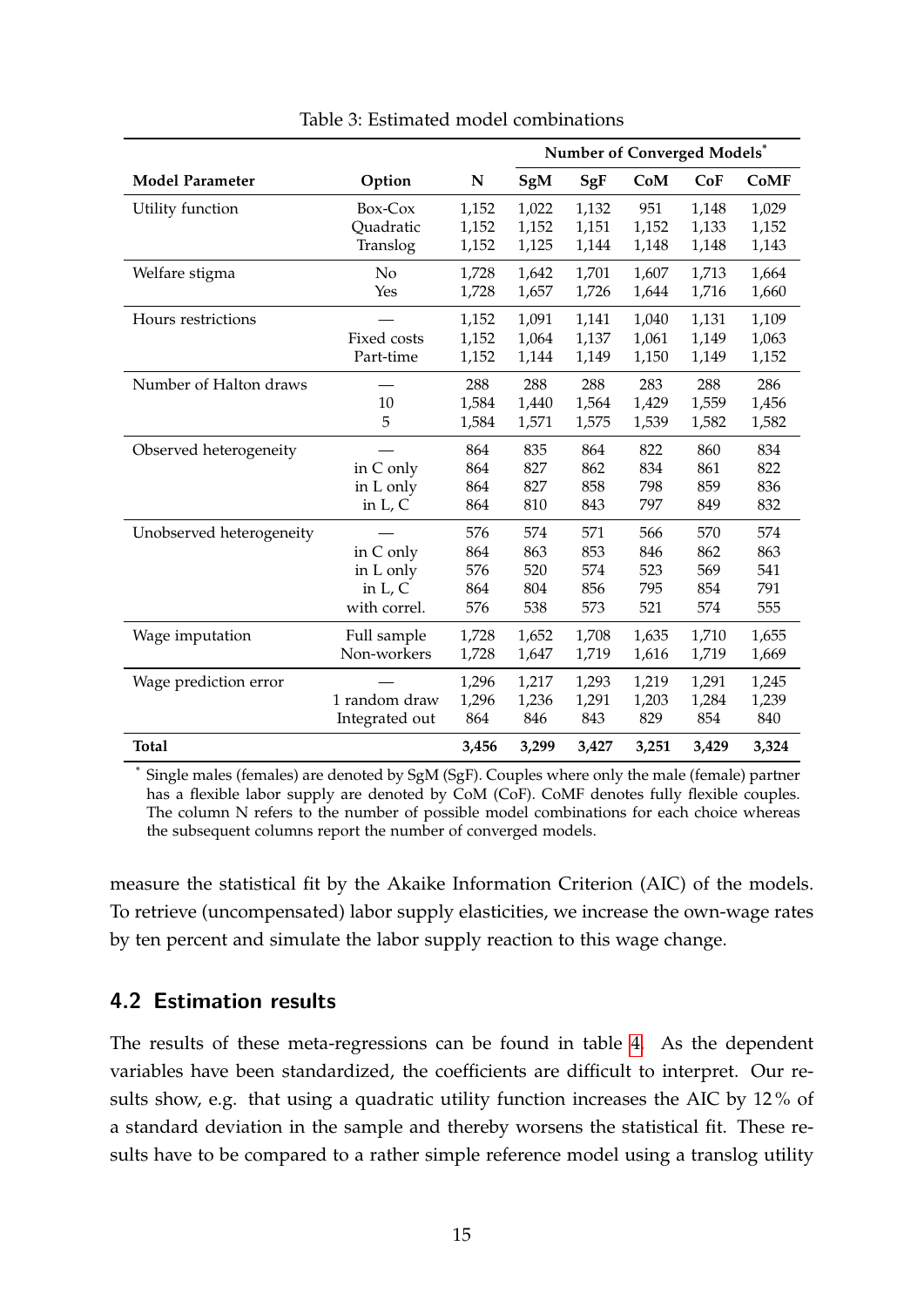Table 3: Estimated model combinations

| | | | Number of Converged Models* | | | | |
|---|---|---|---|---|---|---|---|
| **Model Parameter** | **Option** | **N** | **SgM** | **SgF** | **CoM** | **CoF** | **CoMF** |
| Utility function | Box-Cox | 1,152 | 1,022 | 1,132 | 951 | 1,148 | 1,029 |
| | Quadratic | 1,152 | 1,152 | 1,151 | 1,152 | 1,133 | 1,152 |
| | Translog | 1,152 | 1,125 | 1,144 | 1,148 | 1,148 | 1,143 |
| Welfare stigma | No | 1,728 | 1,642 | 1,701 | 1,607 | 1,713 | 1,664 |
| | Yes | 1,728 | 1,657 | 1,726 | 1,644 | 1,716 | 1,660 |
| Hours restrictions | — | 1,152 | 1,091 | 1,141 | 1,040 | 1,131 | 1,109 |
| | Fixed costs | 1,152 | 1,064 | 1,137 | 1,061 | 1,149 | 1,063 |
| | Part-time | 1,152 | 1,144 | 1,149 | 1,150 | 1,149 | 1,152 |
| Number of Halton draws | — | 288 | 288 | 288 | 283 | 288 | 286 |
| | 10 | 1,584 | 1,440 | 1,564 | 1,429 | 1,559 | 1,456 |
| | 5 | 1,584 | 1,571 | 1,575 | 1,539 | 1,582 | 1,582 |
| Observed heterogeneity | — | 864 | 835 | 864 | 822 | 860 | 834 |
| | in C only | 864 | 827 | 862 | 834 | 861 | 822 |
| | in L only | 864 | 827 | 858 | 798 | 859 | 836 |
| | in L, C | 864 | 810 | 843 | 797 | 849 | 832 |
| Unobserved heterogeneity | — | 576 | 574 | 571 | 566 | 570 | 574 |
| | in C only | 864 | 863 | 853 | 846 | 862 | 863 |
| | in L only | 576 | 520 | 574 | 523 | 569 | 541 |
| | in L, C | 864 | 804 | 856 | 795 | 854 | 791 |
| | with correl. | 576 | 538 | 573 | 521 | 574 | 555 |
| Wage imputation | Full sample | 1,728 | 1,652 | 1,708 | 1,635 | 1,710 | 1,655 |
| | Non-workers | 1,728 | 1,647 | 1,719 | 1,616 | 1,719 | 1,669 |
| Wage prediction error | — | 1,296 | 1,217 | 1,293 | 1,219 | 1,291 | 1,245 |
| | 1 random draw | 1,296 | 1,236 | 1,291 | 1,203 | 1,284 | 1,239 |
| | Integrated out | 864 | 846 | 843 | 829 | 854 | 840 |
| **Total** | | **3,456** | **3,299** | **3,427** | **3,251** | **3,429** | **3,324** |

* Single males (females) are denoted by SgM (SgF). Couples where only the male (female) partner has a flexible labor supply are denoted by CoM (CoF). CoMF denotes fully flexible couples. The column N refers to the number of possible model combinations for each choice whereas the subsequent columns report the number of converged models.

measure the statistical fit by the Akaike Information Criterion (AIC) of the models. To retrieve (uncompensated) labor supply elasticities, we increase the own-wage rates by ten percent and simulate the labor supply reaction to this wage change.

### 4.2 Estimation results

The results of these meta-regressions can be found in table 4. As the dependent variables have been standardized, the coefficients are difficult to interpret. Our results show, e.g. that using a quadratic utility function increases the AIC by 12 % of a standard deviation in the sample and thereby worsens the statistical fit. These results have to be compared to a rather simple reference model using a translog utility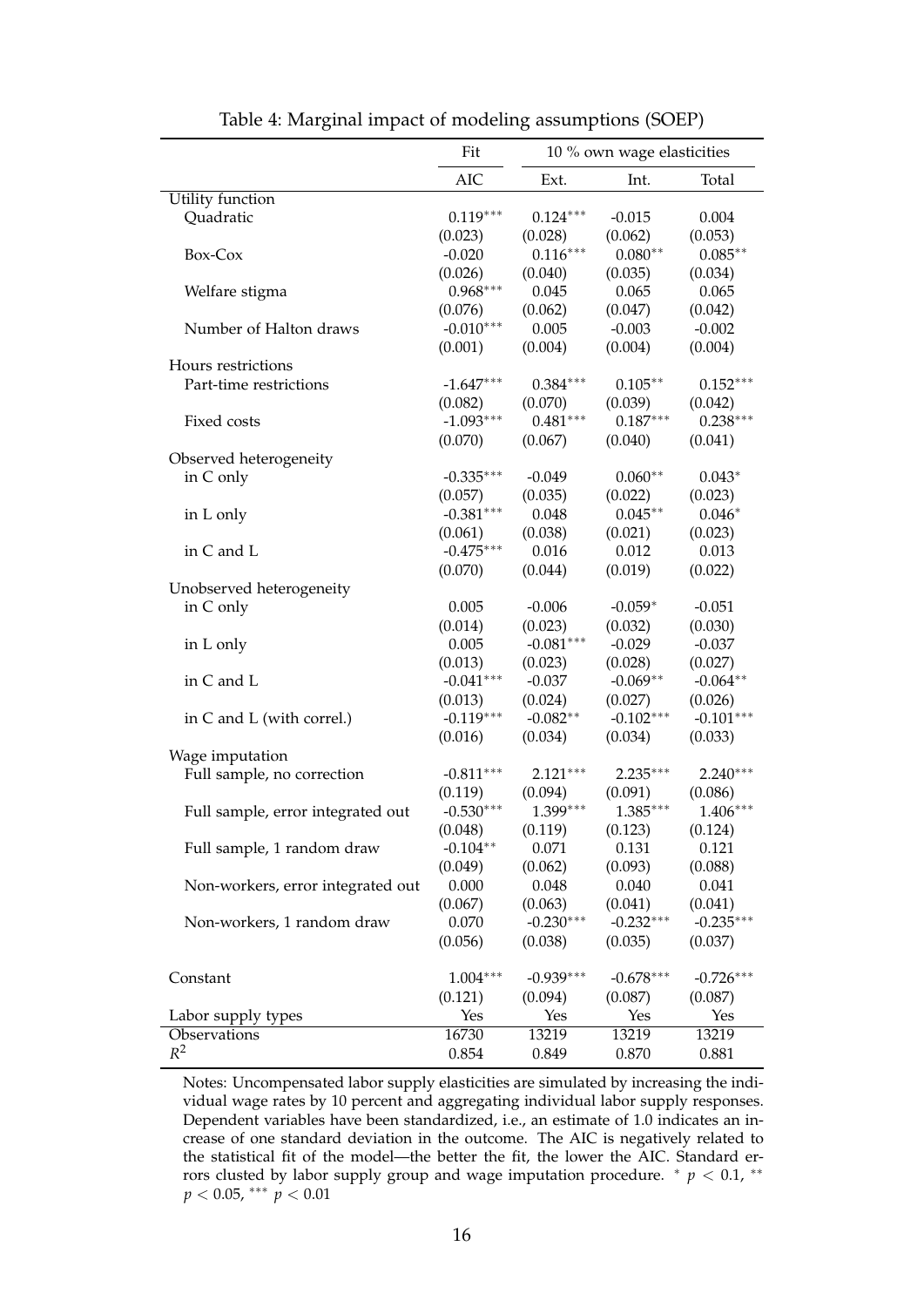Table 4: Marginal impact of modeling assumptions (SOEP)

| | Fit | 10 % own wage elasticities | | |
|---|---|---|---|---|
| | AIC | Ext. | Int. | Total |
| Utility function | | | | |
| Quadratic | 0.119*** | 0.124*** | -0.015 | 0.004 |
| | (0.023) | (0.028) | (0.062) | (0.053) |
| Box-Cox | -0.020 | 0.116*** | 0.080** | 0.085** |
| | (0.026) | (0.040) | (0.035) | (0.034) |
| Welfare stigma | 0.968*** | 0.045 | 0.065 | 0.065 |
| | (0.076) | (0.062) | (0.047) | (0.042) |
| Number of Halton draws | -0.010*** | 0.005 | -0.003 | -0.002 |
| | (0.001) | (0.004) | (0.004) | (0.004) |
| Hours restrictions | | | | |
| Part-time restrictions | -1.647*** | 0.384*** | 0.105** | 0.152*** |
| | (0.082) | (0.070) | (0.039) | (0.042) |
| Fixed costs | -1.093*** | 0.481*** | 0.187*** | 0.238*** |
| | (0.070) | (0.067) | (0.040) | (0.041) |
| Observed heterogeneity | | | | |
| in C only | -0.335*** | -0.049 | 0.060** | 0.043* |
| | (0.057) | (0.035) | (0.022) | (0.023) |
| in L only | -0.381*** | 0.048 | 0.045** | 0.046* |
| | (0.061) | (0.038) | (0.021) | (0.023) |
| in C and L | -0.475*** | 0.016 | 0.012 | 0.013 |
| | (0.070) | (0.044) | (0.019) | (0.022) |
| Unobserved heterogeneity | | | | |
| in C only | 0.005 | -0.006 | -0.059* | -0.051 |
| | (0.014) | (0.023) | (0.032) | (0.030) |
| in L only | 0.005 | -0.081*** | -0.029 | -0.037 |
| | (0.013) | (0.023) | (0.028) | (0.027) |
| in C and L | -0.041*** | -0.037 | -0.069** | -0.064** |
| | (0.013) | (0.024) | (0.027) | (0.026) |
| in C and L (with correl.) | -0.119*** | -0.082** | -0.102*** | -0.101*** |
| | (0.016) | (0.034) | (0.034) | (0.033) |
| Wage imputation | | | | |
| Full sample, no correction | -0.811*** | 2.121*** | 2.235*** | 2.240*** |
| | (0.119) | (0.094) | (0.091) | (0.086) |
| Full sample, error integrated out | -0.530*** | 1.399*** | 1.385*** | 1.406*** |
| | (0.048) | (0.119) | (0.123) | (0.124) |
| Full sample, 1 random draw | -0.104** | 0.071 | 0.131 | 0.121 |
| | (0.049) | (0.062) | (0.093) | (0.088) |
| Non-workers, error integrated out | 0.000 | 0.048 | 0.040 | 0.041 |
| | (0.067) | (0.063) | (0.041) | (0.041) |
| Non-workers, 1 random draw | 0.070 | -0.230*** | -0.232*** | -0.235*** |
| | (0.056) | (0.038) | (0.035) | (0.037) |
| Constant | 1.004*** | -0.939*** | -0.678*** | -0.726*** |
| | (0.121) | (0.094) | (0.087) | (0.087) |
| Labor supply types | Yes | Yes | Yes | Yes |
| Observations | 16730 | 13219 | 13219 | 13219 |
| $R^2$ | 0.854 | 0.849 | 0.870 | 0.881 |

Notes: Uncompensated labor supply elasticities are simulated by increasing the individual wage rates by 10 percent and aggregating individual labor supply responses. Dependent variables have been standardized, i.e., an estimate of 1.0 indicates an increase of one standard deviation in the outcome. The AIC is negatively related to the statistical fit of the model—the better the fit, the lower the AIC. Standard errors clusted by labor supply group and wage imputation procedure. * $p < 0.1$, ** $p < 0.05$, *** $p < 0.01$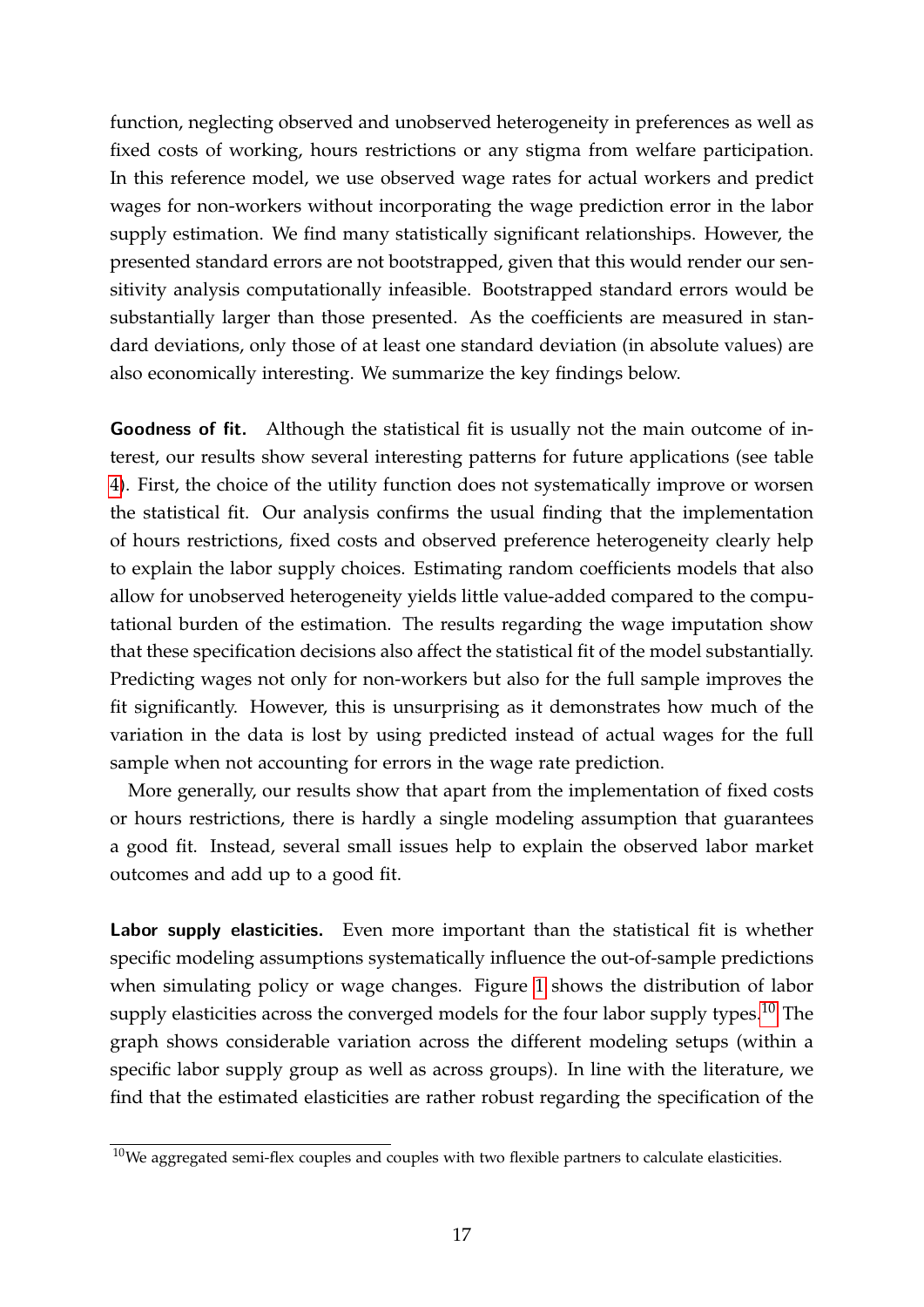function, neglecting observed and unobserved heterogeneity in preferences as well as fixed costs of working, hours restrictions or any stigma from welfare participation. In this reference model, we use observed wage rates for actual workers and predict wages for non-workers without incorporating the wage prediction error in the labor supply estimation. We find many statistically significant relationships. However, the presented standard errors are not bootstrapped, given that this would render our sensitivity analysis computationally infeasible. Bootstrapped standard errors would be substantially larger than those presented. As the coefficients are measured in standard deviations, only those of at least one standard deviation (in absolute values) are also economically interesting. We summarize the key findings below.

**Goodness of fit.** Although the statistical fit is usually not the main outcome of interest, our results show several interesting patterns for future applications (see table 4). First, the choice of the utility function does not systematically improve or worsen the statistical fit. Our analysis confirms the usual finding that the implementation of hours restrictions, fixed costs and observed preference heterogeneity clearly help to explain the labor supply choices. Estimating random coefficients models that also allow for unobserved heterogeneity yields little value-added compared to the computational burden of the estimation. The results regarding the wage imputation show that these specification decisions also affect the statistical fit of the model substantially. Predicting wages not only for non-workers but also for the full sample improves the fit significantly. However, this is unsurprising as it demonstrates how much of the variation in the data is lost by using predicted instead of actual wages for the full sample when not accounting for errors in the wage rate prediction.

More generally, our results show that apart from the implementation of fixed costs or hours restrictions, there is hardly a single modeling assumption that guarantees a good fit. Instead, several small issues help to explain the observed labor market outcomes and add up to a good fit.

**Labor supply elasticities.** Even more important than the statistical fit is whether specific modeling assumptions systematically influence the out-of-sample predictions when simulating policy or wage changes. Figure 1 shows the distribution of labor supply elasticities across the converged models for the four labor supply types.[10] The graph shows considerable variation across the different modeling setups (within a specific labor supply group as well as across groups). In line with the literature, we find that the estimated elasticities are rather robust regarding the specification of the

[10] We aggregated semi-flex couples and couples with two flexible partners to calculate elasticities.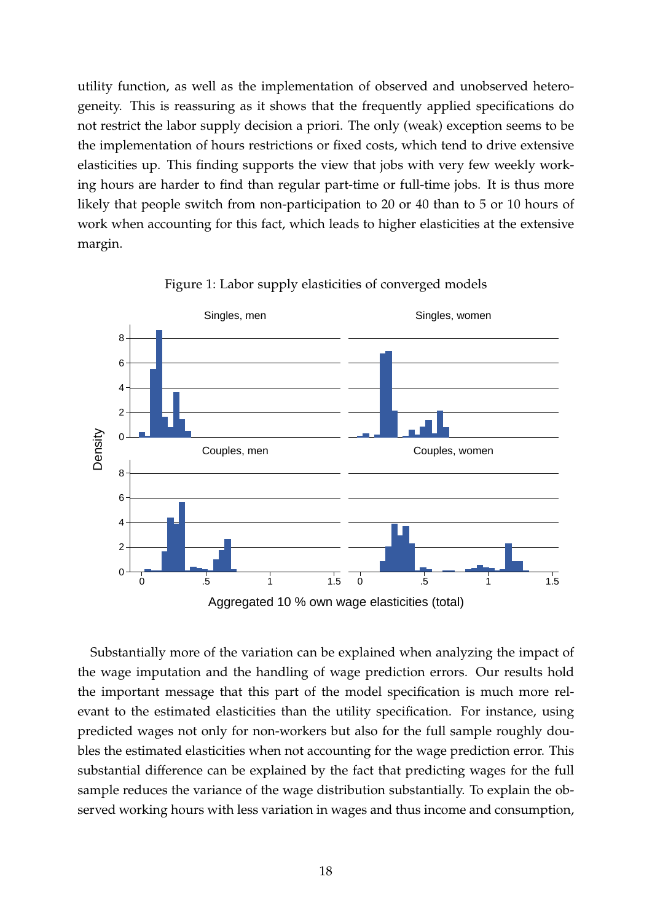utility function, as well as the implementation of observed and unobserved heterogeneity. This is reassuring as it shows that the frequently applied specifications do not restrict the labor supply decision a priori. The only (weak) exception seems to be the implementation of hours restrictions or fixed costs, which tend to drive extensive elasticities up. This finding supports the view that jobs with very few weekly working hours are harder to find than regular part-time or full-time jobs. It is thus more likely that people switch from non-participation to 20 or 40 than to 5 or 10 hours of work when accounting for this fact, which leads to higher elasticities at the extensive margin.

Figure 1: Labor supply elasticities of converged models

Substantially more of the variation can be explained when analyzing the impact of the wage imputation and the handling of wage prediction errors. Our results hold the important message that this part of the model specification is much more relevant to the estimated elasticities than the utility specification. For instance, using predicted wages not only for non-workers but also for the full sample roughly doubles the estimated elasticities when not accounting for the wage prediction error. This substantial difference can be explained by the fact that predicting wages for the full sample reduces the variance of the wage distribution substantially. To explain the observed working hours with less variation in wages and thus income and consumption,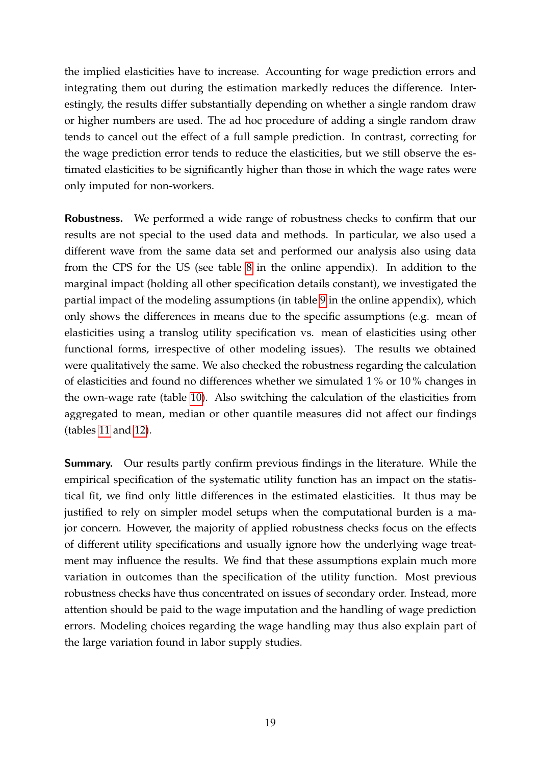the implied elasticities have to increase. Accounting for wage prediction errors and integrating them out during the estimation markedly reduces the difference. Interestingly, the results differ substantially depending on whether a single random draw or higher numbers are used. The ad hoc procedure of adding a single random draw tends to cancel out the effect of a full sample prediction. In contrast, correcting for the wage prediction error tends to reduce the elasticities, but we still observe the estimated elasticities to be significantly higher than those in which the wage rates were only imputed for non-workers.

**Robustness.** We performed a wide range of robustness checks to confirm that our results are not special to the used data and methods. In particular, we also used a different wave from the same data set and performed our analysis also using data from the CPS for the US (see table 8 in the online appendix). In addition to the marginal impact (holding all other specification details constant), we investigated the partial impact of the modeling assumptions (in table 9 in the online appendix), which only shows the differences in means due to the specific assumptions (e.g. mean of elasticities using a translog utility specification vs. mean of elasticities using other functional forms, irrespective of other modeling issues). The results we obtained were qualitatively the same. We also checked the robustness regarding the calculation of elasticities and found no differences whether we simulated 1 % or 10 % changes in the own-wage rate (table 10). Also switching the calculation of the elasticities from aggregated to mean, median or other quantile measures did not affect our findings (tables 11 and 12).

**Summary.** Our results partly confirm previous findings in the literature. While the empirical specification of the systematic utility function has an impact on the statistical fit, we find only little differences in the estimated elasticities. It thus may be justified to rely on simpler model setups when the computational burden is a major concern. However, the majority of applied robustness checks focus on the effects of different utility specifications and usually ignore how the underlying wage treatment may influence the results. We find that these assumptions explain much more variation in outcomes than the specification of the utility function. Most previous robustness checks have thus concentrated on issues of secondary order. Instead, more attention should be paid to the wage imputation and the handling of wage prediction errors. Modeling choices regarding the wage handling may thus also explain part of the large variation found in labor supply studies.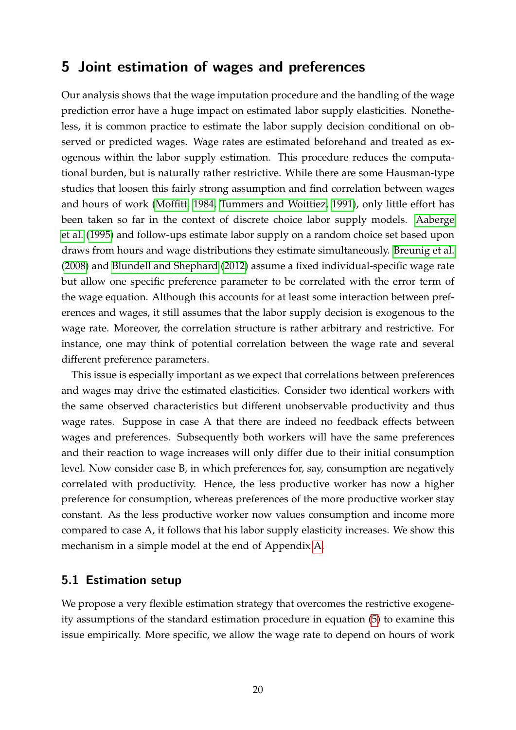# 5 Joint estimation of wages and preferences

Our analysis shows that the wage imputation procedure and the handling of the wage prediction error have a huge impact on estimated labor supply elasticities. Nonetheless, it is common practice to estimate the labor supply decision conditional on observed or predicted wages. Wage rates are estimated beforehand and treated as exogenous within the labor supply estimation. This procedure reduces the computational burden, but is naturally rather restrictive. While there are some Hausman-type studies that loosen this fairly strong assumption and find correlation between wages and hours of work (Moffitt, 1984; Tummers and Woittiez, 1991), only little effort has been taken so far in the context of discrete choice labor supply models. Aaberge et al. (1995) and follow-ups estimate labor supply on a random choice set based upon draws from hours and wage distributions they estimate simultaneously. Breunig et al. (2008) and Blundell and Shephard (2012) assume a fixed individual-specific wage rate but allow one specific preference parameter to be correlated with the error term of the wage equation. Although this accounts for at least some interaction between preferences and wages, it still assumes that the labor supply decision is exogenous to the wage rate. Moreover, the correlation structure is rather arbitrary and restrictive. For instance, one may think of potential correlation between the wage rate and several different preference parameters.

This issue is especially important as we expect that correlations between preferences and wages may drive the estimated elasticities. Consider two identical workers with the same observed characteristics but different unobservable productivity and thus wage rates. Suppose in case A that there are indeed no feedback effects between wages and preferences. Subsequently both workers will have the same preferences and their reaction to wage increases will only differ due to their initial consumption level. Now consider case B, in which preferences for, say, consumption are negatively correlated with productivity. Hence, the less productive worker has now a higher preference for consumption, whereas preferences of the more productive worker stay constant. As the less productive worker now values consumption and income more compared to case A, it follows that his labor supply elasticity increases. We show this mechanism in a simple model at the end of Appendix A.

## 5.1 Estimation setup

We propose a very flexible estimation strategy that overcomes the restrictive exogeneity assumptions of the standard estimation procedure in equation (5) to examine this issue empirically. More specific, we allow the wage rate to depend on hours of work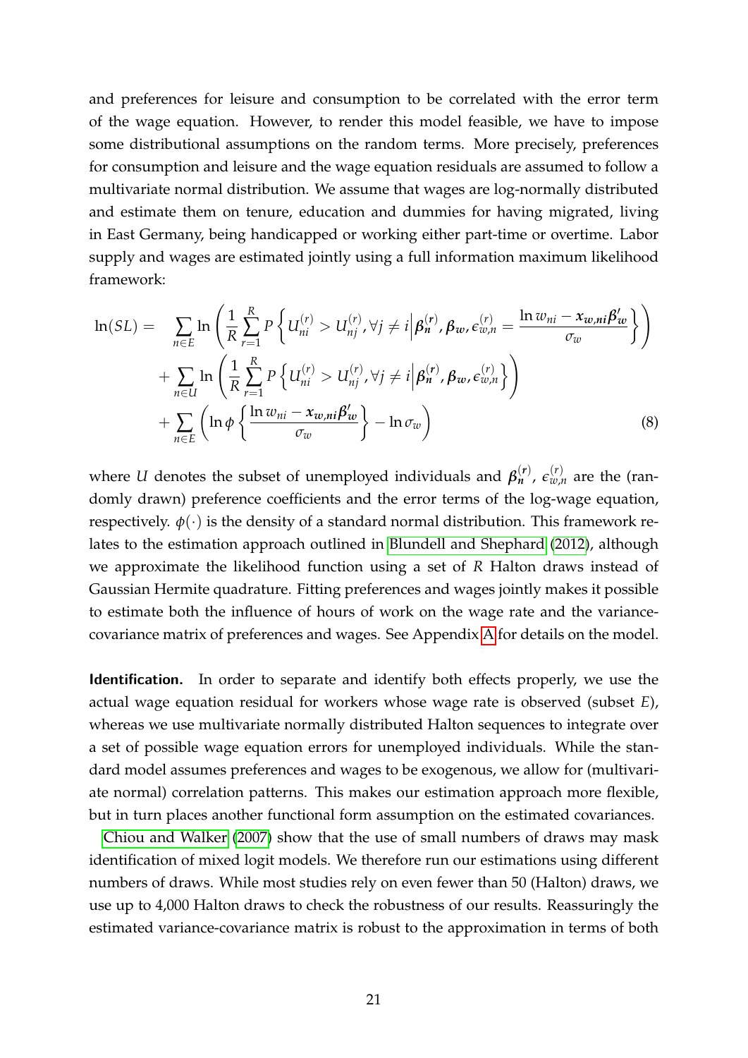and preferences for leisure and consumption to be correlated with the error term of the wage equation. However, to render this model feasible, we have to impose some distributional assumptions on the random terms. More precisely, preferences for consumption and leisure and the wage equation residuals are assumed to follow a multivariate normal distribution. We assume that wages are log-normally distributed and estimate them on tenure, education and dummies for having migrated, living in East Germany, being handicapped or working either part-time or overtime. Labor supply and wages are estimated jointly using a full information maximum likelihood framework:

$$
\begin{aligned}
\ln(SL) = & \sum_{n \in E} \ln \left( \frac{1}{R} \sum_{r=1}^{R} P \left\{ U_{ni}^{(r)} > U_{nj}^{(r)}, \forall j \neq i \middle| \boldsymbol{\beta_n^{(r)}}, \boldsymbol{\beta_w}, \epsilon_{w,n}^{(r)} = \frac{\ln w_{ni} - \boldsymbol{x_{w,ni}} \boldsymbol{\beta_w'}}{\sigma_w} \right\} \right) \\
& + \sum_{n \in U} \ln \left( \frac{1}{R} \sum_{r=1}^{R} P \left\{ U_{ni}^{(r)} > U_{nj}^{(r)}, \forall j \neq i \middle| \boldsymbol{\beta_n^{(r)}}, \boldsymbol{\beta_w}, \epsilon_{w,n}^{(r)} \right\} \right) \\
& + \sum_{n \in E} \left( \ln \phi \left\{ \frac{\ln w_{ni} - \boldsymbol{x_{w,ni}} \boldsymbol{\beta_w'}}{\sigma_w} \right\} - \ln \sigma_w \right)
\end{aligned}
\tag{8}
$$

where $U$ denotes the subset of unemployed individuals and $\boldsymbol{\beta_n^{(r)}}$, $\epsilon_{w,n}^{(r)}$ are the (randomly drawn) preference coefficients and the error terms of the log-wage equation, respectively. $\phi(\cdot)$ is the density of a standard normal distribution. This framework relates to the estimation approach outlined in Blundell and Shephard (2012), although we approximate the likelihood function using a set of $R$ Halton draws instead of Gaussian Hermite quadrature. Fitting preferences and wages jointly makes it possible to estimate both the influence of hours of work on the wage rate and the variance-covariance matrix of preferences and wages. See Appendix A for details on the model.

**Identification.** In order to separate and identify both effects properly, we use the actual wage equation residual for workers whose wage rate is observed (subset $E$), whereas we use multivariate normally distributed Halton sequences to integrate over a set of possible wage equation errors for unemployed individuals. While the standard model assumes preferences and wages to be exogenous, we allow for (multivariate normal) correlation patterns. This makes our estimation approach more flexible, but in turn places another functional form assumption on the estimated covariances.

Chiou and Walker (2007) show that the use of small numbers of draws may mask identification of mixed logit models. We therefore run our estimations using different numbers of draws. While most studies rely on even fewer than 50 (Halton) draws, we use up to 4,000 Halton draws to check the robustness of our results. Reassuringly the estimated variance-covariance matrix is robust to the approximation in terms of both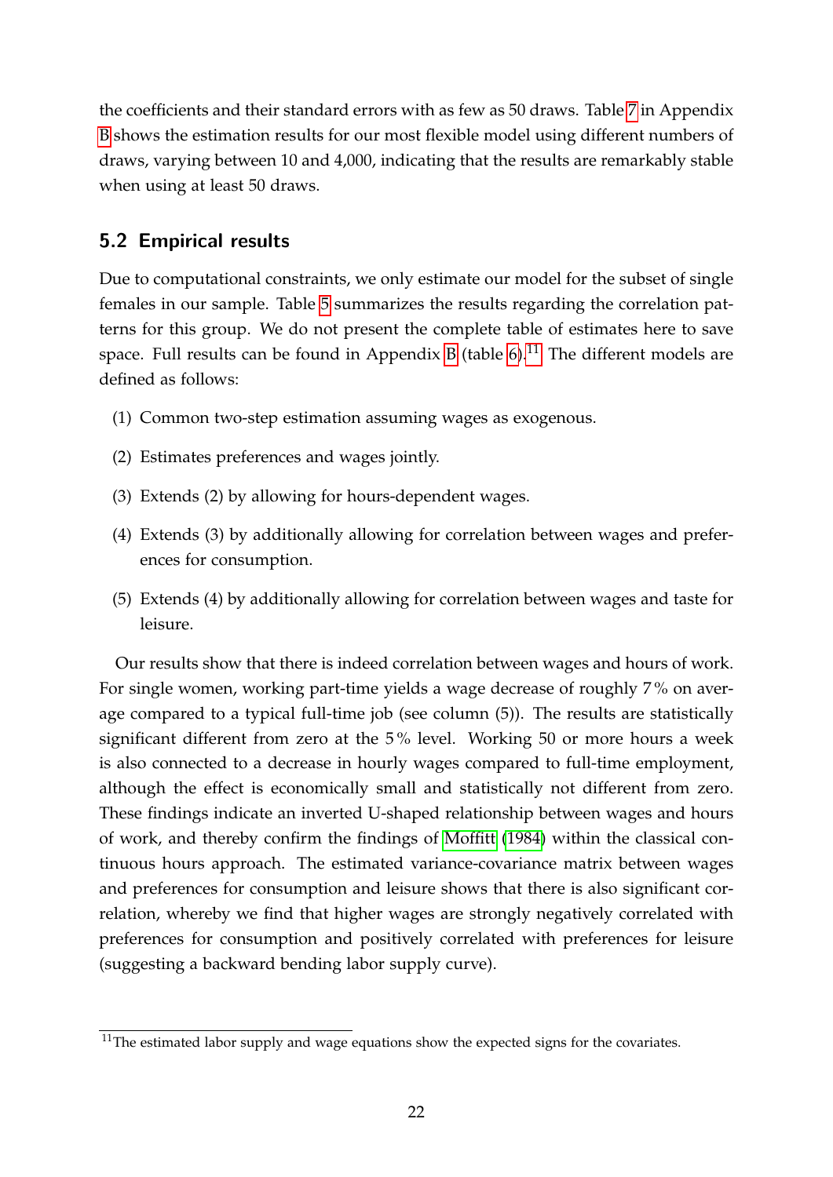the coefficients and their standard errors with as few as 50 draws. Table 7 in Appendix B shows the estimation results for our most flexible model using different numbers of draws, varying between 10 and 4,000, indicating that the results are remarkably stable when using at least 50 draws.

## 5.2 Empirical results

Due to computational constraints, we only estimate our model for the subset of single females in our sample. Table 5 summarizes the results regarding the correlation patterns for this group. We do not present the complete table of estimates here to save space. Full results can be found in Appendix B (table 6).[11] The different models are defined as follows:

(1) Common two-step estimation assuming wages as exogenous.

(2) Estimates preferences and wages jointly.

(3) Extends (2) by allowing for hours-dependent wages.

(4) Extends (3) by additionally allowing for correlation between wages and preferences for consumption.

(5) Extends (4) by additionally allowing for correlation between wages and taste for leisure.

Our results show that there is indeed correlation between wages and hours of work. For single women, working part-time yields a wage decrease of roughly 7 % on average compared to a typical full-time job (see column (5)). The results are statistically significant different from zero at the 5 % level. Working 50 or more hours a week is also connected to a decrease in hourly wages compared to full-time employment, although the effect is economically small and statistically not different from zero. These findings indicate an inverted U-shaped relationship between wages and hours of work, and thereby confirm the findings of Moffitt (1984) within the classical continuous hours approach. The estimated variance-covariance matrix between wages and preferences for consumption and leisure shows that there is also significant correlation, whereby we find that higher wages are strongly negatively correlated with preferences for consumption and positively correlated with preferences for leisure (suggesting a backward bending labor supply curve).

[11] The estimated labor supply and wage equations show the expected signs for the covariates.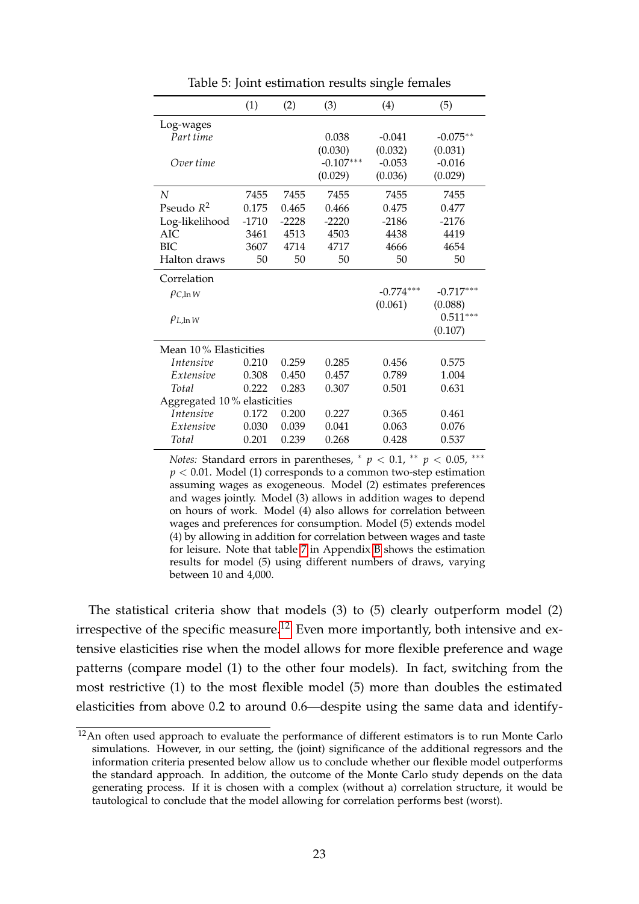Table 5: Joint estimation results single females

| | (1) | (2) | (3) | (4) | (5) |
|---|---|---|---|---|---|
| Log-wages | | | | | |
| *Part time* | | | 0.038 | -0.041 | -0.075** |
| | | | (0.030) | (0.032) | (0.031) |
| *Over time* | | | -0.107*** | -0.053 | -0.016 |
| | | | (0.029) | (0.036) | (0.029) |
| $N$ | 7455 | 7455 | 7455 | 7455 | 7455 |
| Pseudo $R^2$ | 0.175 | 0.465 | 0.466 | 0.475 | 0.477 |
| Log-likelihood | -1710 | -2228 | -2220 | -2186 | -2176 |
| AIC | 3461 | 4513 | 4503 | 4438 | 4419 |
| BIC | 3607 | 4714 | 4717 | 4666 | 4654 |
| Halton draws | 50 | 50 | 50 | 50 | 50 |
| Correlation | | | | | |
| $\rho_{C,\ln W}$ | | | | -0.774*** | -0.717*** |
| | | | | (0.061) | (0.088) |
| $\rho_{L,\ln W}$ | | | | | 0.511*** |
| | | | | | (0.107) |
| Mean 10 % Elasticities | | | | | |
| *Intensive* | 0.210 | 0.259 | 0.285 | 0.456 | 0.575 |
| *Extensive* | 0.308 | 0.450 | 0.457 | 0.789 | 1.004 |
| *Total* | 0.222 | 0.283 | 0.307 | 0.501 | 0.631 |
| Aggregated 10 % elasticities | | | | | |
| *Intensive* | 0.172 | 0.200 | 0.227 | 0.365 | 0.461 |
| *Extensive* | 0.030 | 0.039 | 0.041 | 0.063 | 0.076 |
| *Total* | 0.201 | 0.239 | 0.268 | 0.428 | 0.537 |

*Notes:* Standard errors in parentheses, * $p < 0.1$, ** $p < 0.05$, *** $p < 0.01$. Model (1) corresponds to a common two-step estimation assuming wages as exogeneous. Model (2) estimates preferences and wages jointly. Model (3) allows in addition wages to depend on hours of work. Model (4) also allows for correlation between wages and preferences for consumption. Model (5) extends model (4) by allowing in addition for correlation between wages and taste for leisure. Note that table 7 in Appendix B shows the estimation results for model (5) using different numbers of draws, varying between 10 and 4,000.

The statistical criteria show that models (3) to (5) clearly outperform model (2) irrespective of the specific measure.[12] Even more importantly, both intensive and extensive elasticities rise when the model allows for more flexible preference and wage patterns (compare model (1) to the other four models). In fact, switching from the most restrictive (1) to the most flexible model (5) more than doubles the estimated elasticities from above 0.2 to around 0.6—despite using the same data and identify-

[12] An often used approach to evaluate the performance of different estimators is to run Monte Carlo simulations. However, in our setting, the (joint) significance of the additional regressors and the information criteria presented below allow us to conclude whether our flexible model outperforms the standard approach. In addition, the outcome of the Monte Carlo study depends on the data generating process. If it is chosen with a complex (without a) correlation structure, it would be tautological to conclude that the model allowing for correlation performs best (worst).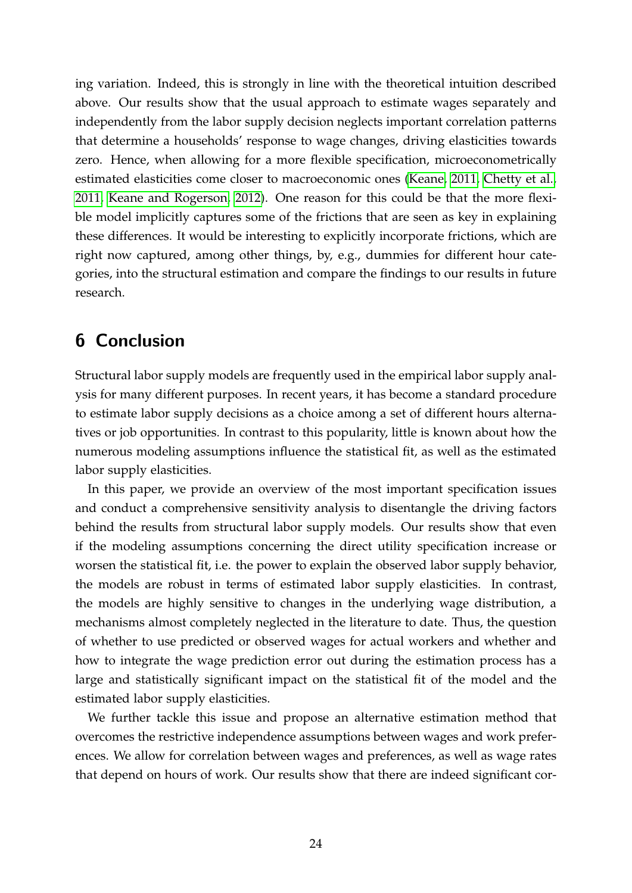ing variation. Indeed, this is strongly in line with the theoretical intuition described above. Our results show that the usual approach to estimate wages separately and independently from the labor supply decision neglects important correlation patterns that determine a households' response to wage changes, driving elasticities towards zero. Hence, when allowing for a more flexible specification, microeconometrically estimated elasticities come closer to macroeconomic ones (Keane, 2011; Chetty et al., 2011; Keane and Rogerson, 2012). One reason for this could be that the more flexible model implicitly captures some of the frictions that are seen as key in explaining these differences. It would be interesting to explicitly incorporate frictions, which are right now captured, among other things, by, e.g., dummies for different hour categories, into the structural estimation and compare the findings to our results in future research.

## 6 Conclusion

Structural labor supply models are frequently used in the empirical labor supply analysis for many different purposes. In recent years, it has become a standard procedure to estimate labor supply decisions as a choice among a set of different hours alternatives or job opportunities. In contrast to this popularity, little is known about how the numerous modeling assumptions influence the statistical fit, as well as the estimated labor supply elasticities.

In this paper, we provide an overview of the most important specification issues and conduct a comprehensive sensitivity analysis to disentangle the driving factors behind the results from structural labor supply models. Our results show that even if the modeling assumptions concerning the direct utility specification increase or worsen the statistical fit, i.e. the power to explain the observed labor supply behavior, the models are robust in terms of estimated labor supply elasticities. In contrast, the models are highly sensitive to changes in the underlying wage distribution, a mechanisms almost completely neglected in the literature to date. Thus, the question of whether to use predicted or observed wages for actual workers and whether and how to integrate the wage prediction error out during the estimation process has a large and statistically significant impact on the statistical fit of the model and the estimated labor supply elasticities.

We further tackle this issue and propose an alternative estimation method that overcomes the restrictive independence assumptions between wages and work preferences. We allow for correlation between wages and preferences, as well as wage rates that depend on hours of work. Our results show that there are indeed significant cor-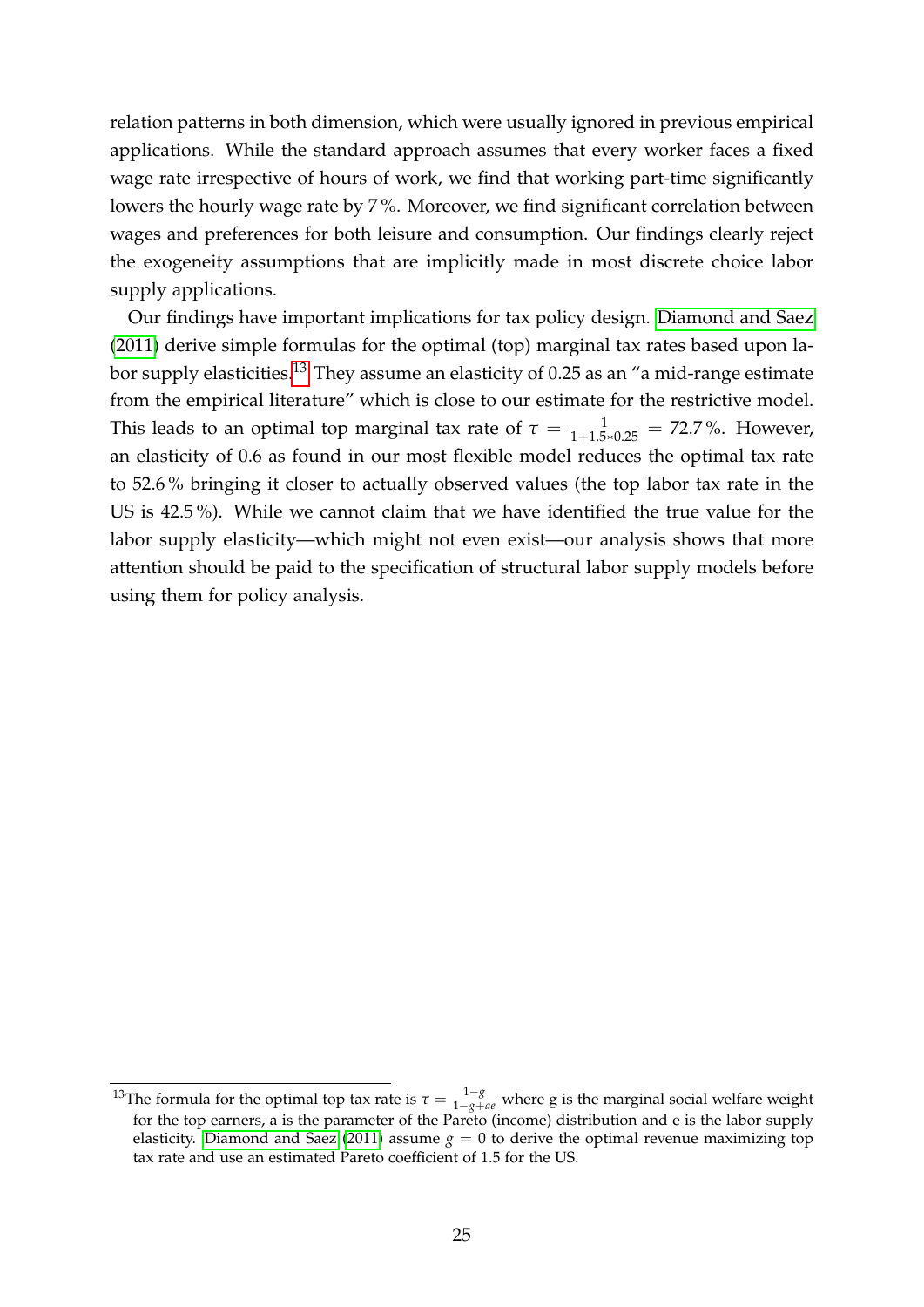relation patterns in both dimension, which were usually ignored in previous empirical applications. While the standard approach assumes that every worker faces a fixed wage rate irrespective of hours of work, we find that working part-time significantly lowers the hourly wage rate by 7 %. Moreover, we find significant correlation between wages and preferences for both leisure and consumption. Our findings clearly reject the exogeneity assumptions that are implicitly made in most discrete choice labor supply applications.

Our findings have important implications for tax policy design. Diamond and Saez (2011) derive simple formulas for the optimal (top) marginal tax rates based upon labor supply elasticities.[13] They assume an elasticity of 0.25 as an "a mid-range estimate from the empirical literature" which is close to our estimate for the restrictive model. This leads to an optimal top marginal tax rate of $\tau = \frac{1}{1+1.5*0.25} = 72.7\,\%$. However, an elasticity of 0.6 as found in our most flexible model reduces the optimal tax rate to 52.6 % bringing it closer to actually observed values (the top labor tax rate in the US is 42.5 %). While we cannot claim that we have identified the true value for the labor supply elasticity—which might not even exist—our analysis shows that more attention should be paid to the specification of structural labor supply models before using them for policy analysis.

[13] The formula for the optimal top tax rate is $\tau = \frac{1-g}{1-g+ae}$ where g is the marginal social welfare weight for the top earners, a is the parameter of the Pareto (income) distribution and e is the labor supply elasticity. Diamond and Saez (2011) assume $g = 0$ to derive the optimal revenue maximizing top tax rate and use an estimated Pareto coefficient of 1.5 for the US.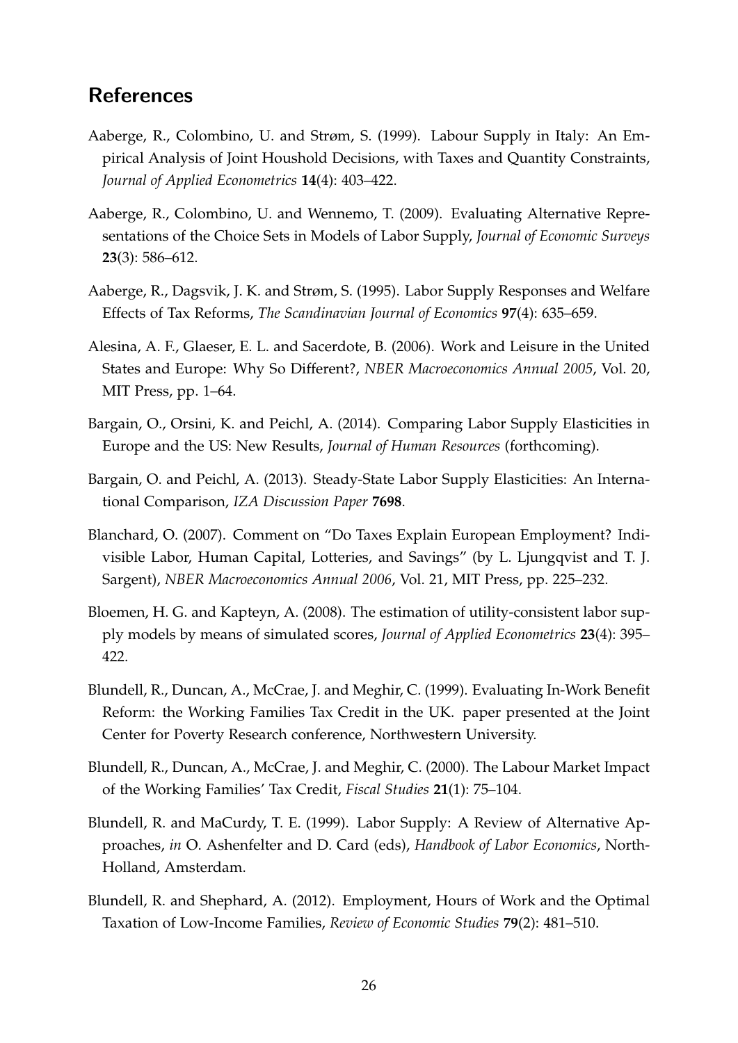## References

Aaberge, R., Colombino, U. and Strøm, S. (1999). Labour Supply in Italy: An Empirical Analysis of Joint Houshold Decisions, with Taxes and Quantity Constraints, *Journal of Applied Econometrics* **14**(4): 403–422.

Aaberge, R., Colombino, U. and Wennemo, T. (2009). Evaluating Alternative Representations of the Choice Sets in Models of Labor Supply, *Journal of Economic Surveys* **23**(3): 586–612.

Aaberge, R., Dagsvik, J. K. and Strøm, S. (1995). Labor Supply Responses and Welfare Effects of Tax Reforms, *The Scandinavian Journal of Economics* **97**(4): 635–659.

Alesina, A. F., Glaeser, E. L. and Sacerdote, B. (2006). Work and Leisure in the United States and Europe: Why So Different?, *NBER Macroeconomics Annual 2005*, Vol. 20, MIT Press, pp. 1–64.

Bargain, O., Orsini, K. and Peichl, A. (2014). Comparing Labor Supply Elasticities in Europe and the US: New Results, *Journal of Human Resources* (forthcoming).

Bargain, O. and Peichl, A. (2013). Steady-State Labor Supply Elasticities: An International Comparison, *IZA Discussion Paper* **7698**.

Blanchard, O. (2007). Comment on "Do Taxes Explain European Employment? Indivisible Labor, Human Capital, Lotteries, and Savings" (by L. Ljungqvist and T. J. Sargent), *NBER Macroeconomics Annual 2006*, Vol. 21, MIT Press, pp. 225–232.

Bloemen, H. G. and Kapteyn, A. (2008). The estimation of utility-consistent labor supply models by means of simulated scores, *Journal of Applied Econometrics* **23**(4): 395–422.

Blundell, R., Duncan, A., McCrae, J. and Meghir, C. (1999). Evaluating In-Work Benefit Reform: the Working Families Tax Credit in the UK. paper presented at the Joint Center for Poverty Research conference, Northwestern University.

Blundell, R., Duncan, A., McCrae, J. and Meghir, C. (2000). The Labour Market Impact of the Working Families' Tax Credit, *Fiscal Studies* **21**(1): 75–104.

Blundell, R. and MaCurdy, T. E. (1999). Labor Supply: A Review of Alternative Approaches, *in* O. Ashenfelter and D. Card (eds), *Handbook of Labor Economics*, North-Holland, Amsterdam.

Blundell, R. and Shephard, A. (2012). Employment, Hours of Work and the Optimal Taxation of Low-Income Families, *Review of Economic Studies* **79**(2): 481–510.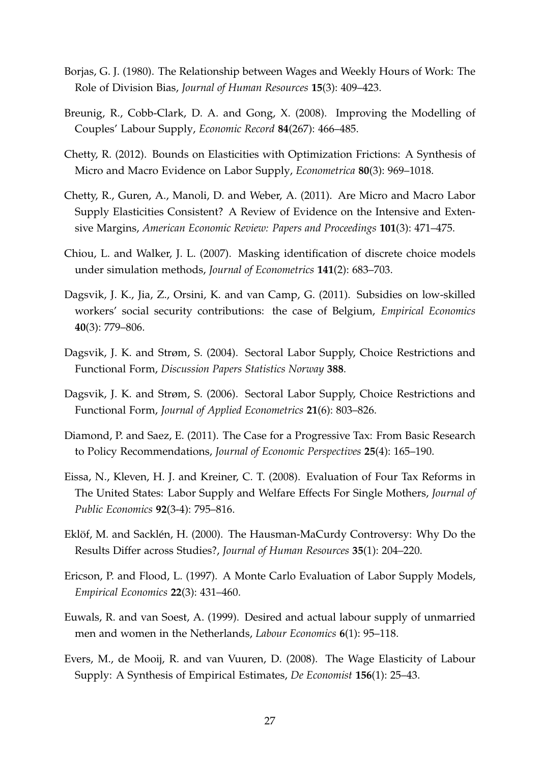Borjas, G. J. (1980). The Relationship between Wages and Weekly Hours of Work: The Role of Division Bias, *Journal of Human Resources* **15**(3): 409–423.

Breunig, R., Cobb-Clark, D. A. and Gong, X. (2008). Improving the Modelling of Couples' Labour Supply, *Economic Record* **84**(267): 466–485.

Chetty, R. (2012). Bounds on Elasticities with Optimization Frictions: A Synthesis of Micro and Macro Evidence on Labor Supply, *Econometrica* **80**(3): 969–1018.

Chetty, R., Guren, A., Manoli, D. and Weber, A. (2011). Are Micro and Macro Labor Supply Elasticities Consistent? A Review of Evidence on the Intensive and Extensive Margins, *American Economic Review: Papers and Proceedings* **101**(3): 471–475.

Chiou, L. and Walker, J. L. (2007). Masking identification of discrete choice models under simulation methods, *Journal of Econometrics* **141**(2): 683–703.

Dagsvik, J. K., Jia, Z., Orsini, K. and van Camp, G. (2011). Subsidies on low-skilled workers' social security contributions: the case of Belgium, *Empirical Economics* **40**(3): 779–806.

Dagsvik, J. K. and Strøm, S. (2004). Sectoral Labor Supply, Choice Restrictions and Functional Form, *Discussion Papers Statistics Norway* **388**.

Dagsvik, J. K. and Strøm, S. (2006). Sectoral Labor Supply, Choice Restrictions and Functional Form, *Journal of Applied Econometrics* **21**(6): 803–826.

Diamond, P. and Saez, E. (2011). The Case for a Progressive Tax: From Basic Research to Policy Recommendations, *Journal of Economic Perspectives* **25**(4): 165–190.

Eissa, N., Kleven, H. J. and Kreiner, C. T. (2008). Evaluation of Four Tax Reforms in The United States: Labor Supply and Welfare Effects For Single Mothers, *Journal of Public Economics* **92**(3-4): 795–816.

Eklöf, M. and Sacklén, H. (2000). The Hausman-MaCurdy Controversy: Why Do the Results Differ across Studies?, *Journal of Human Resources* **35**(1): 204–220.

Ericson, P. and Flood, L. (1997). A Monte Carlo Evaluation of Labor Supply Models, *Empirical Economics* **22**(3): 431–460.

Euwals, R. and van Soest, A. (1999). Desired and actual labour supply of unmarried men and women in the Netherlands, *Labour Economics* **6**(1): 95–118.

Evers, M., de Mooij, R. and van Vuuren, D. (2008). The Wage Elasticity of Labour Supply: A Synthesis of Empirical Estimates, *De Economist* **156**(1): 25–43.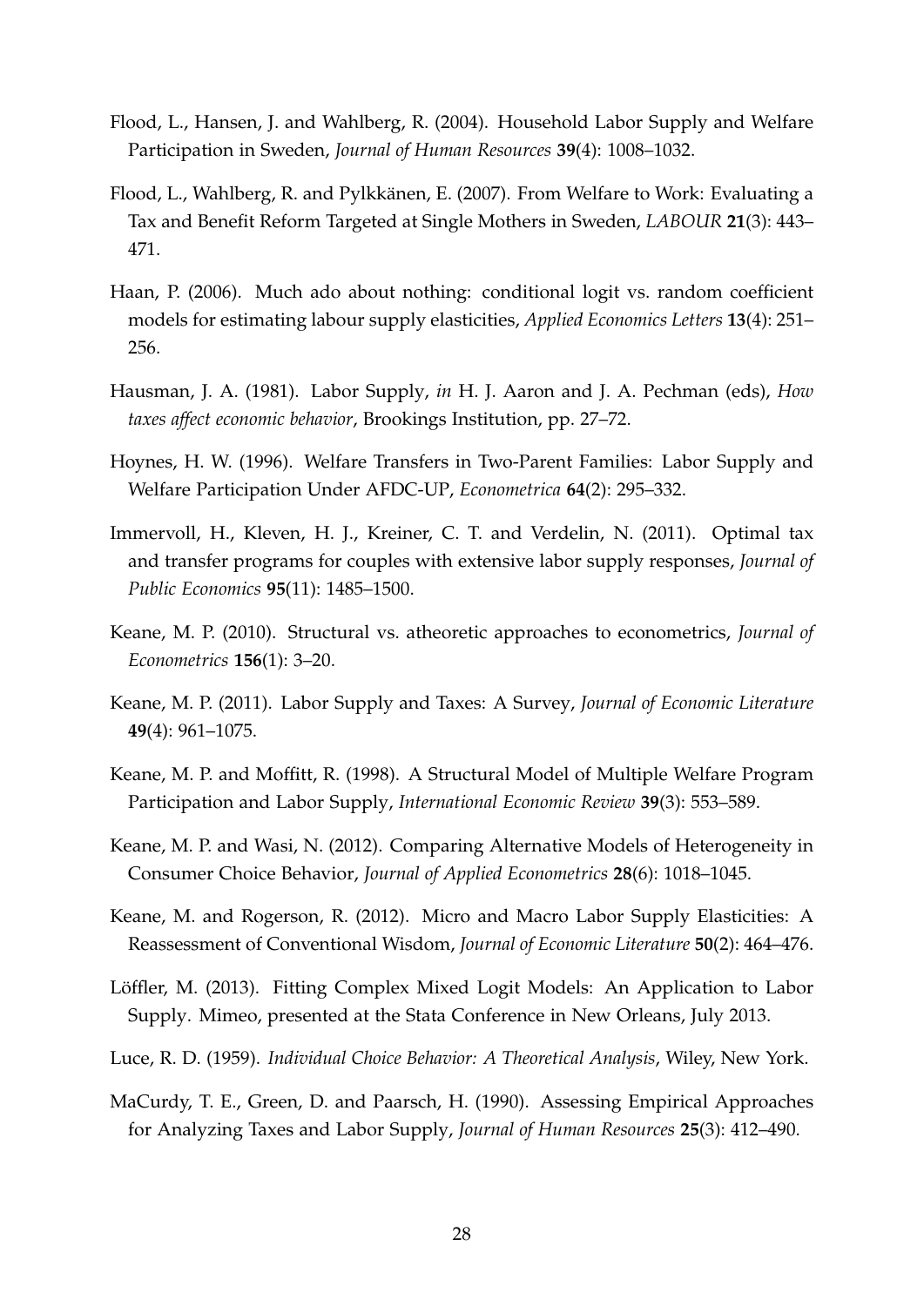Flood, L., Hansen, J. and Wahlberg, R. (2004). Household Labor Supply and Welfare Participation in Sweden, *Journal of Human Resources* **39**(4): 1008–1032.

Flood, L., Wahlberg, R. and Pylkkänen, E. (2007). From Welfare to Work: Evaluating a Tax and Benefit Reform Targeted at Single Mothers in Sweden, *LABOUR* **21**(3): 443–471.

Haan, P. (2006). Much ado about nothing: conditional logit vs. random coefficient models for estimating labour supply elasticities, *Applied Economics Letters* **13**(4): 251–256.

Hausman, J. A. (1981). Labor Supply, *in* H. J. Aaron and J. A. Pechman (eds), *How taxes affect economic behavior*, Brookings Institution, pp. 27–72.

Hoynes, H. W. (1996). Welfare Transfers in Two-Parent Families: Labor Supply and Welfare Participation Under AFDC-UP, *Econometrica* **64**(2): 295–332.

Immervoll, H., Kleven, H. J., Kreiner, C. T. and Verdelin, N. (2011). Optimal tax and transfer programs for couples with extensive labor supply responses, *Journal of Public Economics* **95**(11): 1485–1500.

Keane, M. P. (2010). Structural vs. atheoretic approaches to econometrics, *Journal of Econometrics* **156**(1): 3–20.

Keane, M. P. (2011). Labor Supply and Taxes: A Survey, *Journal of Economic Literature* **49**(4): 961–1075.

Keane, M. P. and Moffitt, R. (1998). A Structural Model of Multiple Welfare Program Participation and Labor Supply, *International Economic Review* **39**(3): 553–589.

Keane, M. P. and Wasi, N. (2012). Comparing Alternative Models of Heterogeneity in Consumer Choice Behavior, *Journal of Applied Econometrics* **28**(6): 1018–1045.

Keane, M. and Rogerson, R. (2012). Micro and Macro Labor Supply Elasticities: A Reassessment of Conventional Wisdom, *Journal of Economic Literature* **50**(2): 464–476.

Löffler, M. (2013). Fitting Complex Mixed Logit Models: An Application to Labor Supply. Mimeo, presented at the Stata Conference in New Orleans, July 2013.

Luce, R. D. (1959). *Individual Choice Behavior: A Theoretical Analysis*, Wiley, New York.

MaCurdy, T. E., Green, D. and Paarsch, H. (1990). Assessing Empirical Approaches for Analyzing Taxes and Labor Supply, *Journal of Human Resources* **25**(3): 412–490.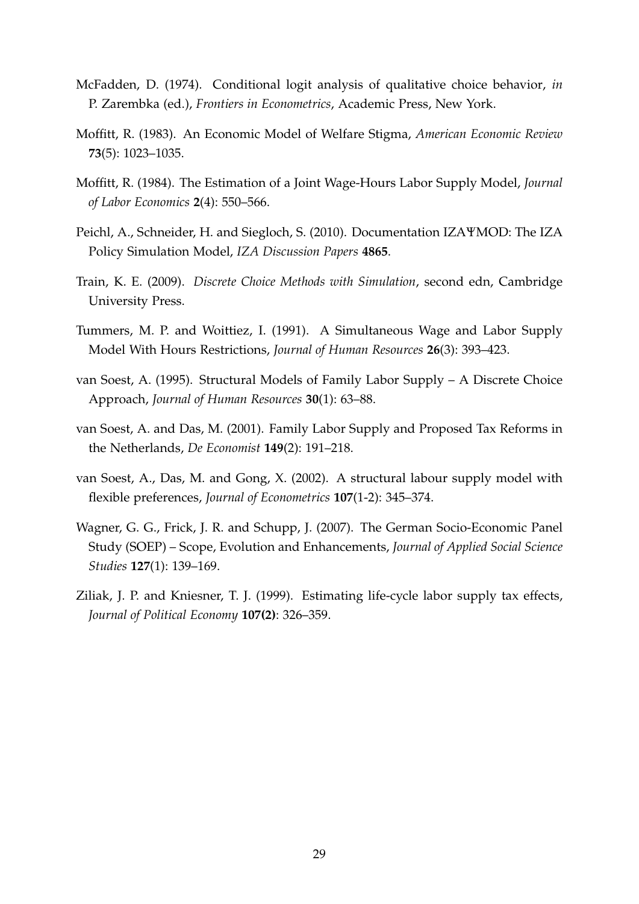McFadden, D. (1974). Conditional logit analysis of qualitative choice behavior, *in* P. Zarembka (ed.), *Frontiers in Econometrics*, Academic Press, New York.

Moffitt, R. (1983). An Economic Model of Welfare Stigma, *American Economic Review* **73**(5): 1023–1035.

Moffitt, R. (1984). The Estimation of a Joint Wage-Hours Labor Supply Model, *Journal of Labor Economics* **2**(4): 550–566.

Peichl, A., Schneider, H. and Siegloch, S. (2010). Documentation IZAΨMOD: The IZA Policy Simulation Model, *IZA Discussion Papers* **4865**.

Train, K. E. (2009). *Discrete Choice Methods with Simulation*, second edn, Cambridge University Press.

Tummers, M. P. and Woittiez, I. (1991). A Simultaneous Wage and Labor Supply Model With Hours Restrictions, *Journal of Human Resources* **26**(3): 393–423.

van Soest, A. (1995). Structural Models of Family Labor Supply – A Discrete Choice Approach, *Journal of Human Resources* **30**(1): 63–88.

van Soest, A. and Das, M. (2001). Family Labor Supply and Proposed Tax Reforms in the Netherlands, *De Economist* **149**(2): 191–218.

van Soest, A., Das, M. and Gong, X. (2002). A structural labour supply model with flexible preferences, *Journal of Econometrics* **107**(1-2): 345–374.

Wagner, G. G., Frick, J. R. and Schupp, J. (2007). The German Socio-Economic Panel Study (SOEP) – Scope, Evolution and Enhancements, *Journal of Applied Social Science Studies* **127**(1): 139–169.

Ziliak, J. P. and Kniesner, T. J. (1999). Estimating life-cycle labor supply tax effects, *Journal of Political Economy* **107(2)**: 326–359.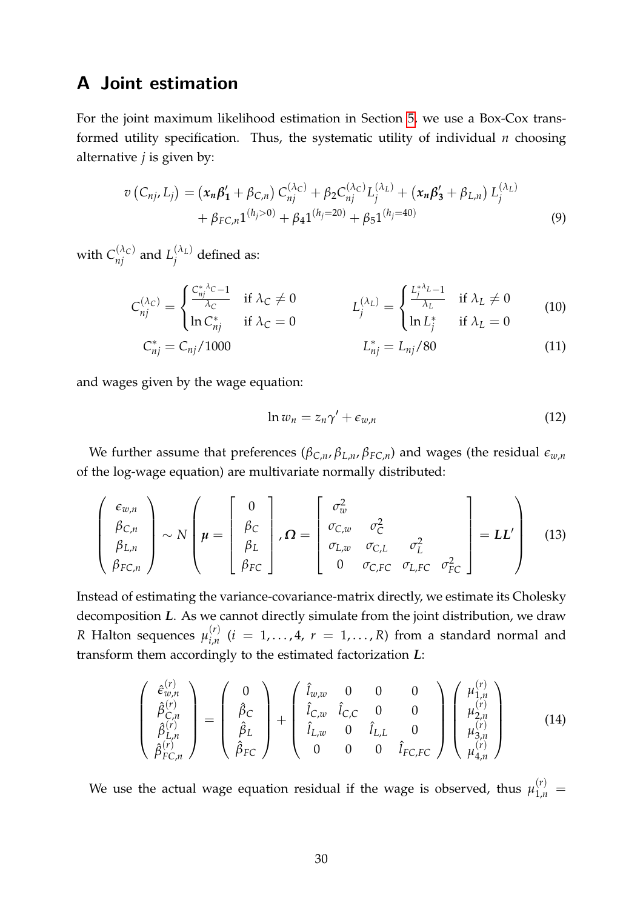## A Joint estimation

For the joint maximum likelihood estimation in Section 5, we use a Box-Cox transformed utility specification. Thus, the systematic utility of individual $n$ choosing alternative $j$ is given by:

$$v\left(C_{nj}, L_j\right) = \left(\boldsymbol{x_n \beta_1'} + \beta_{C,n}\right) C_{nj}^{(\lambda_C)} + \beta_2 C_{nj}^{(\lambda_C)} L_j^{(\lambda_L)} + \left(\boldsymbol{x_n \beta_3'} + \beta_{L,n}\right) L_j^{(\lambda_L)} + \beta_{FC,n} 1^{(h_j>0)} + \beta_4 1^{(h_j=20)} + \beta_5 1^{(h_j=40)} \tag{9}$$

with $C_{nj}^{(\lambda_C)}$ and $L_j^{(\lambda_L)}$ defined as:

$$C_{nj}^{(\lambda_C)} = \begin{cases} \frac{C_{nj}^{*\,\lambda_C} - 1}{\lambda_C} & \text{if } \lambda_C \neq 0 \\ \ln C_{nj}^{*} & \text{if } \lambda_C = 0 \end{cases} \qquad L_j^{(\lambda_L)} = \begin{cases} \frac{L_j^{*\,\lambda_L} - 1}{\lambda_L} & \text{if } \lambda_L \neq 0 \\ \ln L_j^{*} & \text{if } \lambda_L = 0 \end{cases} \tag{10}$$

$$C_{nj}^{*} = C_{nj}/1000 \qquad L_{nj}^{*} = L_{nj}/80 \tag{11}$$

and wages given by the wage equation:

$$\ln w_n = z_n \gamma' + \epsilon_{w,n} \tag{12}$$

We further assume that preferences ($\beta_{C,n}, \beta_{L,n}, \beta_{FC,n}$) and wages (the residual $\epsilon_{w,n}$ of the log-wage equation) are multivariate normally distributed:

$$\begin{pmatrix} \epsilon_{w,n} \\ \beta_{C,n} \\ \beta_{L,n} \\ \beta_{FC,n} \end{pmatrix} \sim N \left( \boldsymbol{\mu} = \begin{bmatrix} 0 \\ \beta_C \\ \beta_L \\ \beta_{FC} \end{bmatrix}, \boldsymbol{\Omega} = \begin{bmatrix} \sigma_w^2 & & & \\ \sigma_{C,w} & \sigma_C^2 & & \\ \sigma_{L,w} & \sigma_{C,L} & \sigma_L^2 & \\ 0 & \sigma_{C,FC} & \sigma_{L,FC} & \sigma_{FC}^2 \end{bmatrix} = \boldsymbol{LL'} \right) \tag{13}$$

Instead of estimating the variance-covariance-matrix directly, we estimate its Cholesky decomposition $\boldsymbol{L}$. As we cannot directly simulate from the joint distribution, we draw $R$ Halton sequences $\mu_{i,n}^{(r)}$ ($i = 1, \ldots, 4$, $r = 1, \ldots, R$) from a standard normal and transform them accordingly to the estimated factorization $\boldsymbol{L}$:

$$\begin{pmatrix} \hat{\epsilon}_{w,n}^{(r)} \\ \hat{\beta}_{C,n}^{(r)} \\ \hat{\beta}_{L,n}^{(r)} \\ \hat{\beta}_{FC,n}^{(r)} \end{pmatrix} = \begin{pmatrix} 0 \\ \hat{\beta}_C \\ \hat{\beta}_L \\ \hat{\beta}_{FC} \end{pmatrix} + \begin{pmatrix} \hat{l}_{w,w} & 0 & 0 & 0 \\ \hat{l}_{C,w} & \hat{l}_{C,C} & 0 & 0 \\ \hat{l}_{L,w} & 0 & \hat{l}_{L,L} & 0 \\ 0 & 0 & 0 & \hat{l}_{FC,FC} \end{pmatrix} \begin{pmatrix} \mu_{1,n}^{(r)} \\ \mu_{2,n}^{(r)} \\ \mu_{3,n}^{(r)} \\ \mu_{4,n}^{(r)} \end{pmatrix} \tag{14}$$

We use the actual wage equation residual if the wage is observed, thus $\mu_{1,n}^{(r)} =$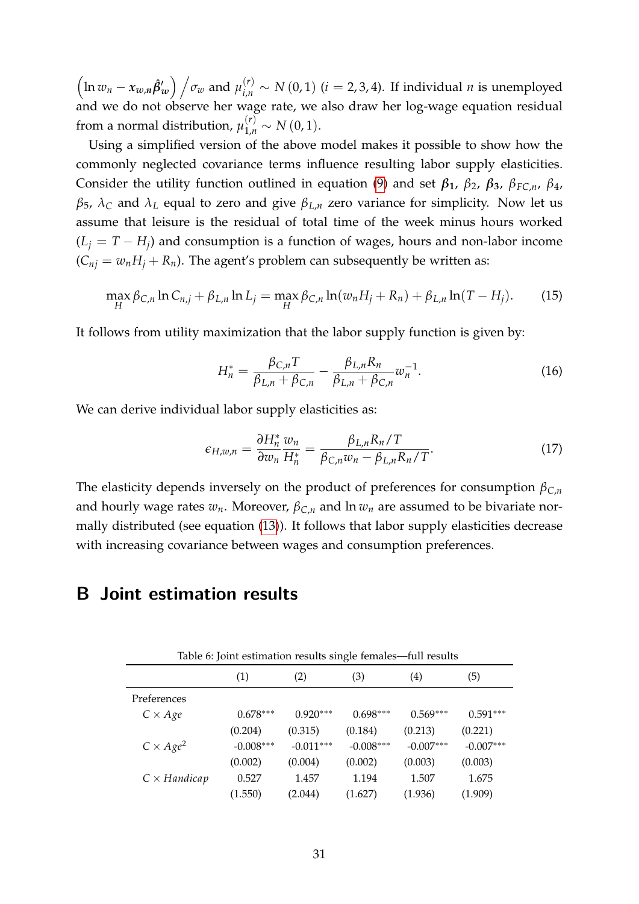$\left(\ln w_n - \boldsymbol{x_{w,n}}\hat{\boldsymbol{\beta}}'_{\boldsymbol{w}}\right) \Big/ \sigma_w$ and $\mu_{i,n}^{(r)} \sim N(0,1)$ ($i = 2,3,4$). If individual $n$ is unemployed and we do not observe her wage rate, we also draw her log-wage equation residual from a normal distribution, $\mu_{1,n}^{(r)} \sim N(0,1)$.

Using a simplified version of the above model makes it possible to show how the commonly neglected covariance terms influence resulting labor supply elasticities. Consider the utility function outlined in equation (9) and set $\boldsymbol{\beta_1}$, $\beta_2$, $\boldsymbol{\beta_3}$, $\beta_{FC,n}$, $\beta_4$, $\beta_5$, $\lambda_C$ and $\lambda_L$ equal to zero and give $\beta_{L,n}$ zero variance for simplicity. Now let us assume that leisure is the residual of total time of the week minus hours worked ($L_j = T - H_j$) and consumption is a function of wages, hours and non-labor income ($C_{nj} = w_n H_j + R_n$). The agent's problem can subsequently be written as:

$$\max_H \beta_{C,n} \ln C_{n,j} + \beta_{L,n} \ln L_j = \max_H \beta_{C,n} \ln(w_n H_j + R_n) + \beta_{L,n} \ln(T - H_j). \tag{15}$$

It follows from utility maximization that the labor supply function is given by:

$$H_n^* = \frac{\beta_{C,n} T}{\beta_{L,n} + \beta_{C,n}} - \frac{\beta_{L,n} R_n}{\beta_{L,n} + \beta_{C,n}} w_n^{-1}. \tag{16}$$

We can derive individual labor supply elasticities as:

$$\epsilon_{H,w,n} = \frac{\partial H_n^*}{\partial w_n} \frac{w_n}{H_n^*} = \frac{\beta_{L,n} R_n / T}{\beta_{C,n} w_n - \beta_{L,n} R_n / T}. \tag{17}$$

The elasticity depends inversely on the product of preferences for consumption $\beta_{C,n}$ and hourly wage rates $w_n$. Moreover, $\beta_{C,n}$ and $\ln w_n$ are assumed to be bivariate normally distributed (see equation (13)). It follows that labor supply elasticities decrease with increasing covariance between wages and consumption preferences.

# B Joint estimation results

Table 6: Joint estimation results single females—full results

| | (1) | (2) | (3) | (4) | (5) |
|---|---|---|---|---|---|
| Preferences | | | | | |
| $C \times Age$ | 0.678*** | 0.920*** | 0.698*** | 0.569*** | 0.591*** |
| | (0.204) | (0.315) | (0.184) | (0.213) | (0.221) |
| $C \times Age^2$ | -0.008*** | -0.011*** | -0.008*** | -0.007*** | -0.007*** |
| | (0.002) | (0.004) | (0.002) | (0.003) | (0.003) |
| $C \times Handicap$ | 0.527 | 1.457 | 1.194 | 1.507 | 1.675 |
| | (1.550) | (2.044) | (1.627) | (1.936) | (1.909) |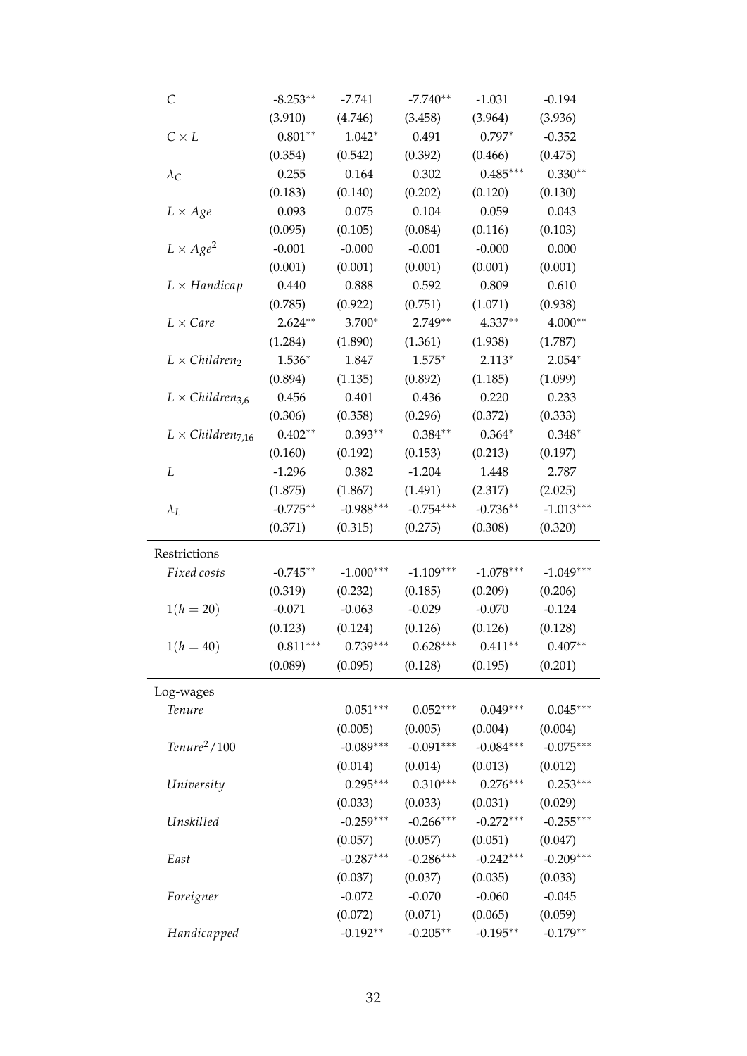| | | | | | |
|---|---|---|---|---|---|
| $C$ | -8.253** | -7.741 | -7.740** | -1.031 | -0.194 |
| | (3.910) | (4.746) | (3.458) | (3.964) | (3.936) |
| $C \times L$ | 0.801** | 1.042* | 0.491 | 0.797* | -0.352 |
| | (0.354) | (0.542) | (0.392) | (0.466) | (0.475) |
| $\lambda_C$ | 0.255 | 0.164 | 0.302 | 0.485*** | 0.330** |
| | (0.183) | (0.140) | (0.202) | (0.120) | (0.130) |
| $L \times Age$ | 0.093 | 0.075 | 0.104 | 0.059 | 0.043 |
| | (0.095) | (0.105) | (0.084) | (0.116) | (0.103) |
| $L \times Age^2$ | -0.001 | -0.000 | -0.001 | -0.000 | 0.000 |
| | (0.001) | (0.001) | (0.001) | (0.001) | (0.001) |
| $L \times Handicap$ | 0.440 | 0.888 | 0.592 | 0.809 | 0.610 |
| | (0.785) | (0.922) | (0.751) | (1.071) | (0.938) |
| $L \times Care$ | 2.624** | 3.700* | 2.749** | 4.337** | 4.000** |
| | (1.284) | (1.890) | (1.361) | (1.938) | (1.787) |
| $L \times Children_2$ | 1.536* | 1.847 | 1.575* | 2.113* | 2.054* |
| | (0.894) | (1.135) | (0.892) | (1.185) | (1.099) |
| $L \times Children_{3,6}$ | 0.456 | 0.401 | 0.436 | 0.220 | 0.233 |
| | (0.306) | (0.358) | (0.296) | (0.372) | (0.333) |
| $L \times Children_{7,16}$ | 0.402** | 0.393** | 0.384** | 0.364* | 0.348* |
| | (0.160) | (0.192) | (0.153) | (0.213) | (0.197) |
| $L$ | -1.296 | 0.382 | -1.204 | 1.448 | 2.787 |
| | (1.875) | (1.867) | (1.491) | (2.317) | (2.025) |
| $\lambda_L$ | -0.775** | -0.988*** | -0.754*** | -0.736** | -1.013*** |
| | (0.371) | (0.315) | (0.275) | (0.308) | (0.320) |
| Restrictions | | | | | |
| *Fixed costs* | -0.745** | -1.000*** | -1.109*** | -1.078*** | -1.049*** |
| | (0.319) | (0.232) | (0.185) | (0.209) | (0.206) |
| $1(h = 20)$ | -0.071 | -0.063 | -0.029 | -0.070 | -0.124 |
| | (0.123) | (0.124) | (0.126) | (0.126) | (0.128) |
| $1(h = 40)$ | 0.811*** | 0.739*** | 0.628*** | 0.411** | 0.407** |
| | (0.089) | (0.095) | (0.128) | (0.195) | (0.201) |
| Log-wages | | | | | |
| *Tenure* | | 0.051*** | 0.052*** | 0.049*** | 0.045*** |
| | | (0.005) | (0.005) | (0.004) | (0.004) |
| $Tenure^2/100$ | | -0.089*** | -0.091*** | -0.084*** | -0.075*** |
| | | (0.014) | (0.014) | (0.013) | (0.012) |
| *University* | | 0.295*** | 0.310*** | 0.276*** | 0.253*** |
| | | (0.033) | (0.033) | (0.031) | (0.029) |
| *Unskilled* | | -0.259*** | -0.266*** | -0.272*** | -0.255*** |
| | | (0.057) | (0.057) | (0.051) | (0.047) |
| *East* | | -0.287*** | -0.286*** | -0.242*** | -0.209*** |
| | | (0.037) | (0.037) | (0.035) | (0.033) |
| *Foreigner* | | -0.072 | -0.070 | -0.060 | -0.045 |
| | | (0.072) | (0.071) | (0.065) | (0.059) |
| *Handicapped* | | -0.192** | -0.205** | -0.195** | -0.179** |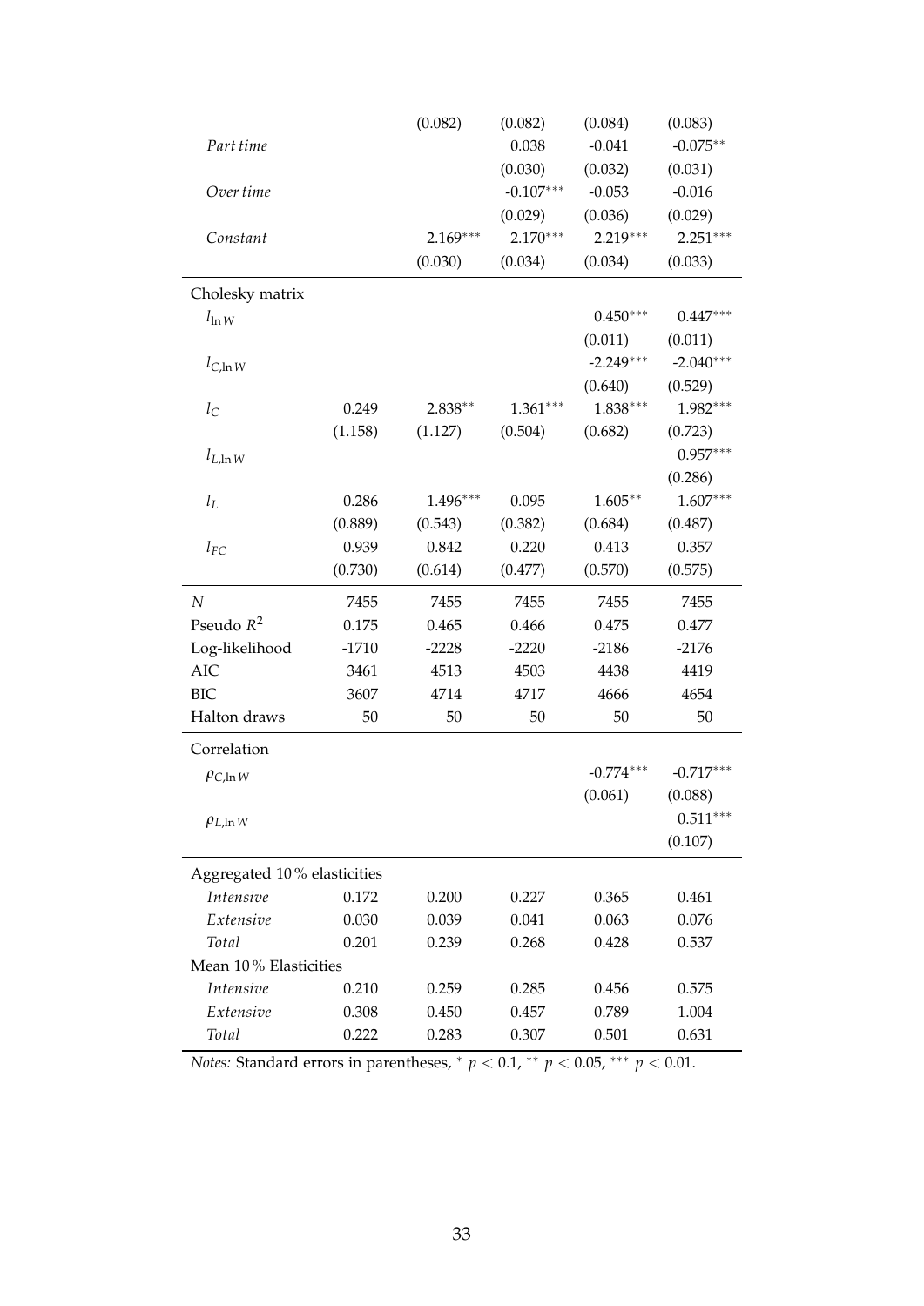| | | | | | |
|---|---|---|---|---|---|
| | | (0.082) | (0.082) | (0.084) | (0.083) |
| *Part time* | | | 0.038 | -0.041 | -0.075** |
| | | | (0.030) | (0.032) | (0.031) |
| *Over time* | | | -0.107*** | -0.053 | -0.016 |
| | | | (0.029) | (0.036) | (0.029) |
| *Constant* | | 2.169*** | 2.170*** | 2.219*** | 2.251*** |
| | | (0.030) | (0.034) | (0.034) | (0.033) |
| Cholesky matrix | | | | | |
| $l_{\ln W}$ | | | | 0.450*** | 0.447*** |
| | | | | (0.011) | (0.011) |
| $l_{C,\ln W}$ | | | | -2.249*** | -2.040*** |
| | | | | (0.640) | (0.529) |
| $l_C$ | 0.249 | 2.838** | 1.361*** | 1.838*** | 1.982*** |
| | (1.158) | (1.127) | (0.504) | (0.682) | (0.723) |
| $l_{L,\ln W}$ | | | | | 0.957*** |
| | | | | | (0.286) |
| $l_L$ | 0.286 | 1.496*** | 0.095 | 1.605** | 1.607*** |
| | (0.889) | (0.543) | (0.382) | (0.684) | (0.487) |
| $l_{FC}$ | 0.939 | 0.842 | 0.220 | 0.413 | 0.357 |
| | (0.730) | (0.614) | (0.477) | (0.570) | (0.575) |
| $N$ | 7455 | 7455 | 7455 | 7455 | 7455 |
| Pseudo $R^2$ | 0.175 | 0.465 | 0.466 | 0.475 | 0.477 |
| Log-likelihood | -1710 | -2228 | -2220 | -2186 | -2176 |
| AIC | 3461 | 4513 | 4503 | 4438 | 4419 |
| BIC | 3607 | 4714 | 4717 | 4666 | 4654 |
| Halton draws | 50 | 50 | 50 | 50 | 50 |
| Correlation | | | | | |
| $\rho_{C,\ln W}$ | | | | -0.774*** | -0.717*** |
| | | | | (0.061) | (0.088) |
| $\rho_{L,\ln W}$ | | | | | 0.511*** |
| | | | | | (0.107) |
| Aggregated 10 % elasticities | | | | | |
| *Intensive* | 0.172 | 0.200 | 0.227 | 0.365 | 0.461 |
| *Extensive* | 0.030 | 0.039 | 0.041 | 0.063 | 0.076 |
| *Total* | 0.201 | 0.239 | 0.268 | 0.428 | 0.537 |
| Mean 10 % Elasticities | | | | | |
| *Intensive* | 0.210 | 0.259 | 0.285 | 0.456 | 0.575 |
| *Extensive* | 0.308 | 0.450 | 0.457 | 0.789 | 1.004 |
| *Total* | 0.222 | 0.283 | 0.307 | 0.501 | 0.631 |

*Notes:* Standard errors in parentheses, * $p < 0.1$, ** $p < 0.05$, *** $p < 0.01$.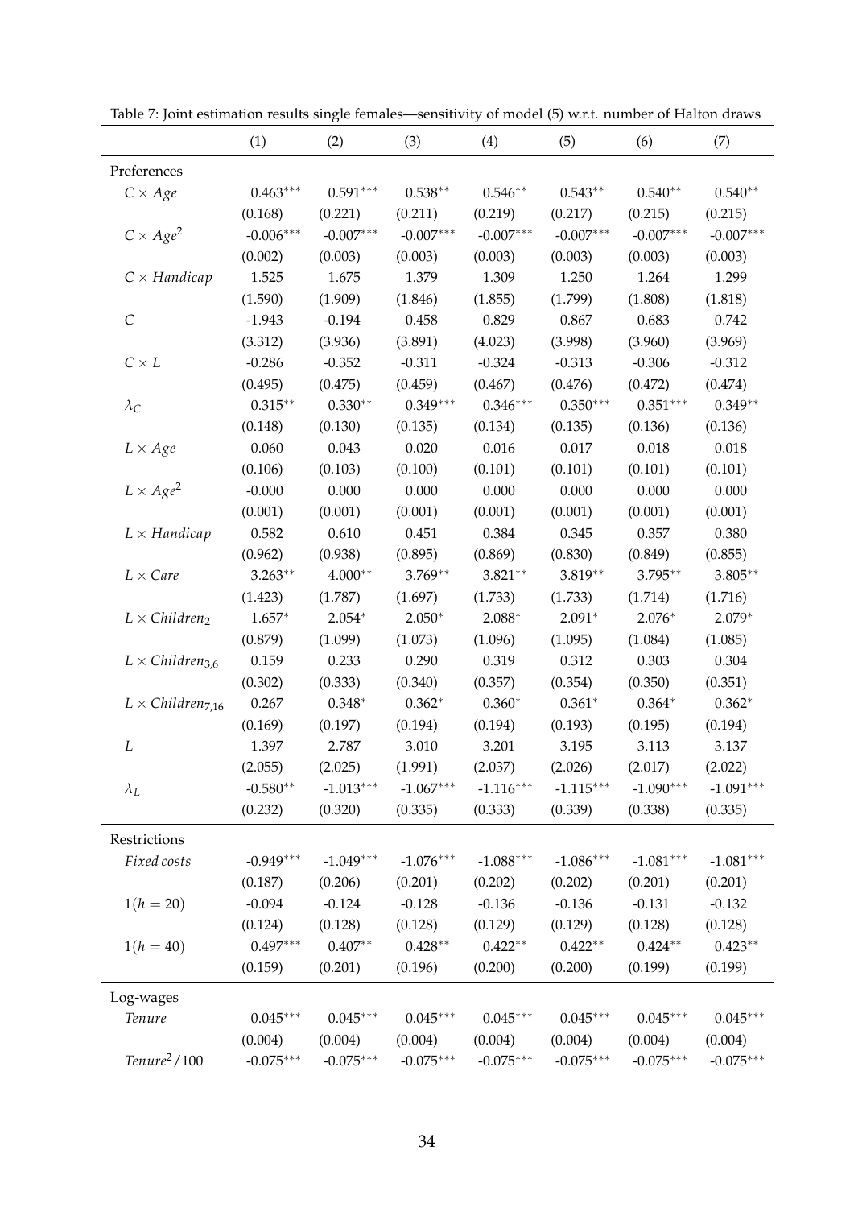Table 7: Joint estimation results single females—sensitivity of model (5) w.r.t. number of Halton draws

| | (1) | (2) | (3) | (4) | (5) | (6) | (7) |
|---|---|---|---|---|---|---|---|
| Preferences | | | | | | | |
| $C \times Age$ | 0.463*** | 0.591*** | 0.538** | 0.546** | 0.543** | 0.540** | 0.540** |
| | (0.168) | (0.221) | (0.211) | (0.219) | (0.217) | (0.215) | (0.215) |
| $C \times Age^2$ | -0.006*** | -0.007*** | -0.007*** | -0.007*** | -0.007*** | -0.007*** | -0.007*** |
| | (0.002) | (0.003) | (0.003) | (0.003) | (0.003) | (0.003) | (0.003) |
| $C \times Handicap$ | 1.525 | 1.675 | 1.379 | 1.309 | 1.250 | 1.264 | 1.299 |
| | (1.590) | (1.909) | (1.846) | (1.855) | (1.799) | (1.808) | (1.818) |
| $C$ | -1.943 | -0.194 | 0.458 | 0.829 | 0.867 | 0.683 | 0.742 |
| | (3.312) | (3.936) | (3.891) | (4.023) | (3.998) | (3.960) | (3.969) |
| $C \times L$ | -0.286 | -0.352 | -0.311 | -0.324 | -0.313 | -0.306 | -0.312 |
| | (0.495) | (0.475) | (0.459) | (0.467) | (0.476) | (0.472) | (0.474) |
| $\lambda_C$ | 0.315** | 0.330** | 0.349*** | 0.346*** | 0.350*** | 0.351*** | 0.349** |
| | (0.148) | (0.130) | (0.135) | (0.134) | (0.135) | (0.136) | (0.136) |
| $L \times Age$ | 0.060 | 0.043 | 0.020 | 0.016 | 0.017 | 0.018 | 0.018 |
| | (0.106) | (0.103) | (0.100) | (0.101) | (0.101) | (0.101) | (0.101) |
| $L \times Age^2$ | -0.000 | 0.000 | 0.000 | 0.000 | 0.000 | 0.000 | 0.000 |
| | (0.001) | (0.001) | (0.001) | (0.001) | (0.001) | (0.001) | (0.001) |
| $L \times Handicap$ | 0.582 | 0.610 | 0.451 | 0.384 | 0.345 | 0.357 | 0.380 |
| | (0.962) | (0.938) | (0.895) | (0.869) | (0.830) | (0.849) | (0.855) |
| $L \times Care$ | 3.263** | 4.000** | 3.769** | 3.821** | 3.819** | 3.795** | 3.805** |
| | (1.423) | (1.787) | (1.697) | (1.733) | (1.733) | (1.714) | (1.716) |
| $L \times Children_2$ | 1.657* | 2.054* | 2.050* | 2.088* | 2.091* | 2.076* | 2.079* |
| | (0.879) | (1.099) | (1.073) | (1.096) | (1.095) | (1.084) | (1.085) |
| $L \times Children_{3,6}$ | 0.159 | 0.233 | 0.290 | 0.319 | 0.312 | 0.303 | 0.304 |
| | (0.302) | (0.333) | (0.340) | (0.357) | (0.354) | (0.350) | (0.351) |
| $L \times Children_{7,16}$ | 0.267 | 0.348* | 0.362* | 0.360* | 0.361* | 0.364* | 0.362* |
| | (0.169) | (0.197) | (0.194) | (0.194) | (0.193) | (0.195) | (0.194) |
| $L$ | 1.397 | 2.787 | 3.010 | 3.201 | 3.195 | 3.113 | 3.137 |
| | (2.055) | (2.025) | (1.991) | (2.037) | (2.026) | (2.017) | (2.022) |
| $\lambda_L$ | -0.580** | -1.013*** | -1.067*** | -1.116*** | -1.115*** | -1.090*** | -1.091*** |
| | (0.232) | (0.320) | (0.335) | (0.333) | (0.339) | (0.338) | (0.335) |
| Restrictions | | | | | | | |
| *Fixed costs* | -0.949*** | -1.049*** | -1.076*** | -1.088*** | -1.086*** | -1.081*** | -1.081*** |
| | (0.187) | (0.206) | (0.201) | (0.202) | (0.202) | (0.201) | (0.201) |
| $1(h = 20)$ | -0.094 | -0.124 | -0.128 | -0.136 | -0.136 | -0.131 | -0.132 |
| | (0.124) | (0.128) | (0.128) | (0.129) | (0.129) | (0.128) | (0.128) |
| $1(h = 40)$ | 0.497*** | 0.407** | 0.428** | 0.422** | 0.422** | 0.424** | 0.423** |
| | (0.159) | (0.201) | (0.196) | (0.200) | (0.200) | (0.199) | (0.199) |
| Log-wages | | | | | | | |
| *Tenure* | 0.045*** | 0.045*** | 0.045*** | 0.045*** | 0.045*** | 0.045*** | 0.045*** |
| | (0.004) | (0.004) | (0.004) | (0.004) | (0.004) | (0.004) | (0.004) |
| $Tenure^2/100$ | -0.075*** | -0.075*** | -0.075*** | -0.075*** | -0.075*** | -0.075*** | -0.075*** |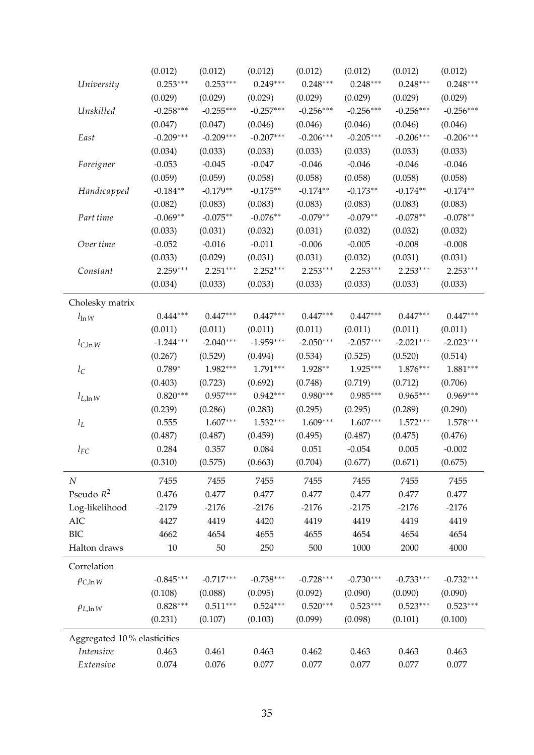| | | | | | | | |
|---|---|---|---|---|---|---|---|
| | (0.012) | (0.012) | (0.012) | (0.012) | (0.012) | (0.012) | (0.012) |
| *University* | 0.253*** | 0.253*** | 0.249*** | 0.248*** | 0.248*** | 0.248*** | 0.248*** |
| | (0.029) | (0.029) | (0.029) | (0.029) | (0.029) | (0.029) | (0.029) |
| *Unskilled* | -0.258*** | -0.255*** | -0.257*** | -0.256*** | -0.256*** | -0.256*** | -0.256*** |
| | (0.047) | (0.047) | (0.046) | (0.046) | (0.046) | (0.046) | (0.046) |
| *East* | -0.209*** | -0.209*** | -0.207*** | -0.206*** | -0.205*** | -0.206*** | -0.206*** |
| | (0.034) | (0.033) | (0.033) | (0.033) | (0.033) | (0.033) | (0.033) |
| *Foreigner* | -0.053 | -0.045 | -0.047 | -0.046 | -0.046 | -0.046 | -0.046 |
| | (0.059) | (0.059) | (0.058) | (0.058) | (0.058) | (0.058) | (0.058) |
| *Handicapped* | -0.184** | -0.179** | -0.175** | -0.174** | -0.173** | -0.174** | -0.174** |
| | (0.082) | (0.083) | (0.083) | (0.083) | (0.083) | (0.083) | (0.083) |
| *Part time* | -0.069** | -0.075** | -0.076** | -0.079** | -0.079** | -0.078** | -0.078** |
| | (0.033) | (0.031) | (0.032) | (0.031) | (0.032) | (0.032) | (0.032) |
| *Over time* | -0.052 | -0.016 | -0.011 | -0.006 | -0.005 | -0.008 | -0.008 |
| | (0.033) | (0.029) | (0.031) | (0.031) | (0.032) | (0.031) | (0.031) |
| *Constant* | 2.259*** | 2.251*** | 2.252*** | 2.253*** | 2.253*** | 2.253*** | 2.253*** |
| | (0.034) | (0.033) | (0.033) | (0.033) | (0.033) | (0.033) | (0.033) |
| Cholesky matrix | | | | | | | |
| $l_{\ln W}$ | 0.444*** | 0.447*** | 0.447*** | 0.447*** | 0.447*** | 0.447*** | 0.447*** |
| | (0.011) | (0.011) | (0.011) | (0.011) | (0.011) | (0.011) | (0.011) |
| $l_{C,\ln W}$ | -1.244*** | -2.040*** | -1.959*** | -2.050*** | -2.057*** | -2.021*** | -2.023*** |
| | (0.267) | (0.529) | (0.494) | (0.534) | (0.525) | (0.520) | (0.514) |
| $l_C$ | 0.789* | 1.982*** | 1.791*** | 1.928** | 1.925*** | 1.876*** | 1.881*** |
| | (0.403) | (0.723) | (0.692) | (0.748) | (0.719) | (0.712) | (0.706) |
| $l_{L,\ln W}$ | 0.820*** | 0.957*** | 0.942*** | 0.980*** | 0.985*** | 0.965*** | 0.969*** |
| | (0.239) | (0.286) | (0.283) | (0.295) | (0.295) | (0.289) | (0.290) |
| $l_L$ | 0.555 | 1.607*** | 1.532*** | 1.609*** | 1.607*** | 1.572*** | 1.578*** |
| | (0.487) | (0.487) | (0.459) | (0.495) | (0.487) | (0.475) | (0.476) |
| $l_{FC}$ | 0.284 | 0.357 | 0.084 | 0.051 | -0.054 | 0.005 | -0.002 |
| | (0.310) | (0.575) | (0.663) | (0.704) | (0.677) | (0.671) | (0.675) |
| $N$ | 7455 | 7455 | 7455 | 7455 | 7455 | 7455 | 7455 |
| Pseudo $R^2$ | 0.476 | 0.477 | 0.477 | 0.477 | 0.477 | 0.477 | 0.477 |
| Log-likelihood | -2179 | -2176 | -2176 | -2176 | -2175 | -2176 | -2176 |
| AIC | 4427 | 4419 | 4420 | 4419 | 4419 | 4419 | 4419 |
| BIC | 4662 | 4654 | 4655 | 4655 | 4654 | 4654 | 4654 |
| Halton draws | 10 | 50 | 250 | 500 | 1000 | 2000 | 4000 |
| Correlation | | | | | | | |
| $\rho_{C,\ln W}$ | -0.845*** | -0.717*** | -0.738*** | -0.728*** | -0.730*** | -0.733*** | -0.732*** |
| | (0.108) | (0.088) | (0.095) | (0.092) | (0.090) | (0.090) | (0.090) |
| $\rho_{L,\ln W}$ | 0.828*** | 0.511*** | 0.524*** | 0.520*** | 0.523*** | 0.523*** | 0.523*** |
| | (0.231) | (0.107) | (0.103) | (0.099) | (0.098) | (0.101) | (0.100) |
| Aggregated 10 % elasticities | | | | | | | |
| *Intensive* | 0.463 | 0.461 | 0.463 | 0.462 | 0.463 | 0.463 | 0.463 |
| *Extensive* | 0.074 | 0.076 | 0.077 | 0.077 | 0.077 | 0.077 | 0.077 |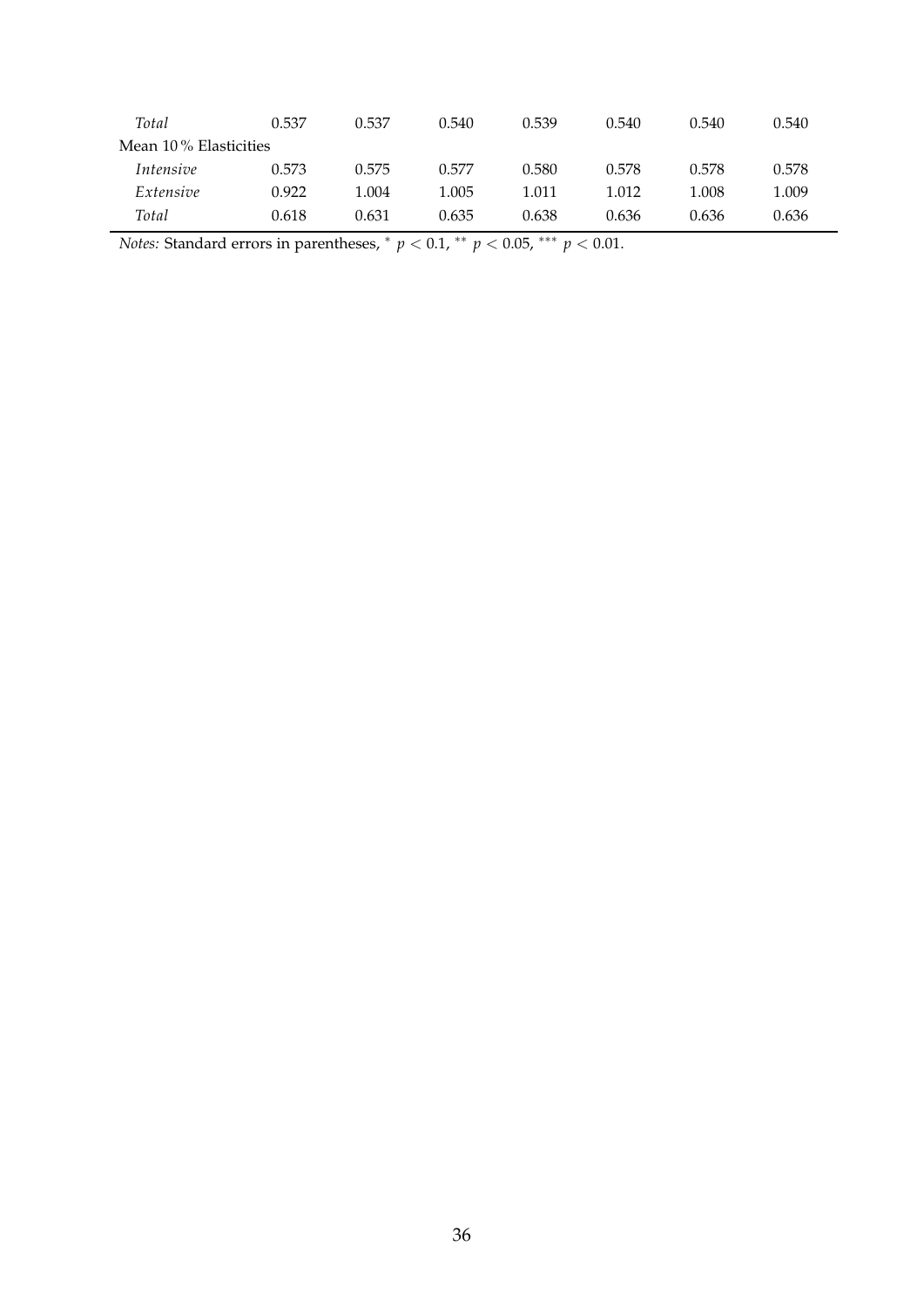| | | | | | | | |
|---|---|---|---|---|---|---|---|
| *Total* | 0.537 | 0.537 | 0.540 | 0.539 | 0.540 | 0.540 | 0.540 |
| Mean 10 % Elasticities | | | | | | | |
| *Intensive* | 0.573 | 0.575 | 0.577 | 0.580 | 0.578 | 0.578 | 0.578 |
| *Extensive* | 0.922 | 1.004 | 1.005 | 1.011 | 1.012 | 1.008 | 1.009 |
| *Total* | 0.618 | 0.631 | 0.635 | 0.638 | 0.636 | 0.636 | 0.636 |

*Notes:* Standard errors in parentheses, $^{*}$ $p < 0.1$, $^{**}$ $p < 0.05$, $^{***}$ $p < 0.01$.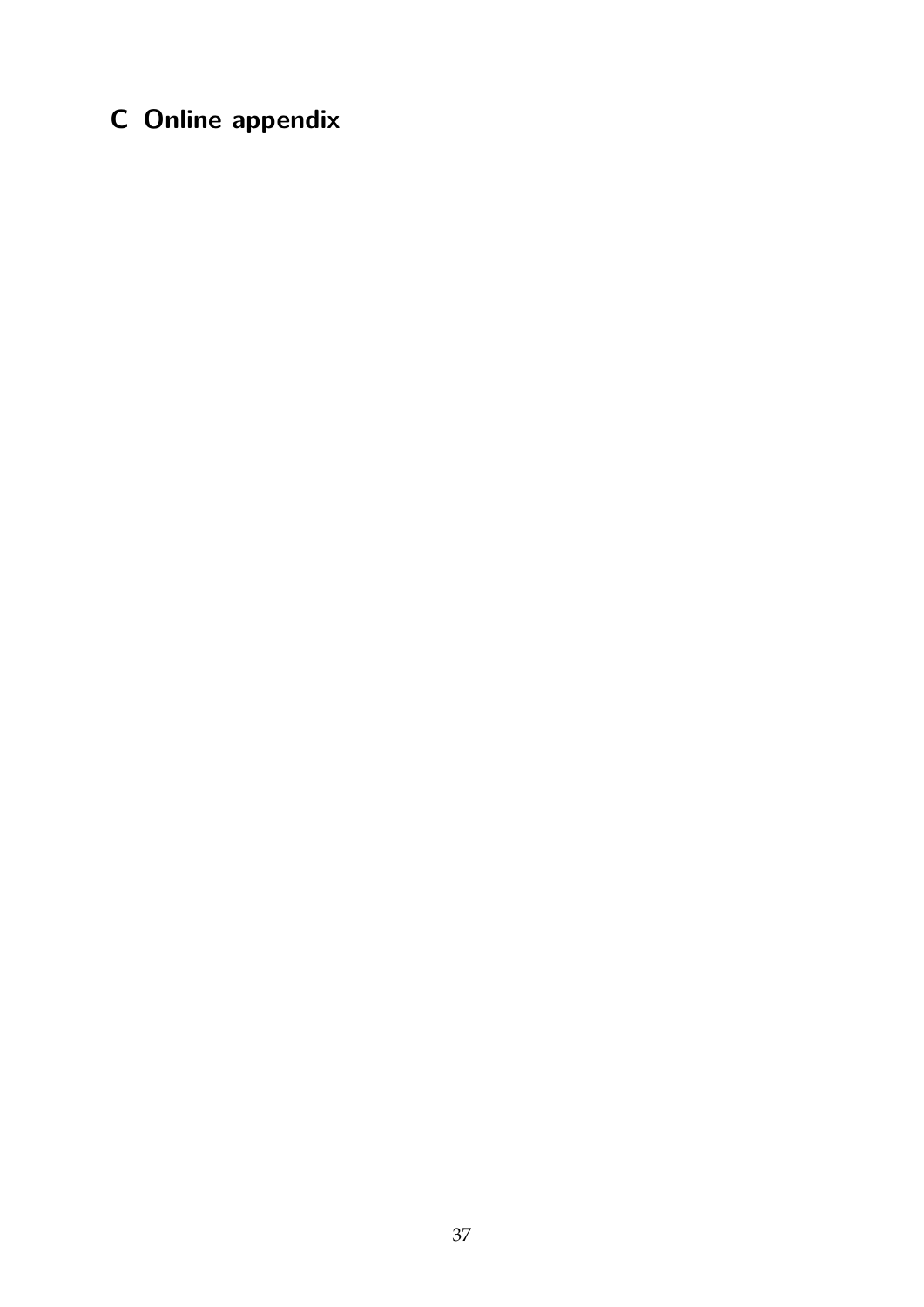# C Online appendix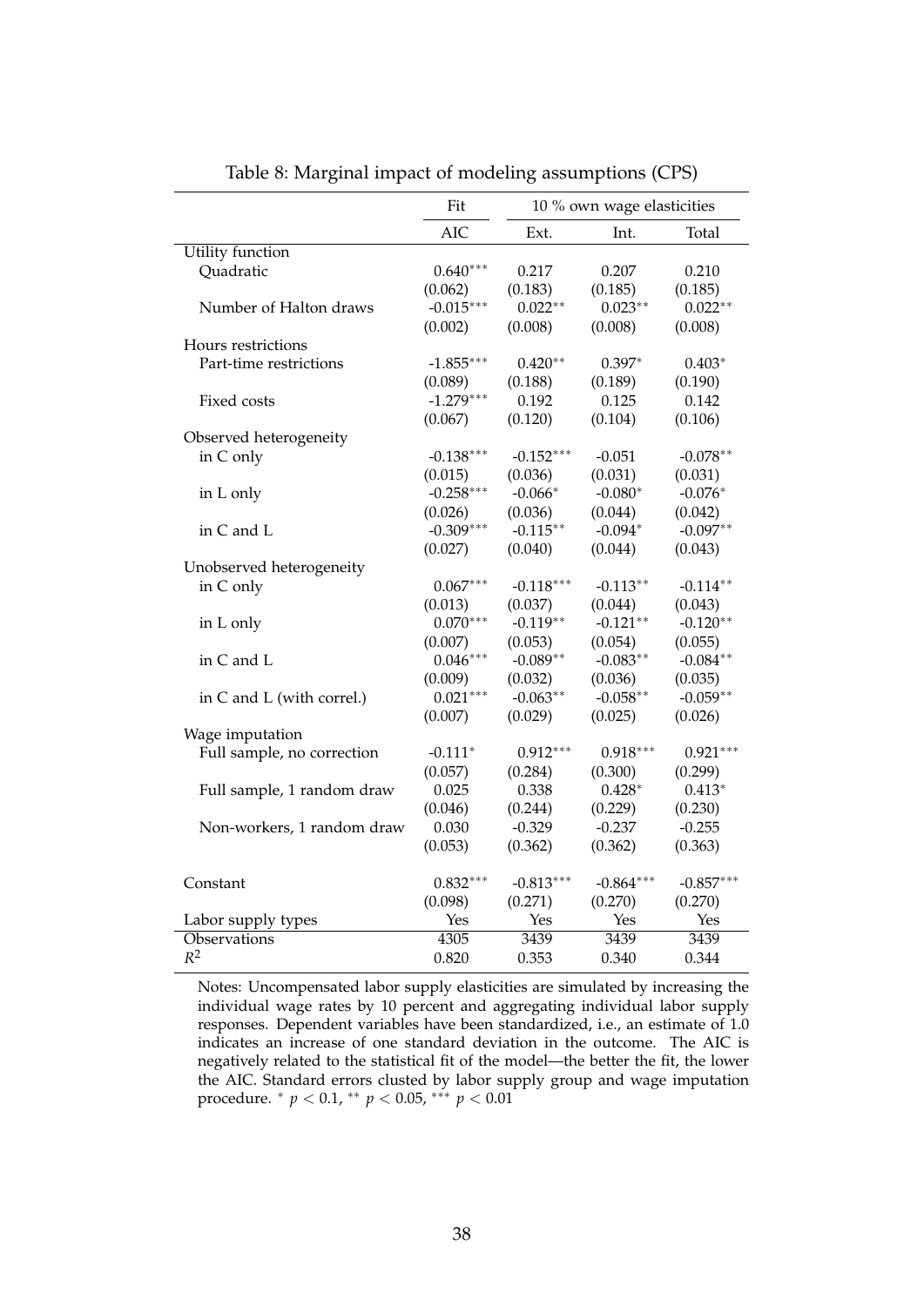Table 8: Marginal impact of modeling assumptions (CPS)

| | Fit | 10 % own wage elasticities | | |
|---|---|---|---|---|
| | AIC | Ext. | Int. | Total |
| Utility function | | | | |
| Quadratic | 0.640*** | 0.217 | 0.207 | 0.210 |
| | (0.062) | (0.183) | (0.185) | (0.185) |
| Number of Halton draws | -0.015*** | 0.022** | 0.023** | 0.022** |
| | (0.002) | (0.008) | (0.008) | (0.008) |
| Hours restrictions | | | | |
| Part-time restrictions | -1.855*** | 0.420** | 0.397* | 0.403* |
| | (0.089) | (0.188) | (0.189) | (0.190) |
| Fixed costs | -1.279*** | 0.192 | 0.125 | 0.142 |
| | (0.067) | (0.120) | (0.104) | (0.106) |
| Observed heterogeneity | | | | |
| in C only | -0.138*** | -0.152*** | -0.051 | -0.078** |
| | (0.015) | (0.036) | (0.031) | (0.031) |
| in L only | -0.258*** | -0.066* | -0.080* | -0.076* |
| | (0.026) | (0.036) | (0.044) | (0.042) |
| in C and L | -0.309*** | -0.115** | -0.094* | -0.097** |
| | (0.027) | (0.040) | (0.044) | (0.043) |
| Unobserved heterogeneity | | | | |
| in C only | 0.067*** | -0.118*** | -0.113** | -0.114** |
| | (0.013) | (0.037) | (0.044) | (0.043) |
| in L only | 0.070*** | -0.119** | -0.121** | -0.120** |
| | (0.007) | (0.053) | (0.054) | (0.055) |
| in C and L | 0.046*** | -0.089** | -0.083** | -0.084** |
| | (0.009) | (0.032) | (0.036) | (0.035) |
| in C and L (with correl.) | 0.021*** | -0.063** | -0.058** | -0.059** |
| | (0.007) | (0.029) | (0.025) | (0.026) |
| Wage imputation | | | | |
| Full sample, no correction | -0.111* | 0.912*** | 0.918*** | 0.921*** |
| | (0.057) | (0.284) | (0.300) | (0.299) |
| Full sample, 1 random draw | 0.025 | 0.338 | 0.428* | 0.413* |
| | (0.046) | (0.244) | (0.229) | (0.230) |
| Non-workers, 1 random draw | 0.030 | -0.329 | -0.237 | -0.255 |
| | (0.053) | (0.362) | (0.362) | (0.363) |
| Constant | 0.832*** | -0.813*** | -0.864*** | -0.857*** |
| | (0.098) | (0.271) | (0.270) | (0.270) |
| Labor supply types | Yes | Yes | Yes | Yes |
| Observations | 4305 | 3439 | 3439 | 3439 |
| $R^2$ | 0.820 | 0.353 | 0.340 | 0.344 |

Notes: Uncompensated labor supply elasticities are simulated by increasing the individual wage rates by 10 percent and aggregating individual labor supply responses. Dependent variables have been standardized, i.e., an estimate of 1.0 indicates an increase of one standard deviation in the outcome. The AIC is negatively related to the statistical fit of the model—the better the fit, the lower the AIC. Standard errors clusted by labor supply group and wage imputation procedure. * $p < 0.1$, ** $p < 0.05$, *** $p < 0.01$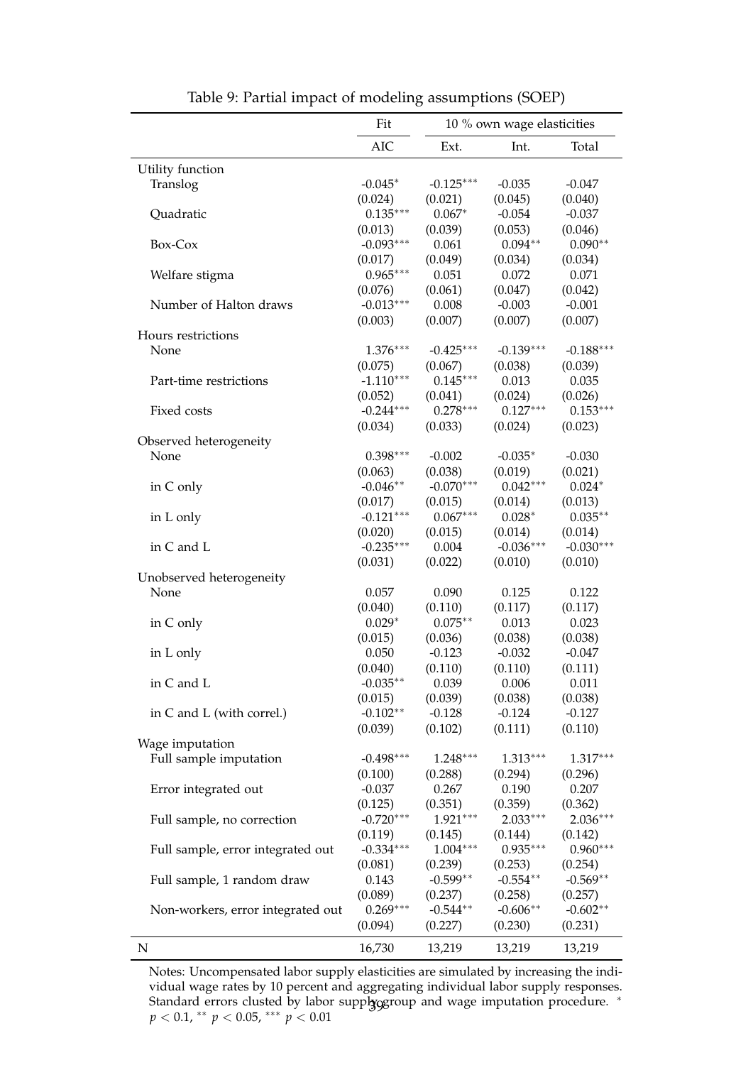Table 9: Partial impact of modeling assumptions (SOEP)

| | Fit | 10 % own wage elasticities | | |
|---|---|---|---|---|
| | AIC | Ext. | Int. | Total |
| Utility function | | | | |
| Translog | -0.045* | -0.125*** | -0.035 | -0.047 |
| | (0.024) | (0.021) | (0.045) | (0.040) |
| Quadratic | 0.135*** | 0.067* | -0.054 | -0.037 |
| | (0.013) | (0.039) | (0.053) | (0.046) |
| Box-Cox | -0.093*** | 0.061 | 0.094** | 0.090** |
| | (0.017) | (0.049) | (0.034) | (0.034) |
| Welfare stigma | 0.965*** | 0.051 | 0.072 | 0.071 |
| | (0.076) | (0.061) | (0.047) | (0.042) |
| Number of Halton draws | -0.013*** | 0.008 | -0.003 | -0.001 |
| | (0.003) | (0.007) | (0.007) | (0.007) |
| Hours restrictions | | | | |
| None | 1.376*** | -0.425*** | -0.139*** | -0.188*** |
| | (0.075) | (0.067) | (0.038) | (0.039) |
| Part-time restrictions | -1.110*** | 0.145*** | 0.013 | 0.035 |
| | (0.052) | (0.041) | (0.024) | (0.026) |
| Fixed costs | -0.244*** | 0.278*** | 0.127*** | 0.153*** |
| | (0.034) | (0.033) | (0.024) | (0.023) |
| Observed heterogeneity | | | | |
| None | 0.398*** | -0.002 | -0.035* | -0.030 |
| | (0.063) | (0.038) | (0.019) | (0.021) |
| in C only | -0.046** | -0.070*** | 0.042*** | 0.024* |
| | (0.017) | (0.015) | (0.014) | (0.013) |
| in L only | -0.121*** | 0.067*** | 0.028* | 0.035** |
| | (0.020) | (0.015) | (0.014) | (0.014) |
| in C and L | -0.235*** | 0.004 | -0.036*** | -0.030*** |
| | (0.031) | (0.022) | (0.010) | (0.010) |
| Unobserved heterogeneity | | | | |
| None | 0.057 | 0.090 | 0.125 | 0.122 |
| | (0.040) | (0.110) | (0.117) | (0.117) |
| in C only | 0.029* | 0.075** | 0.013 | 0.023 |
| | (0.015) | (0.036) | (0.038) | (0.038) |
| in L only | 0.050 | -0.123 | -0.032 | -0.047 |
| | (0.040) | (0.110) | (0.110) | (0.111) |
| in C and L | -0.035** | 0.039 | 0.006 | 0.011 |
| | (0.015) | (0.039) | (0.038) | (0.038) |
| in C and L (with correl.) | -0.102** | -0.128 | -0.124 | -0.127 |
| | (0.039) | (0.102) | (0.111) | (0.110) |
| Wage imputation | | | | |
| Full sample imputation | -0.498*** | 1.248*** | 1.313*** | 1.317*** |
| | (0.100) | (0.288) | (0.294) | (0.296) |
| Error integrated out | -0.037 | 0.267 | 0.190 | 0.207 |
| | (0.125) | (0.351) | (0.359) | (0.362) |
| Full sample, no correction | -0.720*** | 1.921*** | 2.033*** | 2.036*** |
| | (0.119) | (0.145) | (0.144) | (0.142) |
| Full sample, error integrated out | -0.334*** | 1.004*** | 0.935*** | 0.960*** |
| | (0.081) | (0.239) | (0.253) | (0.254) |
| Full sample, 1 random draw | 0.143 | -0.599** | -0.554** | -0.569** |
| | (0.089) | (0.237) | (0.258) | (0.257) |
| Non-workers, error integrated out | 0.269*** | -0.544** | -0.606** | -0.602** |
| | (0.094) | (0.227) | (0.230) | (0.231) |
| N | 16,730 | 13,219 | 13,219 | 13,219 |

Notes: Uncompensated labor supply elasticities are simulated by increasing the individual wage rates by 10 percent and aggregating individual labor supply responses. Standard errors clusted by labor supply group and wage imputation procedure. * $p < 0.1$, ** $p < 0.05$, *** $p < 0.01$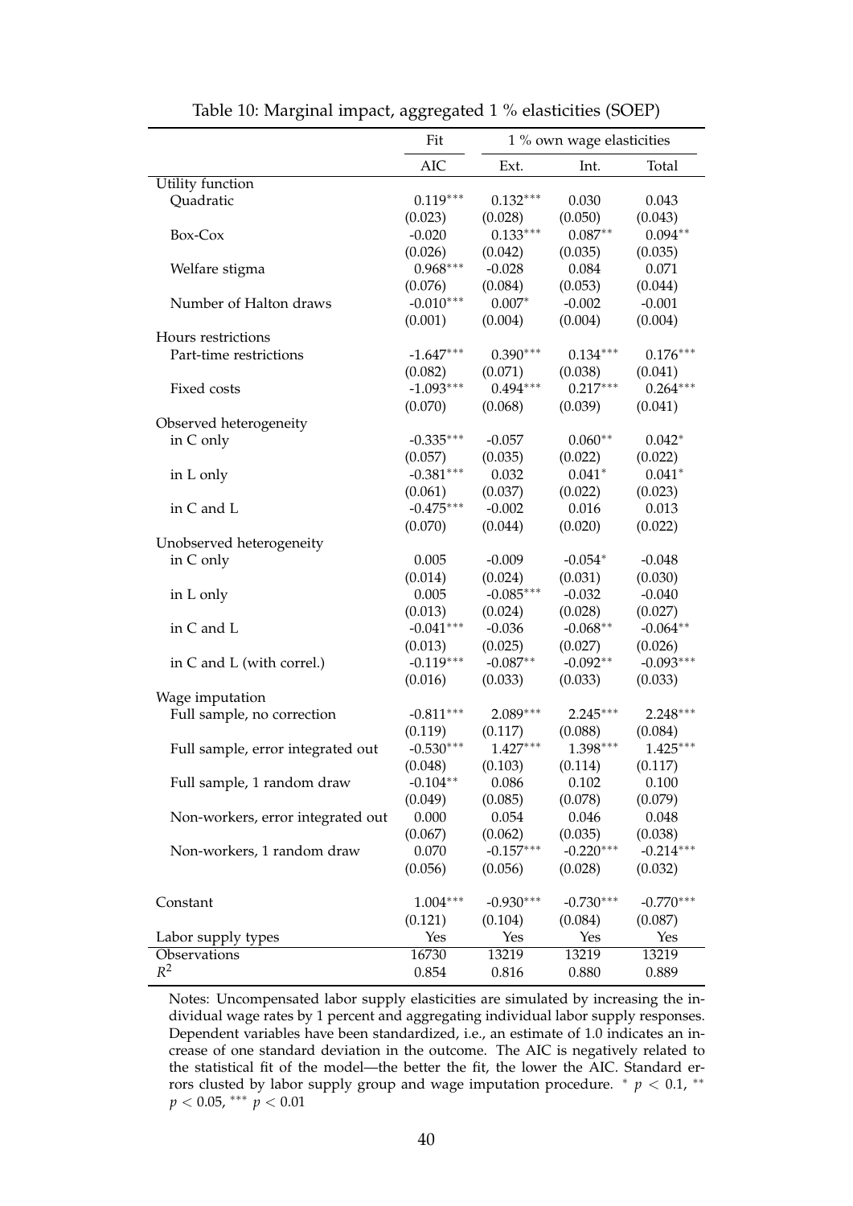Table 10: Marginal impact, aggregated 1 % elasticities (SOEP)

| | Fit | 1 % own wage elasticities | | |
|---|---|---|---|---|
| | AIC | Ext. | Int. | Total |
| Utility function | | | | |
| Quadratic | 0.119*** | 0.132*** | 0.030 | 0.043 |
| | (0.023) | (0.028) | (0.050) | (0.043) |
| Box-Cox | -0.020 | 0.133*** | 0.087** | 0.094** |
| | (0.026) | (0.042) | (0.035) | (0.035) |
| Welfare stigma | 0.968*** | -0.028 | 0.084 | 0.071 |
| | (0.076) | (0.084) | (0.053) | (0.044) |
| Number of Halton draws | -0.010*** | 0.007* | -0.002 | -0.001 |
| | (0.001) | (0.004) | (0.004) | (0.004) |
| Hours restrictions | | | | |
| Part-time restrictions | -1.647*** | 0.390*** | 0.134*** | 0.176*** |
| | (0.082) | (0.071) | (0.038) | (0.041) |
| Fixed costs | -1.093*** | 0.494*** | 0.217*** | 0.264*** |
| | (0.070) | (0.068) | (0.039) | (0.041) |
| Observed heterogeneity | | | | |
| in C only | -0.335*** | -0.057 | 0.060** | 0.042* |
| | (0.057) | (0.035) | (0.022) | (0.022) |
| in L only | -0.381*** | 0.032 | 0.041* | 0.041* |
| | (0.061) | (0.037) | (0.022) | (0.023) |
| in C and L | -0.475*** | -0.002 | 0.016 | 0.013 |
| | (0.070) | (0.044) | (0.020) | (0.022) |
| Unobserved heterogeneity | | | | |
| in C only | 0.005 | -0.009 | -0.054* | -0.048 |
| | (0.014) | (0.024) | (0.031) | (0.030) |
| in L only | 0.005 | -0.085*** | -0.032 | -0.040 |
| | (0.013) | (0.024) | (0.028) | (0.027) |
| in C and L | -0.041*** | -0.036 | -0.068** | -0.064** |
| | (0.013) | (0.025) | (0.027) | (0.026) |
| in C and L (with correl.) | -0.119*** | -0.087** | -0.092** | -0.093*** |
| | (0.016) | (0.033) | (0.033) | (0.033) |
| Wage imputation | | | | |
| Full sample, no correction | -0.811*** | 2.089*** | 2.245*** | 2.248*** |
| | (0.119) | (0.117) | (0.088) | (0.084) |
| Full sample, error integrated out | -0.530*** | 1.427*** | 1.398*** | 1.425*** |
| | (0.048) | (0.103) | (0.114) | (0.117) |
| Full sample, 1 random draw | -0.104** | 0.086 | 0.102 | 0.100 |
| | (0.049) | (0.085) | (0.078) | (0.079) |
| Non-workers, error integrated out | 0.000 | 0.054 | 0.046 | 0.048 |
| | (0.067) | (0.062) | (0.035) | (0.038) |
| Non-workers, 1 random draw | 0.070 | -0.157*** | -0.220*** | -0.214*** |
| | (0.056) | (0.056) | (0.028) | (0.032) |
| Constant | 1.004*** | -0.930*** | -0.730*** | -0.770*** |
| | (0.121) | (0.104) | (0.084) | (0.087) |
| Labor supply types | Yes | Yes | Yes | Yes |
| Observations | 16730 | 13219 | 13219 | 13219 |
| $R^2$ | 0.854 | 0.816 | 0.880 | 0.889 |

Notes: Uncompensated labor supply elasticities are simulated by increasing the individual wage rates by 1 percent and aggregating individual labor supply responses. Dependent variables have been standardized, i.e., an estimate of 1.0 indicates an increase of one standard deviation in the outcome. The AIC is negatively related to the statistical fit of the model—the better the fit, the lower the AIC. Standard errors clusted by labor supply group and wage imputation procedure. * $p < 0.1$, ** $p < 0.05$, *** $p < 0.01$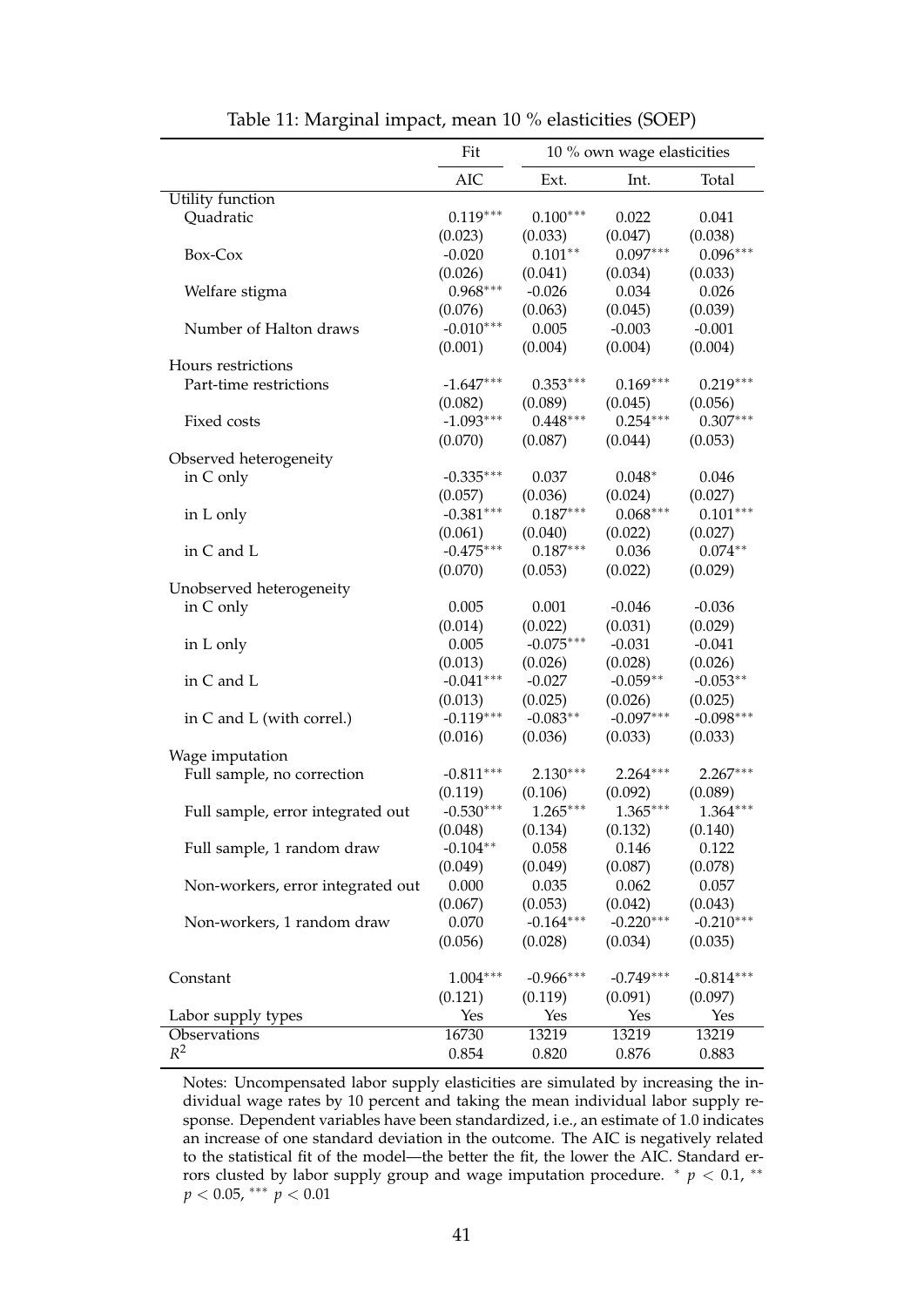Table 11: Marginal impact, mean 10 % elasticities (SOEP)

| | Fit | 10 % own wage elasticities | | |
|---|---|---|---|---|
| | AIC | Ext. | Int. | Total |
| Utility function | | | | |
| Quadratic | 0.119*** | 0.100*** | 0.022 | 0.041 |
| | (0.023) | (0.033) | (0.047) | (0.038) |
| Box-Cox | -0.020 | 0.101** | 0.097*** | 0.096*** |
| | (0.026) | (0.041) | (0.034) | (0.033) |
| Welfare stigma | 0.968*** | -0.026 | 0.034 | 0.026 |
| | (0.076) | (0.063) | (0.045) | (0.039) |
| Number of Halton draws | -0.010*** | 0.005 | -0.003 | -0.001 |
| | (0.001) | (0.004) | (0.004) | (0.004) |
| Hours restrictions | | | | |
| Part-time restrictions | -1.647*** | 0.353*** | 0.169*** | 0.219*** |
| | (0.082) | (0.089) | (0.045) | (0.056) |
| Fixed costs | -1.093*** | 0.448*** | 0.254*** | 0.307*** |
| | (0.070) | (0.087) | (0.044) | (0.053) |
| Observed heterogeneity | | | | |
| in C only | -0.335*** | 0.037 | 0.048* | 0.046 |
| | (0.057) | (0.036) | (0.024) | (0.027) |
| in L only | -0.381*** | 0.187*** | 0.068*** | 0.101*** |
| | (0.061) | (0.040) | (0.022) | (0.027) |
| in C and L | -0.475*** | 0.187*** | 0.036 | 0.074** |
| | (0.070) | (0.053) | (0.022) | (0.029) |
| Unobserved heterogeneity | | | | |
| in C only | 0.005 | 0.001 | -0.046 | -0.036 |
| | (0.014) | (0.022) | (0.031) | (0.029) |
| in L only | 0.005 | -0.075*** | -0.031 | -0.041 |
| | (0.013) | (0.026) | (0.028) | (0.026) |
| in C and L | -0.041*** | -0.027 | -0.059** | -0.053** |
| | (0.013) | (0.025) | (0.026) | (0.025) |
| in C and L (with correl.) | -0.119*** | -0.083** | -0.097*** | -0.098*** |
| | (0.016) | (0.036) | (0.033) | (0.033) |
| Wage imputation | | | | |
| Full sample, no correction | -0.811*** | 2.130*** | 2.264*** | 2.267*** |
| | (0.119) | (0.106) | (0.092) | (0.089) |
| Full sample, error integrated out | -0.530*** | 1.265*** | 1.365*** | 1.364*** |
| | (0.048) | (0.134) | (0.132) | (0.140) |
| Full sample, 1 random draw | -0.104** | 0.058 | 0.146 | 0.122 |
| | (0.049) | (0.049) | (0.087) | (0.078) |
| Non-workers, error integrated out | 0.000 | 0.035 | 0.062 | 0.057 |
| | (0.067) | (0.053) | (0.042) | (0.043) |
| Non-workers, 1 random draw | 0.070 | -0.164*** | -0.220*** | -0.210*** |
| | (0.056) | (0.028) | (0.034) | (0.035) |
| Constant | 1.004*** | -0.966*** | -0.749*** | -0.814*** |
| | (0.121) | (0.119) | (0.091) | (0.097) |
| Labor supply types | Yes | Yes | Yes | Yes |
| Observations | 16730 | 13219 | 13219 | 13219 |
| $R^2$ | 0.854 | 0.820 | 0.876 | 0.883 |

Notes: Uncompensated labor supply elasticities are simulated by increasing the individual wage rates by 10 percent and taking the mean individual labor supply response. Dependent variables have been standardized, i.e., an estimate of 1.0 indicates an increase of one standard deviation in the outcome. The AIC is negatively related to the statistical fit of the model—the better the fit, the lower the AIC. Standard errors clusted by labor supply group and wage imputation procedure. $^{*}$ $p < 0.1$, $^{**}$ $p < 0.05$, $^{***}$ $p < 0.01$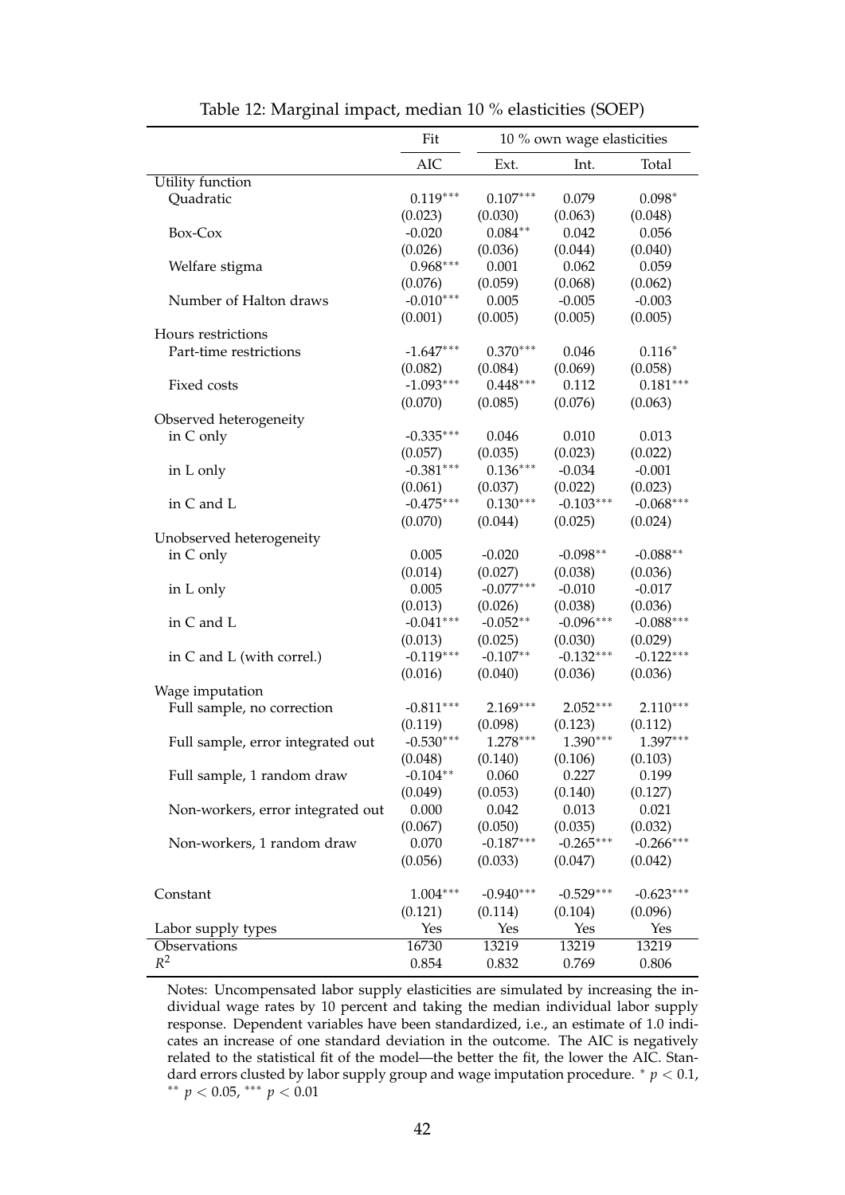Table 12: Marginal impact, median 10 % elasticities (SOEP)

| | Fit | 10 % own wage elasticities | | |
|---|---|---|---|---|
| | AIC | Ext. | Int. | Total |
| Utility function | | | | |
| Quadratic | 0.119*** | 0.107*** | 0.079 | 0.098* |
| | (0.023) | (0.030) | (0.063) | (0.048) |
| Box-Cox | -0.020 | 0.084** | 0.042 | 0.056 |
| | (0.026) | (0.036) | (0.044) | (0.040) |
| Welfare stigma | 0.968*** | 0.001 | 0.062 | 0.059 |
| | (0.076) | (0.059) | (0.068) | (0.062) |
| Number of Halton draws | -0.010*** | 0.005 | -0.005 | -0.003 |
| | (0.001) | (0.005) | (0.005) | (0.005) |
| Hours restrictions | | | | |
| Part-time restrictions | -1.647*** | 0.370*** | 0.046 | 0.116* |
| | (0.082) | (0.084) | (0.069) | (0.058) |
| Fixed costs | -1.093*** | 0.448*** | 0.112 | 0.181*** |
| | (0.070) | (0.085) | (0.076) | (0.063) |
| Observed heterogeneity | | | | |
| in C only | -0.335*** | 0.046 | 0.010 | 0.013 |
| | (0.057) | (0.035) | (0.023) | (0.022) |
| in L only | -0.381*** | 0.136*** | -0.034 | -0.001 |
| | (0.061) | (0.037) | (0.022) | (0.023) |
| in C and L | -0.475*** | 0.130*** | -0.103*** | -0.068*** |
| | (0.070) | (0.044) | (0.025) | (0.024) |
| Unobserved heterogeneity | | | | |
| in C only | 0.005 | -0.020 | -0.098** | -0.088** |
| | (0.014) | (0.027) | (0.038) | (0.036) |
| in L only | 0.005 | -0.077*** | -0.010 | -0.017 |
| | (0.013) | (0.026) | (0.038) | (0.036) |
| in C and L | -0.041*** | -0.052** | -0.096*** | -0.088*** |
| | (0.013) | (0.025) | (0.030) | (0.029) |
| in C and L (with correl.) | -0.119*** | -0.107** | -0.132*** | -0.122*** |
| | (0.016) | (0.040) | (0.036) | (0.036) |
| Wage imputation | | | | |
| Full sample, no correction | -0.811*** | 2.169*** | 2.052*** | 2.110*** |
| | (0.119) | (0.098) | (0.123) | (0.112) |
| Full sample, error integrated out | -0.530*** | 1.278*** | 1.390*** | 1.397*** |
| | (0.048) | (0.140) | (0.106) | (0.103) |
| Full sample, 1 random draw | -0.104** | 0.060 | 0.227 | 0.199 |
| | (0.049) | (0.053) | (0.140) | (0.127) |
| Non-workers, error integrated out | 0.000 | 0.042 | 0.013 | 0.021 |
| | (0.067) | (0.050) | (0.035) | (0.032) |
| Non-workers, 1 random draw | 0.070 | -0.187*** | -0.265*** | -0.266*** |
| | (0.056) | (0.033) | (0.047) | (0.042) |
| Constant | 1.004*** | -0.940*** | -0.529*** | -0.623*** |
| | (0.121) | (0.114) | (0.104) | (0.096) |
| Labor supply types | Yes | Yes | Yes | Yes |
| Observations | 16730 | 13219 | 13219 | 13219 |
| $R^2$ | 0.854 | 0.832 | 0.769 | 0.806 |

Notes: Uncompensated labor supply elasticities are simulated by increasing the individual wage rates by 10 percent and taking the median individual labor supply response. Dependent variables have been standardized, i.e., an estimate of 1.0 indicates an increase of one standard deviation in the outcome. The AIC is negatively related to the statistical fit of the model—the better the fit, the lower the AIC. Standard errors clusted by labor supply group and wage imputation procedure. * $p < 0.1$, ** $p < 0.05$, *** $p < 0.01$